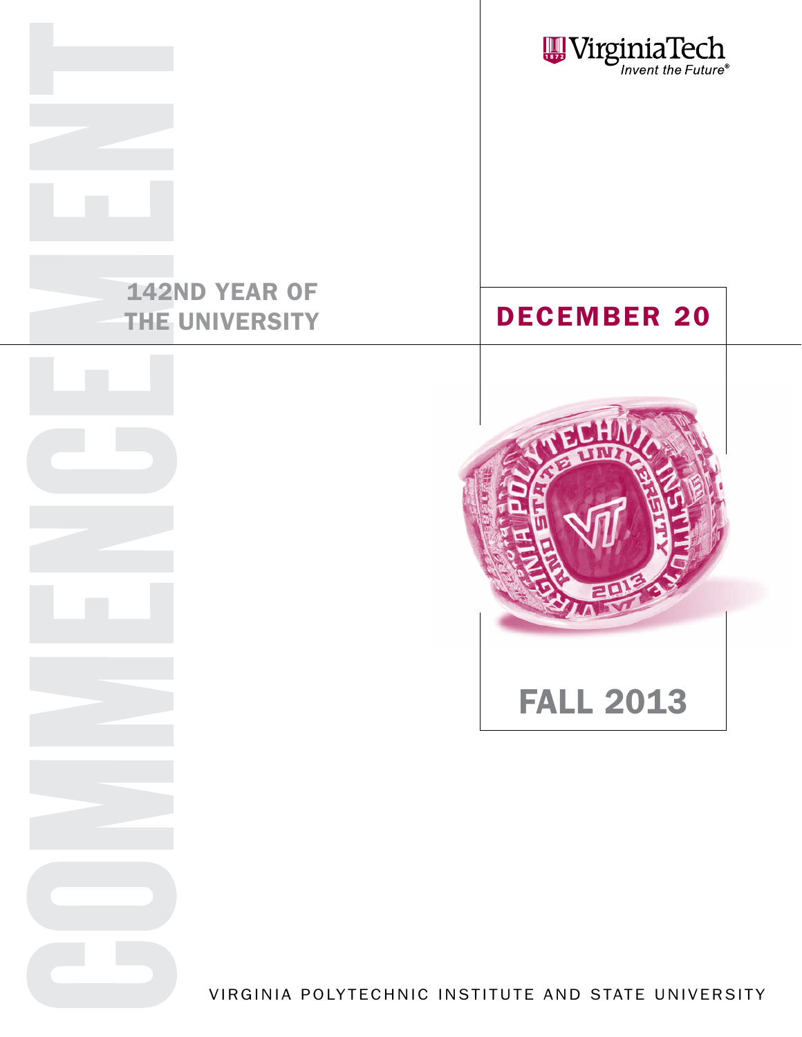# COMMENCEMENT

VirginiaTech
*Invent the Future®*

142ND YEAR OF THE UNIVERSITY

## DECEMBER 20

## FALL 2013

VIRGINIA POLYTECHNIC INSTITUTE AND STATE UNIVERSITY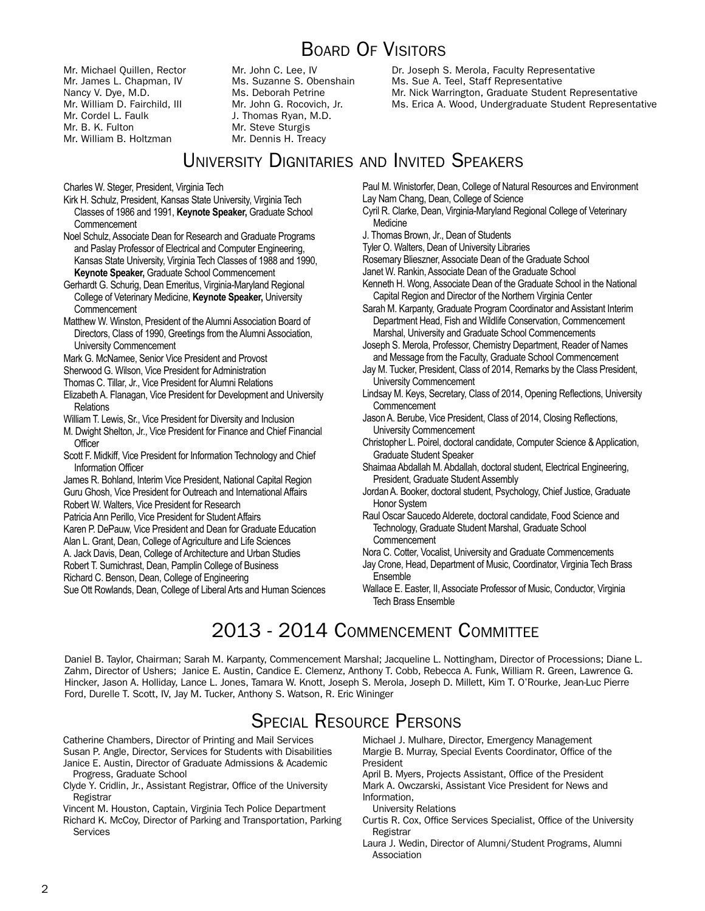## Board Of Visitors

Mr. Michael Quillen, Rector
Mr. James L. Chapman, IV
Nancy V. Dye, M.D.
Mr. William D. Fairchild, III
Mr. Cordel L. Faulk
Mr. B. K. Fulton
Mr. William B. Holtzman
Mr. John C. Lee, IV
Ms. Suzanne S. Obenshain
Ms. Deborah Petrine
Mr. John G. Rocovich, Jr.
J. Thomas Ryan, M.D.
Mr. Steve Sturgis
Mr. Dennis H. Treacy
Dr. Joseph S. Merola, Faculty Representative
Ms. Sue A. Teel, Staff Representative
Mr. Nick Warrington, Graduate Student Representative
Ms. Erica A. Wood, Undergraduate Student Representative

## University Dignitaries and Invited Speakers

Charles W. Steger, President, Virginia Tech
Kirk H. Schulz, President, Kansas State University, Virginia Tech Classes of 1986 and 1991, **Keynote Speaker,** Graduate School Commencement
Noel Schulz, Associate Dean for Research and Graduate Programs and Paslay Professor of Electrical and Computer Engineering, Kansas State University, Virginia Tech Classes of 1988 and 1990, **Keynote Speaker,** Graduate School Commencement
Gerhardt G. Schurig, Dean Emeritus, Virginia-Maryland Regional College of Veterinary Medicine, **Keynote Speaker,** University Commencement
Matthew W. Winston, President of the Alumni Association Board of Directors, Class of 1990, Greetings from the Alumni Association, University Commencement
Mark G. McNamee, Senior Vice President and Provost
Sherwood G. Wilson, Vice President for Administration
Thomas C. Tillar, Jr., Vice President for Alumni Relations
Elizabeth A. Flanagan, Vice President for Development and University Relations
William T. Lewis, Sr., Vice President for Diversity and Inclusion
M. Dwight Shelton, Jr., Vice President for Finance and Chief Financial Officer
Scott F. Midkiff, Vice President for Information Technology and Chief Information Officer
James R. Bohland, Interim Vice President, National Capital Region
Guru Ghosh, Vice President for Outreach and International Affairs
Robert W. Walters, Vice President for Research
Patricia Ann Perillo, Vice President for Student Affairs
Karen P. DePauw, Vice President and Dean for Graduate Education
Alan L. Grant, Dean, College of Agriculture and Life Sciences
A. Jack Davis, Dean, College of Architecture and Urban Studies
Robert T. Sumichrast, Dean, Pamplin College of Business
Richard C. Benson, Dean, College of Engineering
Sue Ott Rowlands, Dean, College of Liberal Arts and Human Sciences
Paul M. Winistorfer, Dean, College of Natural Resources and Environment
Lay Nam Chang, Dean, College of Science
Cyril R. Clarke, Dean, Virginia-Maryland Regional College of Veterinary Medicine
J. Thomas Brown, Jr., Dean of Students
Tyler O. Walters, Dean of University Libraries
Rosemary Blieszner, Associate Dean of the Graduate School
Janet W. Rankin, Associate Dean of the Graduate School
Kenneth H. Wong, Associate Dean of the Graduate School in the National Capital Region and Director of the Northern Virginia Center
Sarah M. Karpanty, Graduate Program Coordinator and Assistant Interim Department Head, Fish and Wildlife Conservation, Commencement Marshal, University and Graduate School Commencements
Joseph S. Merola, Professor, Chemistry Department, Reader of Names and Message from the Faculty, Graduate School Commencement
Jay M. Tucker, President, Class of 2014, Remarks by the Class President, University Commencement
Lindsay M. Keys, Secretary, Class of 2014, Opening Reflections, University Commencement
Jason A. Berube, Vice President, Class of 2014, Closing Reflections, University Commencement
Christopher L. Poirel, doctoral candidate, Computer Science & Application, Graduate Student Speaker
Shaimaa Abdallah M. Abdallah, doctoral student, Electrical Engineering, President, Graduate Student Assembly
Jordan A. Booker, doctoral student, Psychology, Chief Justice, Graduate Honor System
Raul Oscar Saucedo Alderete, doctoral candidate, Food Science and Technology, Graduate Student Marshal, Graduate School Commencement
Nora C. Cotter, Vocalist, University and Graduate Commencements
Jay Crone, Head, Department of Music, Coordinator, Virginia Tech Brass Ensemble
Wallace E. Easter, II, Associate Professor of Music, Conductor, Virginia Tech Brass Ensemble

## 2013 - 2014 Commencement Committee

Daniel B. Taylor, Chairman; Sarah M. Karpanty, Commencement Marshal; Jacqueline L. Nottingham, Director of Processions; Diane L. Zahm, Director of Ushers; Janice E. Austin, Candice E. Clemenz, Anthony T. Cobb, Rebecca A. Funk, William R. Green, Lawrence G. Hincker, Jason A. Holliday, Lance L. Jones, Tamara W. Knott, Joseph S. Merola, Joseph D. Millett, Kim T. O'Rourke, Jean-Luc Pierre Ford, Durelle T. Scott, IV, Jay M. Tucker, Anthony S. Watson, R. Eric Wininger

## Special Resource Persons

Catherine Chambers, Director of Printing and Mail Services
Susan P. Angle, Director, Services for Students with Disabilities
Janice E. Austin, Director of Graduate Admissions & Academic Progress, Graduate School
Clyde Y. Cridlin, Jr., Assistant Registrar, Office of the University Registrar
Vincent M. Houston, Captain, Virginia Tech Police Department
Richard K. McCoy, Director of Parking and Transportation, Parking Services
Michael J. Mulhare, Director, Emergency Management
Margie B. Murray, Special Events Coordinator, Office of the President
April B. Myers, Projects Assistant, Office of the President
Mark A. Owczarski, Assistant Vice President for News and Information, University Relations
Curtis R. Cox, Office Services Specialist, Office of the University Registrar
Laura J. Wedin, Director of Alumni/Student Programs, Alumni Association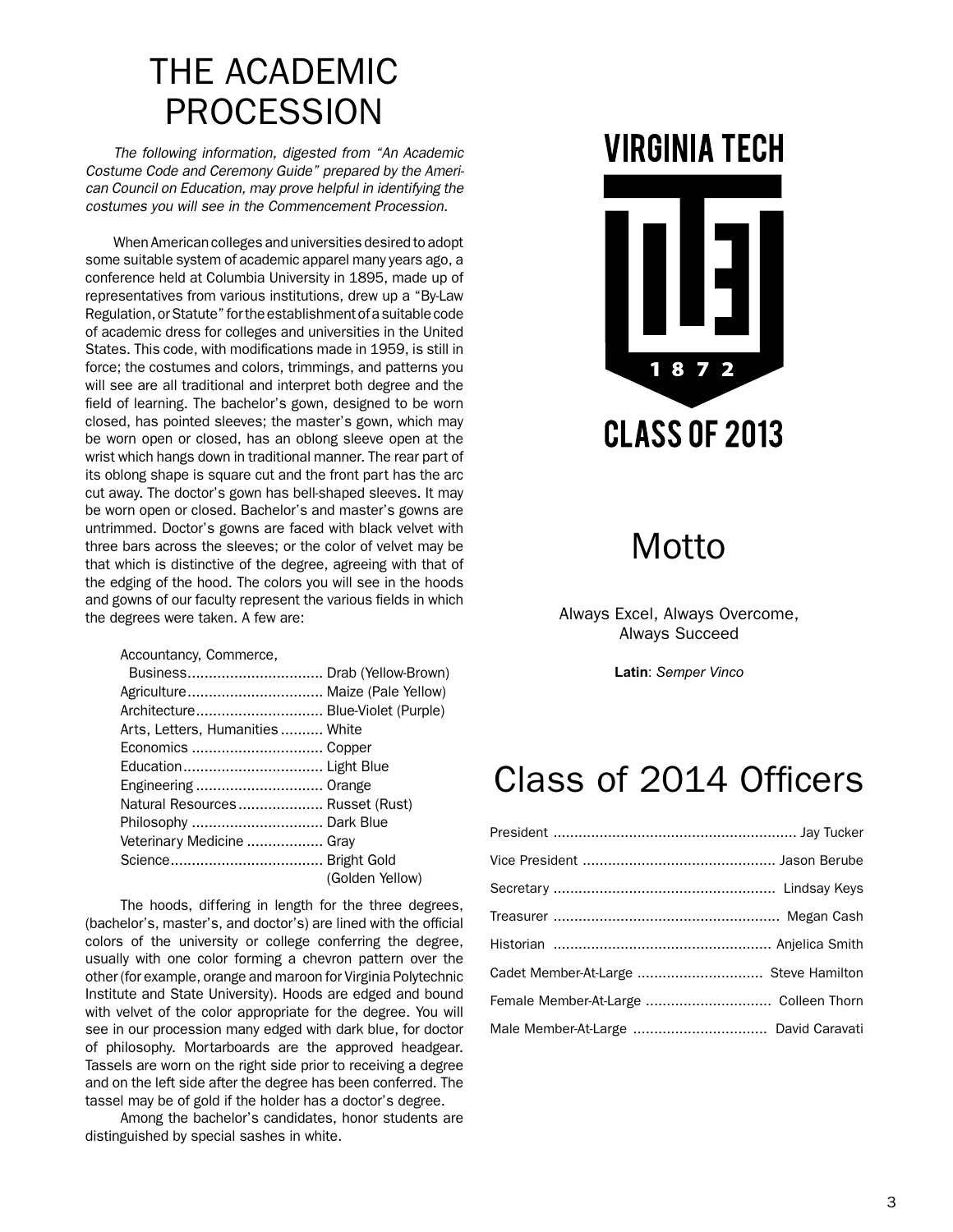# THE ACADEMIC PROCESSION

*The following information, digested from "An Academic Costume Code and Ceremony Guide" prepared by the American Council on Education, may prove helpful in identifying the costumes you will see in the Commencement Procession.*

When American colleges and universities desired to adopt some suitable system of academic apparel many years ago, a conference held at Columbia University in 1895, made up of representatives from various institutions, drew up a "By-Law Regulation, or Statute" for the establishment of a suitable code of academic dress for colleges and universities in the United States. This code, with modifications made in 1959, is still in force; the costumes and colors, trimmings, and patterns you will see are all traditional and interpret both degree and the field of learning. The bachelor's gown, designed to be worn closed, has pointed sleeves; the master's gown, which may be worn open or closed, has an oblong sleeve open at the wrist which hangs down in traditional manner. The rear part of its oblong shape is square cut and the front part has the arc cut away. The doctor's gown has bell-shaped sleeves. It may be worn open or closed. Bachelor's and master's gowns are untrimmed. Doctor's gowns are faced with black velvet with three bars across the sleeves; or the color of velvet may be that which is distinctive of the degree, agreeing with that of the edging of the hood. The colors you will see in the hoods and gowns of our faculty represent the various fields in which the degrees were taken. A few are:

| Field | Color |
|---|---|
| Accountancy, Commerce, Business | Drab (Yellow-Brown) |
| Agriculture | Maize (Pale Yellow) |
| Architecture | Blue-Violet (Purple) |
| Arts, Letters, Humanities | White |
| Economics | Copper |
| Education | Light Blue |
| Engineering | Orange |
| Natural Resources | Russet (Rust) |
| Philosophy | Dark Blue |
| Veterinary Medicine | Gray |
| Science | Bright Gold (Golden Yellow) |

The hoods, differing in length for the three degrees, (bachelor's, master's, and doctor's) are lined with the official colors of the university or college conferring the degree, usually with one color forming a chevron pattern over the other (for example, orange and maroon for Virginia Polytechnic Institute and State University). Hoods are edged and bound with velvet of the color appropriate for the degree. You will see in our procession many edged with dark blue, for doctor of philosophy. Mortarboards are the approved headgear. Tassels are worn on the right side prior to receiving a degree and on the left side after the degree has been conferred. The tassel may be of gold if the holder has a doctor's degree.

Among the bachelor's candidates, honor students are distinguished by special sashes in white.

VIRGINIA TECH

1872

CLASS OF 2013

# Motto

Always Excel, Always Overcome, Always Succeed

**Latin**: *Semper Vinco*

# Class of 2014 Officers

| Office | Name |
|---|---|
| President | Jay Tucker |
| Vice President | Jason Berube |
| Secretary | Lindsay Keys |
| Treasurer | Megan Cash |
| Historian | Anjelica Smith |
| Cadet Member-At-Large | Steve Hamilton |
| Female Member-At-Large | Colleen Thorn |
| Male Member-At-Large | David Caravati |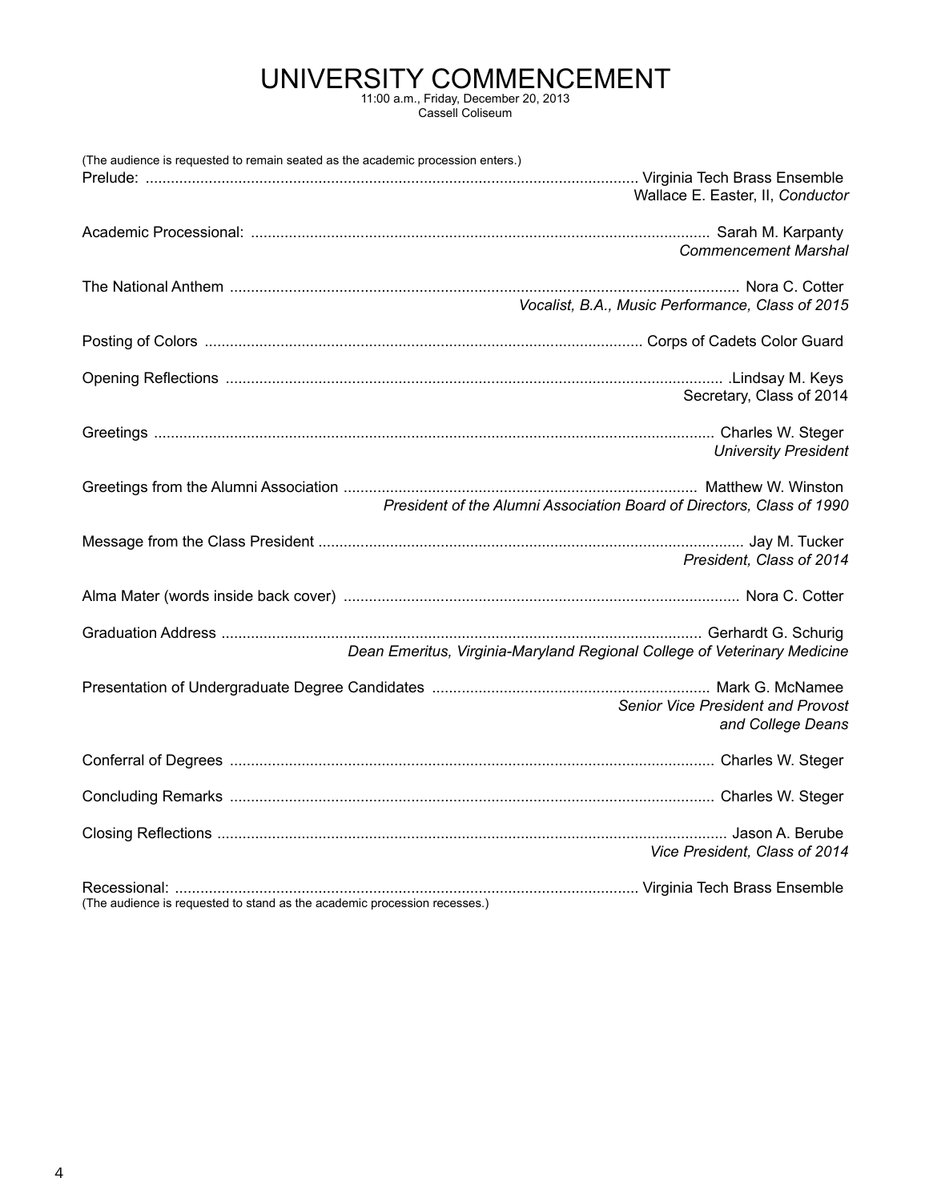# UNIVERSITY COMMENCEMENT

11:00 a.m., Friday, December 20, 2013
Cassell Coliseum

(The audience is requested to remain seated as the academic procession enters.)

Prelude: .................................................. Virginia Tech Brass Ensemble
Wallace E. Easter, II, *Conductor*

Academic Processional: .................................................. Sarah M. Karpanty
*Commencement Marshal*

The National Anthem .................................................. Nora C. Cotter
*Vocalist, B.A., Music Performance, Class of 2015*

Posting of Colors .................................................. Corps of Cadets Color Guard

Opening Reflections .................................................. .Lindsay M. Keys
Secretary, Class of 2014

Greetings .................................................. Charles W. Steger
*University President*

Greetings from the Alumni Association .................................................. Matthew W. Winston
*President of the Alumni Association Board of Directors, Class of 1990*

Message from the Class President .................................................. Jay M. Tucker
*President, Class of 2014*

Alma Mater (words inside back cover) .................................................. Nora C. Cotter

Graduation Address .................................................. Gerhardt G. Schurig
*Dean Emeritus, Virginia-Maryland Regional College of Veterinary Medicine*

Presentation of Undergraduate Degree Candidates .................................................. Mark G. McNamee
*Senior Vice President and Provost*
*and College Deans*

Conferral of Degrees .................................................. Charles W. Steger

Concluding Remarks .................................................. Charles W. Steger

Closing Reflections .................................................. Jason A. Berube
*Vice President, Class of 2014*

Recessional: .................................................. Virginia Tech Brass Ensemble
(The audience is requested to stand as the academic procession recesses.)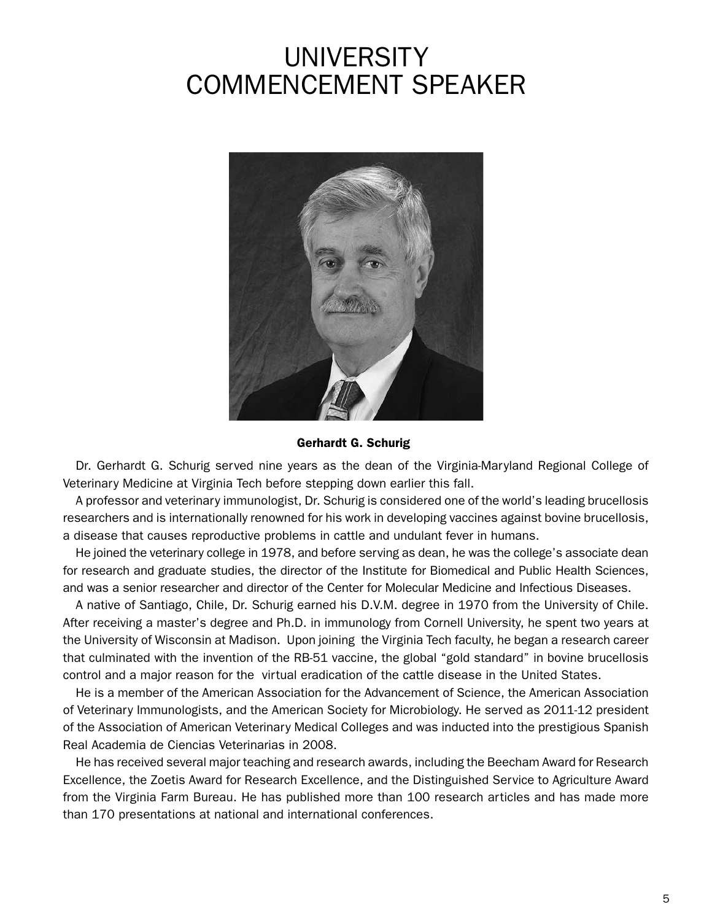# UNIVERSITY COMMENCEMENT SPEAKER

**Gerhardt G. Schurig**

Dr. Gerhardt G. Schurig served nine years as the dean of the Virginia-Maryland Regional College of Veterinary Medicine at Virginia Tech before stepping down earlier this fall.

A professor and veterinary immunologist, Dr. Schurig is considered one of the world's leading brucellosis researchers and is internationally renowned for his work in developing vaccines against bovine brucellosis, a disease that causes reproductive problems in cattle and undulant fever in humans.

He joined the veterinary college in 1978, and before serving as dean, he was the college's associate dean for research and graduate studies, the director of the Institute for Biomedical and Public Health Sciences, and was a senior researcher and director of the Center for Molecular Medicine and Infectious Diseases.

A native of Santiago, Chile, Dr. Schurig earned his D.V.M. degree in 1970 from the University of Chile. After receiving a master's degree and Ph.D. in immunology from Cornell University, he spent two years at the University of Wisconsin at Madison. Upon joining the Virginia Tech faculty, he began a research career that culminated with the invention of the RB-51 vaccine, the global "gold standard" in bovine brucellosis control and a major reason for the virtual eradication of the cattle disease in the United States.

He is a member of the American Association for the Advancement of Science, the American Association of Veterinary Immunologists, and the American Society for Microbiology. He served as 2011-12 president of the Association of American Veterinary Medical Colleges and was inducted into the prestigious Spanish Real Academia de Ciencias Veterinarias in 2008.

He has received several major teaching and research awards, including the Beecham Award for Research Excellence, the Zoetis Award for Research Excellence, and the Distinguished Service to Agriculture Award from the Virginia Farm Bureau. He has published more than 100 research articles and has made more than 170 presentations at national and international conferences.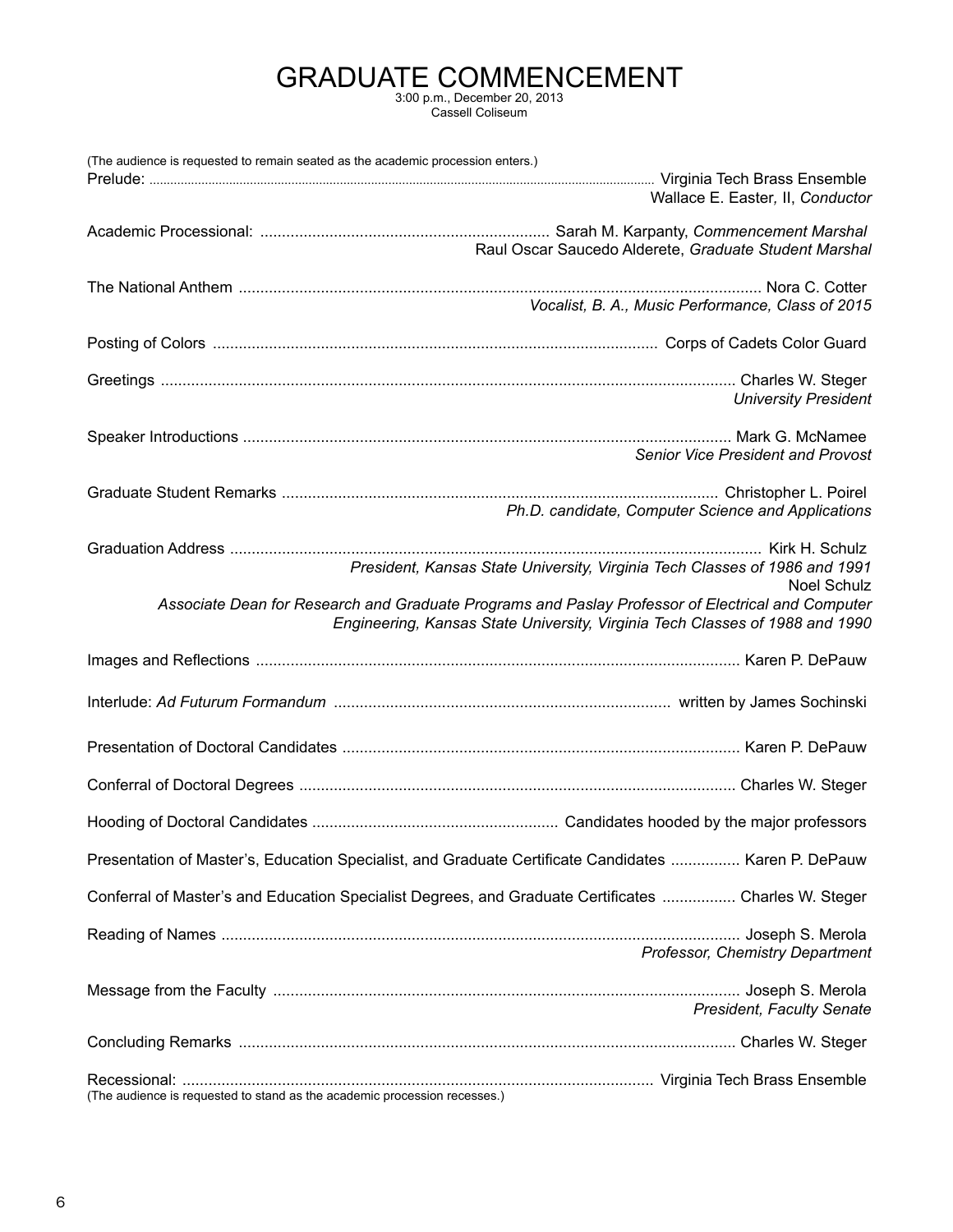# GRADUATE COMMENCEMENT

3:00 p.m., December 20, 2013
Cassell Coliseum

(The audience is requested to remain seated as the academic procession enters.)

Prelude: ........................................ Virginia Tech Brass Ensemble
Wallace E. Easter, II, *Conductor*

Academic Processional: ........................................ Sarah M. Karpanty, *Commencement Marshal*
Raul Oscar Saucedo Alderete, *Graduate Student Marshal*

The National Anthem ........................................ Nora C. Cotter
*Vocalist, B. A., Music Performance, Class of 2015*

Posting of Colors ........................................ Corps of Cadets Color Guard

Greetings ........................................ Charles W. Steger
*University President*

Speaker Introductions ........................................ Mark G. McNamee
*Senior Vice President and Provost*

Graduate Student Remarks ........................................ Christopher L. Poirel
*Ph.D. candidate, Computer Science and Applications*

Graduation Address ........................................ Kirk H. Schulz
*President, Kansas State University, Virginia Tech Classes of 1986 and 1991*
Noel Schulz
*Associate Dean for Research and Graduate Programs and Paslay Professor of Electrical and Computer Engineering, Kansas State University, Virginia Tech Classes of 1988 and 1990*

Images and Reflections ........................................ Karen P. DePauw

Interlude: *Ad Futurum Formandum* ........................................ written by James Sochinski

Presentation of Doctoral Candidates ........................................ Karen P. DePauw

Conferral of Doctoral Degrees ........................................ Charles W. Steger

Hooding of Doctoral Candidates ........................................ Candidates hooded by the major professors

Presentation of Master's, Education Specialist, and Graduate Certificate Candidates ................ Karen P. DePauw

Conferral of Master's and Education Specialist Degrees, and Graduate Certificates ................ Charles W. Steger

Reading of Names ........................................ Joseph S. Merola
*Professor, Chemistry Department*

Message from the Faculty ........................................ Joseph S. Merola
*President, Faculty Senate*

Concluding Remarks ........................................ Charles W. Steger

Recessional: ........................................ Virginia Tech Brass Ensemble

(The audience is requested to stand as the academic procession recesses.)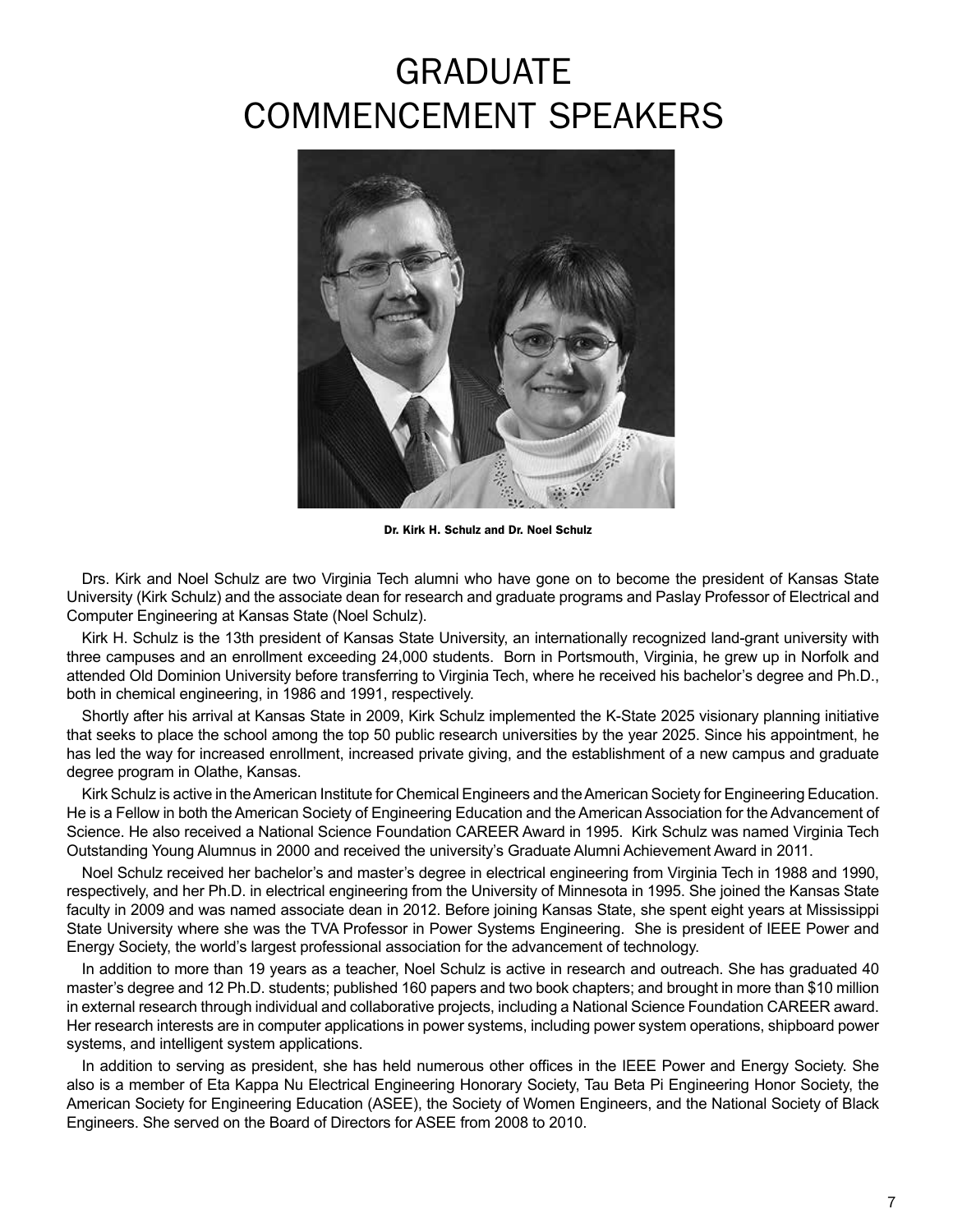# GRADUATE COMMENCEMENT SPEAKERS

**Dr. Kirk H. Schulz and Dr. Noel Schulz**

Drs. Kirk and Noel Schulz are two Virginia Tech alumni who have gone on to become the president of Kansas State University (Kirk Schulz) and the associate dean for research and graduate programs and Paslay Professor of Electrical and Computer Engineering at Kansas State (Noel Schulz).

Kirk H. Schulz is the 13th president of Kansas State University, an internationally recognized land-grant university with three campuses and an enrollment exceeding 24,000 students. Born in Portsmouth, Virginia, he grew up in Norfolk and attended Old Dominion University before transferring to Virginia Tech, where he received his bachelor's degree and Ph.D., both in chemical engineering, in 1986 and 1991, respectively.

Shortly after his arrival at Kansas State in 2009, Kirk Schulz implemented the K-State 2025 visionary planning initiative that seeks to place the school among the top 50 public research universities by the year 2025. Since his appointment, he has led the way for increased enrollment, increased private giving, and the establishment of a new campus and graduate degree program in Olathe, Kansas.

Kirk Schulz is active in the American Institute for Chemical Engineers and the American Society for Engineering Education. He is a Fellow in both the American Society of Engineering Education and the American Association for the Advancement of Science. He also received a National Science Foundation CAREER Award in 1995. Kirk Schulz was named Virginia Tech Outstanding Young Alumnus in 2000 and received the university's Graduate Alumni Achievement Award in 2011.

Noel Schulz received her bachelor's and master's degree in electrical engineering from Virginia Tech in 1988 and 1990, respectively, and her Ph.D. in electrical engineering from the University of Minnesota in 1995. She joined the Kansas State faculty in 2009 and was named associate dean in 2012. Before joining Kansas State, she spent eight years at Mississippi State University where she was the TVA Professor in Power Systems Engineering. She is president of IEEE Power and Energy Society, the world's largest professional association for the advancement of technology.

In addition to more than 19 years as a teacher, Noel Schulz is active in research and outreach. She has graduated 40 master's degree and 12 Ph.D. students; published 160 papers and two book chapters; and brought in more than $10 million in external research through individual and collaborative projects, including a National Science Foundation CAREER award. Her research interests are in computer applications in power systems, including power system operations, shipboard power systems, and intelligent system applications.

In addition to serving as president, she has held numerous other offices in the IEEE Power and Energy Society. She also is a member of Eta Kappa Nu Electrical Engineering Honorary Society, Tau Beta Pi Engineering Honor Society, the American Society for Engineering Education (ASEE), the Society of Women Engineers, and the National Society of Black Engineers. She served on the Board of Directors for ASEE from 2008 to 2010.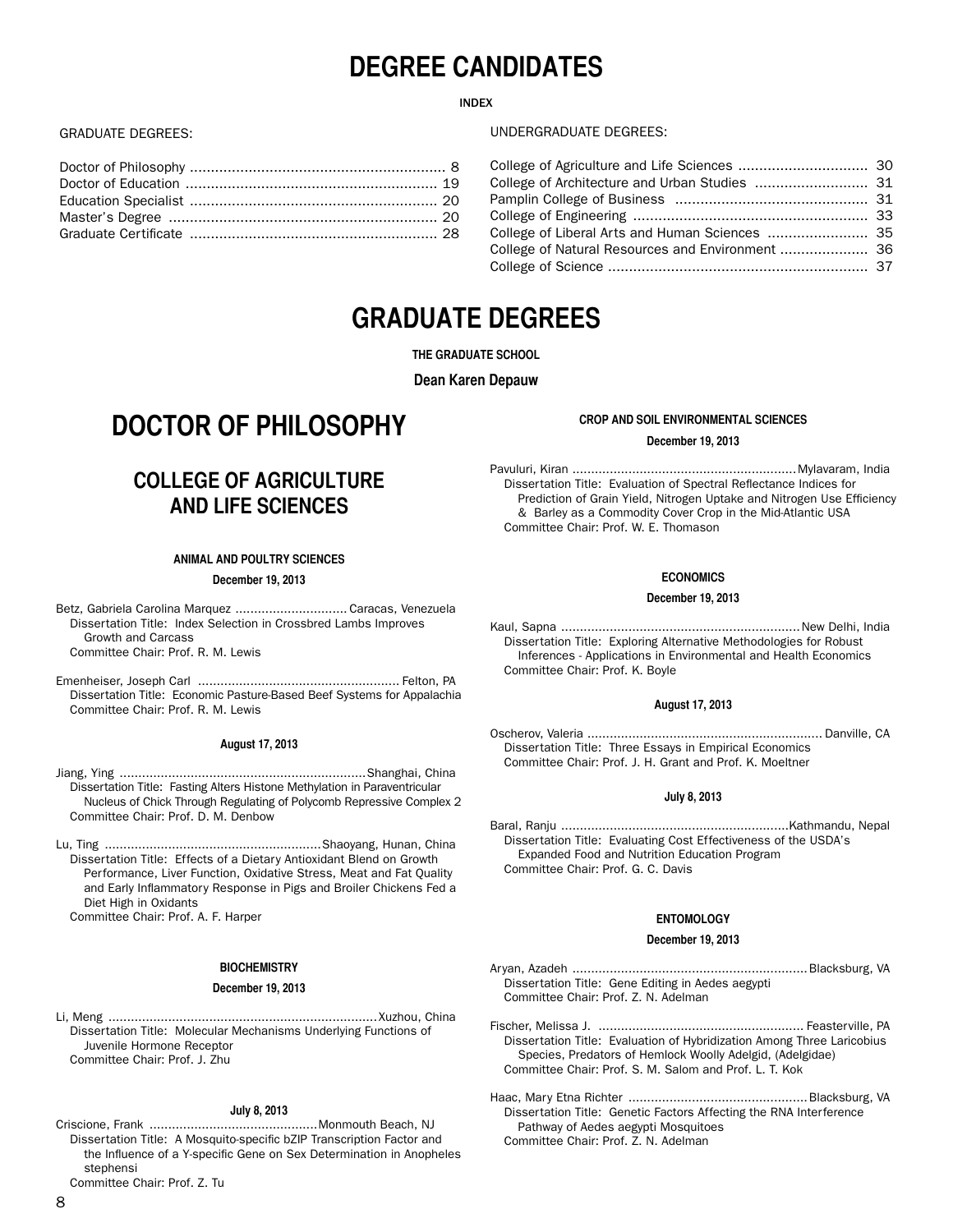# DEGREE CANDIDATES

**INDEX**

GRADUATE DEGREES:

| | |
|---|---|
| Doctor of Philosophy | 8 |
| Doctor of Education | 19 |
| Education Specialist | 20 |
| Master's Degree | 20 |
| Graduate Certificate | 28 |

UNDERGRADUATE DEGREES:

| | |
|---|---|
| College of Agriculture and Life Sciences | 30 |
| College of Architecture and Urban Studies | 31 |
| Pamplin College of Business | 31 |
| College of Engineering | 33 |
| College of Liberal Arts and Human Sciences | 35 |
| College of Natural Resources and Environment | 36 |
| College of Science | 37 |

# GRADUATE DEGREES

**THE GRADUATE SCHOOL**

**Dean Karen Depauw**

# DOCTOR OF PHILOSOPHY

## COLLEGE OF AGRICULTURE AND LIFE SCIENCES

#### ANIMAL AND POULTRY SCIENCES

**December 19, 2013**

Betz, Gabriela Carolina Marquez .............................. Caracas, Venezuela
Dissertation Title: Index Selection in Crossbred Lambs Improves Growth and Carcass
Committee Chair: Prof. R. M. Lewis

Emenheiser, Joseph Carl ..................................................... Felton, PA
Dissertation Title: Economic Pasture-Based Beef Systems for Appalachia
Committee Chair: Prof. R. M. Lewis

**August 17, 2013**

Jiang, Ying .................................................................Shanghai, China
Dissertation Title: Fasting Alters Histone Methylation in Paraventricular Nucleus of Chick Through Regulating of Polycomb Repressive Complex 2
Committee Chair: Prof. D. M. Denbow

Lu, Ting .........................................................Shaoyang, Hunan, China
Dissertation Title: Effects of a Dietary Antioxidant Blend on Growth Performance, Liver Function, Oxidative Stress, Meat and Fat Quality and Early Inflammatory Response in Pigs and Broiler Chickens Fed a Diet High in Oxidants
Committee Chair: Prof. A. F. Harper

#### BIOCHEMISTRY

**December 19, 2013**

Li, Meng .......................................................................Xuzhou, China
Dissertation Title: Molecular Mechanisms Underlying Functions of Juvenile Hormone Receptor
Committee Chair: Prof. J. Zhu

**July 8, 2013**

Criscione, Frank .............................................Monmouth Beach, NJ
Dissertation Title: A Mosquito-specific bZIP Transcription Factor and the Influence of a Y-specific Gene on Sex Determination in Anopheles stephensi
Committee Chair: Prof. Z. Tu

#### CROP AND SOIL ENVIRONMENTAL SCIENCES

**December 19, 2013**

Pavuluri, Kiran ...........................................................Mylavaram, India
Dissertation Title: Evaluation of Spectral Reflectance Indices for Prediction of Grain Yield, Nitrogen Uptake and Nitrogen Use Efficiency & Barley as a Commodity Cover Crop in the Mid-Atlantic USA
Committee Chair: Prof. W. E. Thomason

#### ECONOMICS

**December 19, 2013**

Kaul, Sapna ...............................................................New Delhi, India
Dissertation Title: Exploring Alternative Methodologies for Robust Inferences - Applications in Environmental and Health Economics
Committee Chair: Prof. K. Boyle

**August 17, 2013**

Oscherov, Valeria .............................................................. Danville, CA
Dissertation Title: Three Essays in Empirical Economics
Committee Chair: Prof. J. H. Grant and Prof. K. Moeltner

**July 8, 2013**

Baral, Ranju ............................................................Kathmandu, Nepal
Dissertation Title: Evaluating Cost Effectiveness of the USDA's Expanded Food and Nutrition Education Program
Committee Chair: Prof. G. C. Davis

#### ENTOMOLOGY

**December 19, 2013**

Aryan, Azadeh .............................................................Blacksburg, VA
Dissertation Title: Gene Editing in Aedes aegypti
Committee Chair: Prof. Z. N. Adelman

Fischer, Melissa J. ...................................................... Feasterville, PA
Dissertation Title: Evaluation of Hybridization Among Three Laricobius Species, Predators of Hemlock Woolly Adelgid, (Adelgidae)
Committee Chair: Prof. S. M. Salom and Prof. L. T. Kok

Haac, Mary Etna Richter ...............................................Blacksburg, VA
Dissertation Title: Genetic Factors Affecting the RNA Interference Pathway of Aedes aegypti Mosquitoes
Committee Chair: Prof. Z. N. Adelman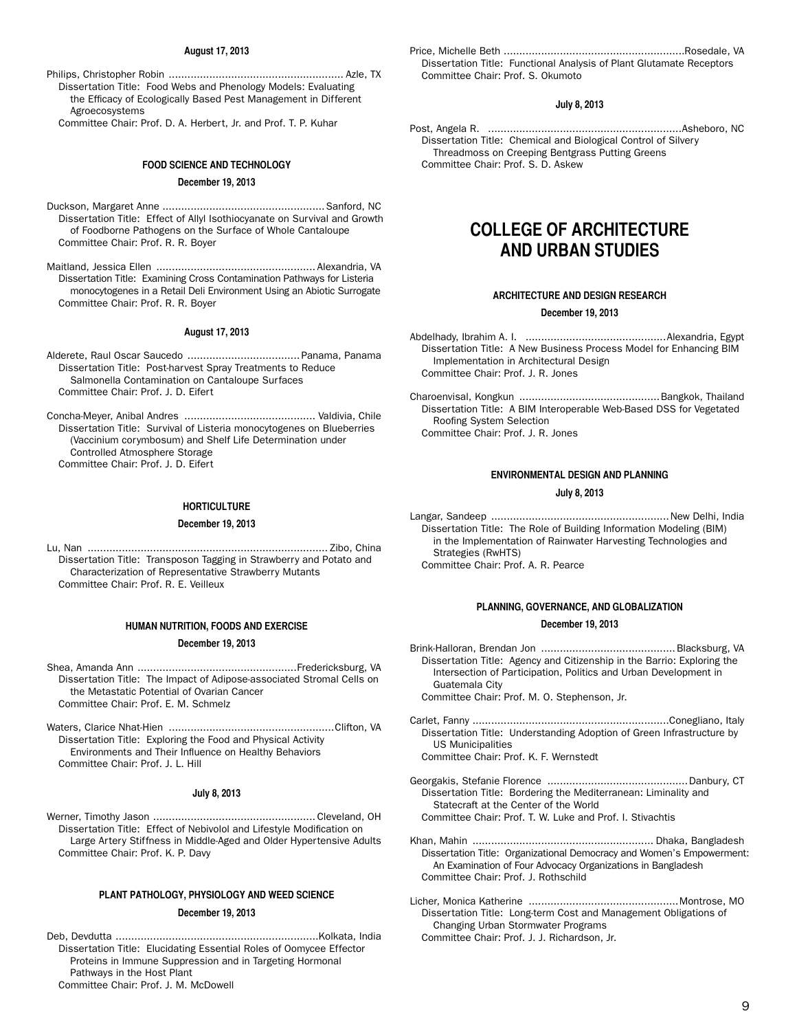**August 17, 2013**

Philips, Christopher Robin ........................................................ Azle, TX
Dissertation Title: Food Webs and Phenology Models: Evaluating the Efficacy of Ecologically Based Pest Management in Different Agroecosystems
Committee Chair: Prof. D. A. Herbert, Jr. and Prof. T. P. Kuhar

### FOOD SCIENCE AND TECHNOLOGY

**December 19, 2013**

Duckson, Margaret Anne .................................................... Sanford, NC
Dissertation Title: Effect of Allyl Isothiocyanate on Survival and Growth of Foodborne Pathogens on the Surface of Whole Cantaloupe
Committee Chair: Prof. R. R. Boyer

Maitland, Jessica Ellen ................................................... Alexandria, VA
Dissertation Title: Examining Cross Contamination Pathways for Listeria monocytogenes in a Retail Deli Environment Using an Abiotic Surrogate
Committee Chair: Prof. R. R. Boyer

**August 17, 2013**

Alderete, Raul Oscar Saucedo .................................... Panama, Panama
Dissertation Title: Post-harvest Spray Treatments to Reduce Salmonella Contamination on Cantaloupe Surfaces
Committee Chair: Prof. J. D. Eifert

Concha-Meyer, Anibal Andres .......................................... Valdivia, Chile
Dissertation Title: Survival of Listeria monocytogenes on Blueberries (Vaccinium corymbosum) and Shelf Life Determination under Controlled Atmosphere Storage
Committee Chair: Prof. J. D. Eifert

### HORTICULTURE

**December 19, 2013**

Lu, Nan ............................................................................ Zibo, China
Dissertation Title: Transposon Tagging in Strawberry and Potato and Characterization of Representative Strawberry Mutants
Committee Chair: Prof. R. E. Veilleux

### HUMAN NUTRITION, FOODS AND EXERCISE

**December 19, 2013**

Shea, Amanda Ann ...................................................Fredericksburg, VA
Dissertation Title: The Impact of Adipose-associated Stromal Cells on the Metastatic Potential of Ovarian Cancer
Committee Chair: Prof. E. M. Schmelz

Waters, Clarice Nhat-Hien .....................................................Clifton, VA
Dissertation Title: Exploring the Food and Physical Activity Environments and Their Influence on Healthy Behaviors
Committee Chair: Prof. J. L. Hill

**July 8, 2013**

Werner, Timothy Jason .................................................... Cleveland, OH
Dissertation Title: Effect of Nebivolol and Lifestyle Modification on Large Artery Stiffness in Middle-Aged and Older Hypertensive Adults
Committee Chair: Prof. K. P. Davy

### PLANT PATHOLOGY, PHYSIOLOGY AND WEED SCIENCE

**December 19, 2013**

Deb, Devdutta .................................................................Kolkata, India
Dissertation Title: Elucidating Essential Roles of Oomycee Effector Proteins in Immune Suppression and in Targeting Hormonal Pathways in the Host Plant
Committee Chair: Prof. J. M. McDowell

Price, Michelle Beth ..........................................................Rosedale, VA
Dissertation Title: Functional Analysis of Plant Glutamate Receptors
Committee Chair: Prof. S. Okumoto

**July 8, 2013**

Post, Angela R. ..............................................................Asheboro, NC
Dissertation Title: Chemical and Biological Control of Silvery Threadmoss on Creeping Bentgrass Putting Greens
Committee Chair: Prof. S. D. Askew

## COLLEGE OF ARCHITECTURE AND URBAN STUDIES

### ARCHITECTURE AND DESIGN RESEARCH

**December 19, 2013**

Abdelhady, Ibrahim A. I. .............................................Alexandria, Egypt
Dissertation Title: A New Business Process Model for Enhancing BIM Implementation in Architectural Design
Committee Chair: Prof. J. R. Jones

Charoenvisal, Kongkun .............................................Bangkok, Thailand
Dissertation Title: A BIM Interoperable Web-Based DSS for Vegetated Roofing System Selection
Committee Chair: Prof. J. R. Jones

### ENVIRONMENTAL DESIGN AND PLANNING

**July 8, 2013**

Langar, Sandeep .........................................................New Delhi, India
Dissertation Title: The Role of Building Information Modeling (BIM) in the Implementation of Rainwater Harvesting Technologies and Strategies (RwHTS)
Committee Chair: Prof. A. R. Pearce

### PLANNING, GOVERNANCE, AND GLOBALIZATION

**December 19, 2013**

Brink-Halloran, Brendan Jon ........................................... Blacksburg, VA
Dissertation Title: Agency and Citizenship in the Barrio: Exploring the Intersection of Participation, Politics and Urban Development in Guatemala City
Committee Chair: Prof. M. O. Stephenson, Jr.

Carlet, Fanny ..............................................................Conegliano, Italy
Dissertation Title: Understanding Adoption of Green Infrastructure by US Municipalities
Committee Chair: Prof. K. F. Wernstedt

Georgakis, Stefanie Florence .............................................Danbury, CT
Dissertation Title: Bordering the Mediterranean: Liminality and Statecraft at the Center of the World
Committee Chair: Prof. T. W. Luke and Prof. I. Stivachtis

Khan, Mahin .......................................................... Dhaka, Bangladesh
Dissertation Title: Organizational Democracy and Women's Empowerment: An Examination of Four Advocacy Organizations in Bangladesh
Committee Chair: Prof. J. Rothschild

Licher, Monica Katherine ................................................Montrose, MO
Dissertation Title: Long-term Cost and Management Obligations of Changing Urban Stormwater Programs
Committee Chair: Prof. J. J. Richardson, Jr.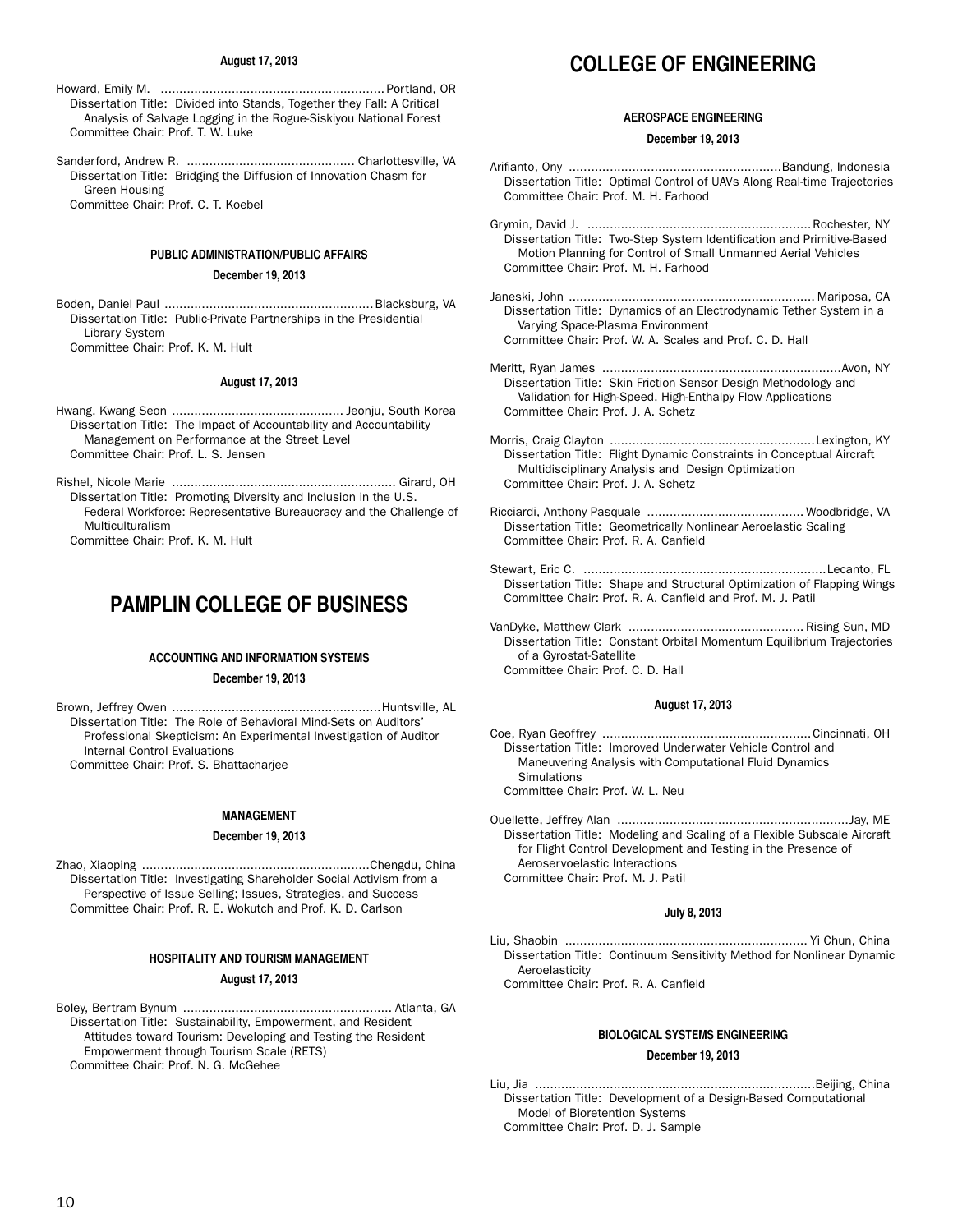#### August 17, 2013

Howard, Emily M. ............................................................ Portland, OR
Dissertation Title: Divided into Stands, Together they Fall: A Critical Analysis of Salvage Logging in the Rogue-Siskiyou National Forest
Committee Chair: Prof. T. W. Luke

Sanderford, Andrew R. ............................................. Charlottesville, VA
Dissertation Title: Bridging the Diffusion of Innovation Chasm for Green Housing
Committee Chair: Prof. C. T. Koebel

### PUBLIC ADMINISTRATION/PUBLIC AFFAIRS

#### December 19, 2013

Boden, Daniel Paul ......................................................... Blacksburg, VA
Dissertation Title: Public-Private Partnerships in the Presidential Library System
Committee Chair: Prof. K. M. Hult

#### August 17, 2013

Hwang, Kwang Seon .............................................. Jeonju, South Korea
Dissertation Title: The Impact of Accountability and Accountability Management on Performance at the Street Level
Committee Chair: Prof. L. S. Jensen

Rishel, Nicole Marie ............................................................ Girard, OH
Dissertation Title: Promoting Diversity and Inclusion in the U.S. Federal Workforce: Representative Bureaucracy and the Challenge of Multiculturalism
Committee Chair: Prof. K. M. Hult

## PAMPLIN COLLEGE OF BUSINESS

### ACCOUNTING AND INFORMATION SYSTEMS

#### December 19, 2013

Brown, Jeffrey Owen ......................................................... Huntsville, AL
Dissertation Title: The Role of Behavioral Mind-Sets on Auditors' Professional Skepticism: An Experimental Investigation of Auditor Internal Control Evaluations
Committee Chair: Prof. S. Bhattacharjee

### MANAGEMENT

#### December 19, 2013

Zhao, Xiaoping ............................................................. Chengdu, China
Dissertation Title: Investigating Shareholder Social Activism from a Perspective of Issue Selling; Issues, Strategies, and Success
Committee Chair: Prof. R. E. Wokutch and Prof. K. D. Carlson

### HOSPITALITY AND TOURISM MANAGEMENT

#### August 17, 2013

Boley, Bertram Bynum ......................................................... Atlanta, GA
Dissertation Title: Sustainability, Empowerment, and Resident Attitudes toward Tourism: Developing and Testing the Resident Empowerment through Tourism Scale (RETS)
Committee Chair: Prof. N. G. McGehee

## COLLEGE OF ENGINEERING

### AEROSPACE ENGINEERING

#### December 19, 2013

Arifianto, Ony ........................................................... Bandung, Indonesia
Dissertation Title: Optimal Control of UAVs Along Real-time Trajectories
Committee Chair: Prof. M. H. Farhood

Grymin, David J. ............................................................ Rochester, NY
Dissertation Title: Two-Step System Identification and Primitive-Based Motion Planning for Control of Small Unmanned Aerial Vehicles
Committee Chair: Prof. M. H. Farhood

Janeski, John .................................................................. Mariposa, CA
Dissertation Title: Dynamics of an Electrodynamic Tether System in a Varying Space-Plasma Environment
Committee Chair: Prof. W. A. Scales and Prof. C. D. Hall

Meritt, Ryan James ................................................................ Avon, NY
Dissertation Title: Skin Friction Sensor Design Methodology and Validation for High-Speed, High-Enthalpy Flow Applications
Committee Chair: Prof. J. A. Schetz

Morris, Craig Clayton ....................................................... Lexington, KY
Dissertation Title: Flight Dynamic Constraints in Conceptual Aircraft Multidisciplinary Analysis and Design Optimization
Committee Chair: Prof. J. A. Schetz

Ricciardi, Anthony Pasquale .......................................... Woodbridge, VA
Dissertation Title: Geometrically Nonlinear Aeroelastic Scaling
Committee Chair: Prof. R. A. Canfield

Stewart, Eric C. ................................................................. Lecanto, FL
Dissertation Title: Shape and Structural Optimization of Flapping Wings
Committee Chair: Prof. R. A. Canfield and Prof. M. J. Patil

VanDyke, Matthew Clark ............................................... Rising Sun, MD
Dissertation Title: Constant Orbital Momentum Equilibrium Trajectories of a Gyrostat-Satellite
Committee Chair: Prof. C. D. Hall

#### August 17, 2013

Coe, Ryan Geoffrey ........................................................ Cincinnati, OH
Dissertation Title: Improved Underwater Vehicle Control and Maneuvering Analysis with Computational Fluid Dynamics Simulations
Committee Chair: Prof. W. L. Neu

Ouellette, Jeffrey Alan .............................................................. Jay, ME
Dissertation Title: Modeling and Scaling of a Flexible Subscale Aircraft for Flight Control Development and Testing in the Presence of Aeroservoelastic Interactions
Committee Chair: Prof. M. J. Patil

#### July 8, 2013

Liu, Shaobin ................................................................. Yi Chun, China
Dissertation Title: Continuum Sensitivity Method for Nonlinear Dynamic Aeroelasticity
Committee Chair: Prof. R. A. Canfield

### BIOLOGICAL SYSTEMS ENGINEERING

#### December 19, 2013

Liu, Jia .......................................................................... Beijing, China
Dissertation Title: Development of a Design-Based Computational Model of Bioretention Systems
Committee Chair: Prof. D. J. Sample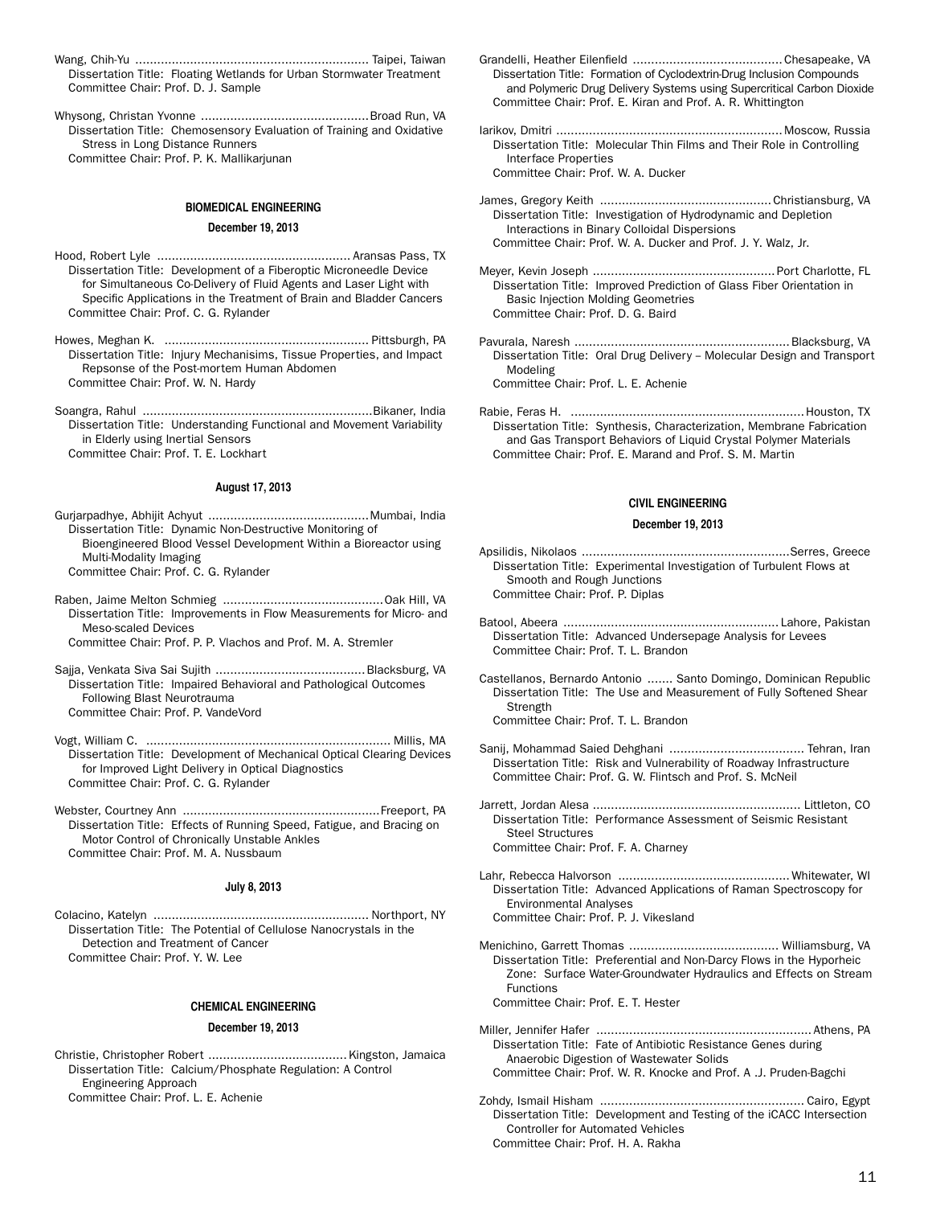Wang, Chih-Yu ................................................................ Taipei, Taiwan
Dissertation Title: Floating Wetlands for Urban Stormwater Treatment
Committee Chair: Prof. D. J. Sample

Whysong, Christan Yvonne .............................................. Broad Run, VA
Dissertation Title: Chemosensory Evaluation of Training and Oxidative Stress in Long Distance Runners
Committee Chair: Prof. P. K. Mallikarjunan

### BIOMEDICAL ENGINEERING

#### December 19, 2013

Hood, Robert Lyle ..................................................... Aransas Pass, TX
Dissertation Title: Development of a Fiberoptic Microneedle Device for Simultaneous Co-Delivery of Fluid Agents and Laser Light with Specific Applications in the Treatment of Brain and Bladder Cancers
Committee Chair: Prof. C. G. Rylander

Howes, Meghan K. ........................................................ Pittsburgh, PA
Dissertation Title: Injury Mechanisims, Tissue Properties, and Impact Repsonse of the Post-mortem Human Abdomen
Committee Chair: Prof. W. N. Hardy

Soangra, Rahul ............................................................... Bikaner, India
Dissertation Title: Understanding Functional and Movement Variability in Elderly using Inertial Sensors
Committee Chair: Prof. T. E. Lockhart

#### August 17, 2013

Gurjarpadhye, Abhijit Achyut ............................................ Mumbai, India
Dissertation Title: Dynamic Non-Destructive Monitoring of Bioengineered Blood Vessel Development Within a Bioreactor using Multi-Modality Imaging
Committee Chair: Prof. C. G. Rylander

Raben, Jaime Melton Schmieg ............................................ Oak Hill, VA
Dissertation Title: Improvements in Flow Measurements for Micro- and Meso-scaled Devices
Committee Chair: Prof. P. P. Vlachos and Prof. M. A. Stremler

Sajja, Venkata Siva Sai Sujith ......................................... Blacksburg, VA
Dissertation Title: Impaired Behavioral and Pathological Outcomes Following Blast Neurotrauma
Committee Chair: Prof. P. VandeVord

Vogt, William C. ................................................................... Millis, MA
Dissertation Title: Development of Mechanical Optical Clearing Devices for Improved Light Delivery in Optical Diagnostics
Committee Chair: Prof. C. G. Rylander

Webster, Courtney Ann ...................................................... Freeport, PA
Dissertation Title: Effects of Running Speed, Fatigue, and Bracing on Motor Control of Chronically Unstable Ankles
Committee Chair: Prof. M. A. Nussbaum

#### July 8, 2013

Colacino, Katelyn ........................................................... Northport, NY
Dissertation Title: The Potential of Cellulose Nanocrystals in the Detection and Treatment of Cancer
Committee Chair: Prof. Y. W. Lee

### CHEMICAL ENGINEERING

#### December 19, 2013

Christie, Christopher Robert ...................................... Kingston, Jamaica
Dissertation Title: Calcium/Phosphate Regulation: A Control Engineering Approach
Committee Chair: Prof. L. E. Achenie

Grandelli, Heather Eilenfield ......................................... Chesapeake, VA
Dissertation Title: Formation of Cyclodextrin-Drug Inclusion Compounds and Polymeric Drug Delivery Systems using Supercritical Carbon Dioxide
Committee Chair: Prof. E. Kiran and Prof. A. R. Whittington

Iarikov, Dmitri .............................................................. Moscow, Russia
Dissertation Title: Molecular Thin Films and Their Role in Controlling Interface Properties
Committee Chair: Prof. W. A. Ducker

James, Gregory Keith ............................................... Christiansburg, VA
Dissertation Title: Investigation of Hydrodynamic and Depletion Interactions in Binary Colloidal Dispersions
Committee Chair: Prof. W. A. Ducker and Prof. J. Y. Walz, Jr.

Meyer, Kevin Joseph .................................................. Port Charlotte, FL
Dissertation Title: Improved Prediction of Glass Fiber Orientation in Basic Injection Molding Geometries
Committee Chair: Prof. D. G. Baird

Pavurala, Naresh ........................................................... Blacksburg, VA
Dissertation Title: Oral Drug Delivery – Molecular Design and Transport Modeling
Committee Chair: Prof. L. E. Achenie

Rabie, Feras H. ................................................................ Houston, TX
Dissertation Title: Synthesis, Characterization, Membrane Fabrication and Gas Transport Behaviors of Liquid Crystal Polymer Materials
Committee Chair: Prof. E. Marand and Prof. S. M. Martin

### CIVIL ENGINEERING

#### December 19, 2013

Apsilidis, Nikolaos ......................................................... Serres, Greece
Dissertation Title: Experimental Investigation of Turbulent Flows at Smooth and Rough Junctions
Committee Chair: Prof. P. Diplas

Batool, Abeera ........................................................... Lahore, Pakistan
Dissertation Title: Advanced Undersepage Analysis for Levees
Committee Chair: Prof. T. L. Brandon

Castellanos, Bernardo Antonio ....... Santo Domingo, Dominican Republic
Dissertation Title: The Use and Measurement of Fully Softened Shear Strength
Committee Chair: Prof. T. L. Brandon

Sanij, Mohammad Saied Dehghani ..................................... Tehran, Iran
Dissertation Title: Risk and Vulnerability of Roadway Infrastructure
Committee Chair: Prof. G. W. Flintsch and Prof. S. McNeil

Jarrett, Jordan Alesa ......................................................... Littleton, CO
Dissertation Title: Performance Assessment of Seismic Resistant Steel Structures
Committee Chair: Prof. F. A. Charney

Lahr, Rebecca Halvorson ............................................... Whitewater, WI
Dissertation Title: Advanced Applications of Raman Spectroscopy for Environmental Analyses
Committee Chair: Prof. P. J. Vikesland

Menichino, Garrett Thomas ......................................... Williamsburg, VA
Dissertation Title: Preferential and Non-Darcy Flows in the Hyporheic Zone: Surface Water-Groundwater Hydraulics and Effects on Stream Functions
Committee Chair: Prof. E. T. Hester

Miller, Jennifer Hafer ........................................................... Athens, PA
Dissertation Title: Fate of Antibiotic Resistance Genes during Anaerobic Digestion of Wastewater Solids
Committee Chair: Prof. W. R. Knocke and Prof. A .J. Pruden-Bagchi

Zohdy, Ismail Hisham ....................................................... Cairo, Egypt
Dissertation Title: Development and Testing of the iCACC Intersection Controller for Automated Vehicles
Committee Chair: Prof. H. A. Rakha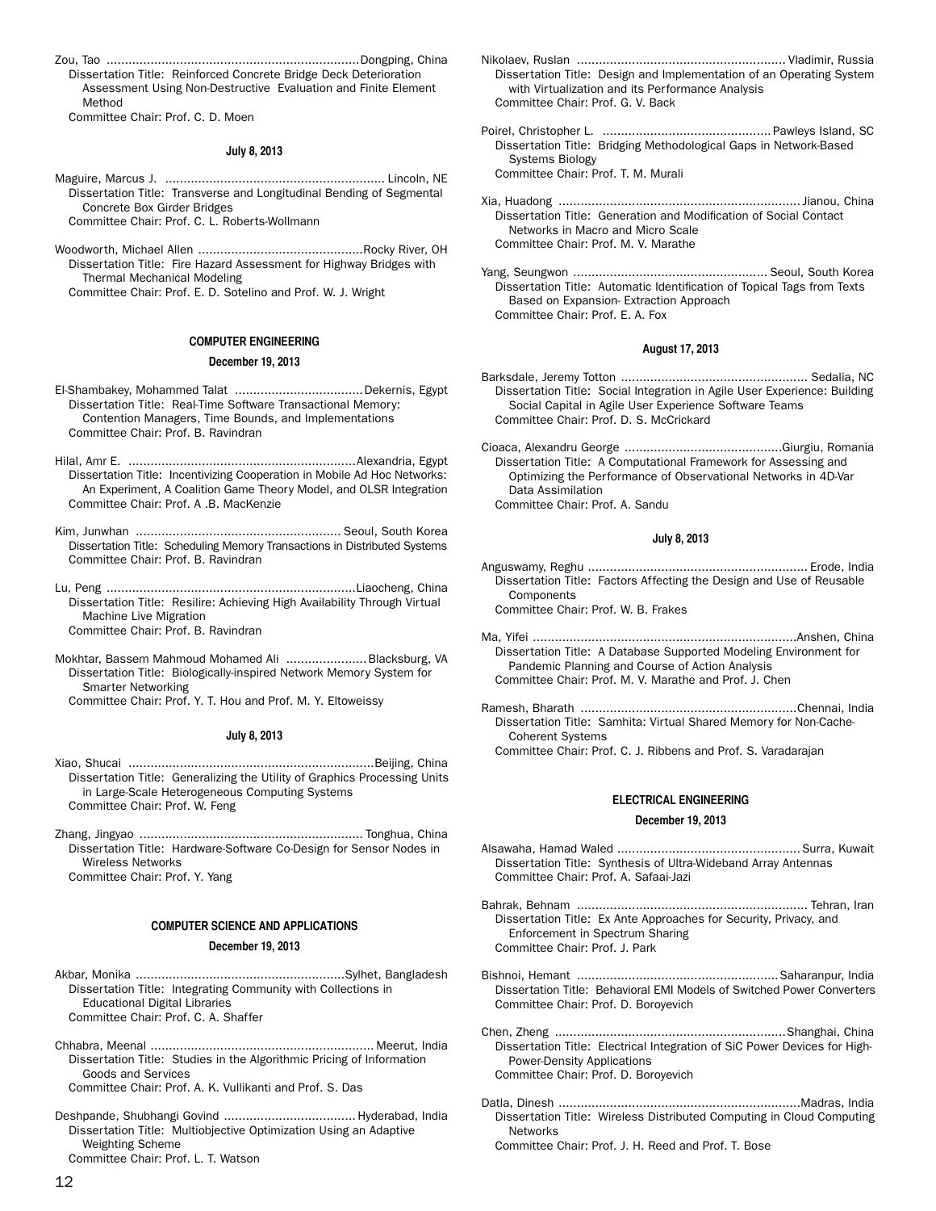Zou, Tao .................................................................... Dongping, China
Dissertation Title: Reinforced Concrete Bridge Deck Deterioration Assessment Using Non-Destructive Evaluation and Finite Element Method
Committee Chair: Prof. C. D. Moen

#### July 8, 2013

Maguire, Marcus J. ............................................................ Lincoln, NE
Dissertation Title: Transverse and Longitudinal Bending of Segmental Concrete Box Girder Bridges
Committee Chair: Prof. C. L. Roberts-Wollmann

Woodworth, Michael Allen ............................................. Rocky River, OH
Dissertation Title: Fire Hazard Assessment for Highway Bridges with Thermal Mechanical Modeling
Committee Chair: Prof. E. D. Sotelino and Prof. W. J. Wright

### COMPUTER ENGINEERING

#### December 19, 2013

El-Shambakey, Mohammed Talat ................................... Dekernis, Egypt
Dissertation Title: Real-Time Software Transactional Memory: Contention Managers, Time Bounds, and Implementations
Committee Chair: Prof. B. Ravindran

Hilal, Amr E. ............................................................. Alexandria, Egypt
Dissertation Title: Incentivizing Cooperation in Mobile Ad Hoc Networks: An Experiment, A Coalition Game Theory Model, and OLSR Integration
Committee Chair: Prof. A .B. MacKenzie

Kim, Junwhan ........................................................ Seoul, South Korea
Dissertation Title: Scheduling Memory Transactions in Distributed Systems
Committee Chair: Prof. B. Ravindran

Lu, Peng ................................................................... Liaocheng, China
Dissertation Title: Resilire: Achieving High Availability Through Virtual Machine Live Migration
Committee Chair: Prof. B. Ravindran

Mokhtar, Bassem Mahmoud Mohamed Ali ...................... Blacksburg, VA
Dissertation Title: Biologically-inspired Network Memory System for Smarter Networking
Committee Chair: Prof. Y. T. Hou and Prof. M. Y. Eltoweissy

#### July 8, 2013

Xiao, Shucai ................................................................... Beijing, China
Dissertation Title: Generalizing the Utility of Graphics Processing Units in Large-Scale Heterogeneous Computing Systems
Committee Chair: Prof. W. Feng

Zhang, Jingyao ............................................................. Tonghua, China
Dissertation Title: Hardware-Software Co-Design for Sensor Nodes in Wireless Networks
Committee Chair: Prof. Y. Yang

### COMPUTER SCIENCE AND APPLICATIONS

#### December 19, 2013

Akbar, Monika ......................................................... Sylhet, Bangladesh
Dissertation Title: Integrating Community with Collections in Educational Digital Libraries
Committee Chair: Prof. C. A. Shaffer

Chhabra, Meenal ............................................................. Meerut, India
Dissertation Title: Studies in the Algorithmic Pricing of Information Goods and Services
Committee Chair: Prof. A. K. Vullikanti and Prof. S. Das

Deshpande, Shubhangi Govind .................................... Hyderabad, India
Dissertation Title: Multiobjective Optimization Using an Adaptive Weighting Scheme
Committee Chair: Prof. L. T. Watson

Nikolaev, Ruslan ......................................................... Vladimir, Russia
Dissertation Title: Design and Implementation of an Operating System with Virtualization and its Performance Analysis
Committee Chair: Prof. G. V. Back

Poirel, Christopher L. .............................................. Pawleys Island, SC
Dissertation Title: Bridging Methodological Gaps in Network-Based Systems Biology
Committee Chair: Prof. T. M. Murali

Xia, Huadong ................................................................. Jianou, China
Dissertation Title: Generation and Modification of Social Contact Networks in Macro and Micro Scale
Committee Chair: Prof. M. V. Marathe

Yang, Seungwon ..................................................... Seoul, South Korea
Dissertation Title: Automatic Identification of Topical Tags from Texts Based on Expansion- Extraction Approach
Committee Chair: Prof. E. A. Fox

#### August 17, 2013

Barksdale, Jeremy Totton .................................................. Sedalia, NC
Dissertation Title: Social Integration in Agile User Experience: Building Social Capital in Agile User Experience Software Teams
Committee Chair: Prof. D. S. McCrickard

Cioaca, Alexandru George ........................................... Giurgiu, Romania
Dissertation Title: A Computational Framework for Assessing and Optimizing the Performance of Observational Networks in 4D-Var Data Assimilation
Committee Chair: Prof. A. Sandu

#### July 8, 2013

Anguswamy, Reghu ........................................................... Erode, India
Dissertation Title: Factors Affecting the Design and Use of Reusable Components
Committee Chair: Prof. W. B. Frakes

Ma, Yifei ....................................................................... Anshen, China
Dissertation Title: A Database Supported Modeling Environment for Pandemic Planning and Course of Action Analysis
Committee Chair: Prof. M. V. Marathe and Prof. J. Chen

Ramesh, Bharath .......................................................... Chennai, India
Dissertation Title: Samhita: Virtual Shared Memory for Non-Cache-Coherent Systems
Committee Chair: Prof. C. J. Ribbens and Prof. S. Varadarajan

### ELECTRICAL ENGINEERING

#### December 19, 2013

Alsawaha, Hamad Waled ................................................. Surra, Kuwait
Dissertation Title: Synthesis of Ultra-Wideband Array Antennas
Committee Chair: Prof. A. Safaai-Jazi

Bahrak, Behnam .............................................................. Tehran, Iran
Dissertation Title: Ex Ante Approaches for Security, Privacy, and Enforcement in Spectrum Sharing
Committee Chair: Prof. J. Park

Bishnoi, Hemant ...................................................... Saharanpur, India
Dissertation Title: Behavioral EMI Models of Switched Power Converters
Committee Chair: Prof. D. Boroyevich

Chen, Zheng .............................................................. Shanghai, China
Dissertation Title: Electrical Integration of SiC Power Devices for High-Power-Density Applications
Committee Chair: Prof. D. Boroyevich

Datla, Dinesh ................................................................ Madras, India
Dissertation Title: Wireless Distributed Computing in Cloud Computing Networks
Committee Chair: Prof. J. H. Reed and Prof. T. Bose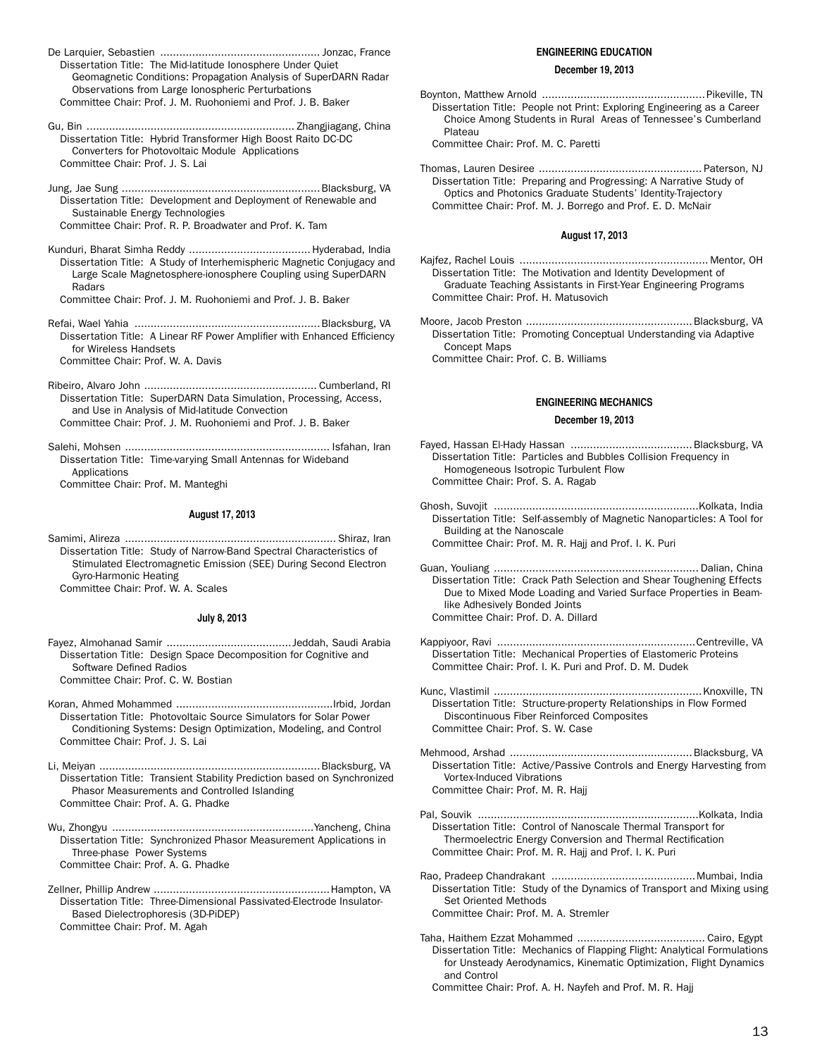De Larquier, Sebastien .................................................. Jonzac, France
Dissertation Title: The Mid-latitude Ionosphere Under Quiet Geomagnetic Conditions: Propagation Analysis of SuperDARN Radar Observations from Large Ionospheric Perturbations
Committee Chair: Prof. J. M. Ruohoniemi and Prof. J. B. Baker

Gu, Bin ................................................................ Zhangjiagang, China
Dissertation Title: Hybrid Transformer High Boost Raito DC-DC Converters for Photovoltaic Module Applications
Committee Chair: Prof. J. S. Lai

Jung, Jae Sung ............................................................. Blacksburg, VA
Dissertation Title: Development and Deployment of Renewable and Sustainable Energy Technologies
Committee Chair: Prof. R. P. Broadwater and Prof. K. Tam

Kunduri, Bharat Simha Reddy ...................................... Hyderabad, India
Dissertation Title: A Study of Interhemispheric Magnetic Conjugacy and Large Scale Magnetosphere-ionosphere Coupling using SuperDARN Radars
Committee Chair: Prof. J. M. Ruohoniemi and Prof. J. B. Baker

Refai, Wael Yahia .......................................................... Blacksburg, VA
Dissertation Title: A Linear RF Power Amplifier with Enhanced Efficiency for Wireless Handsets
Committee Chair: Prof. W. A. Davis

Ribeiro, Alvaro John ...................................................... Cumberland, RI
Dissertation Title: SuperDARN Data Simulation, Processing, Access, and Use in Analysis of Mid-latitude Convection
Committee Chair: Prof. J. M. Ruohoniemi and Prof. J. B. Baker

Salehi, Mohsen ................................................................ Isfahan, Iran
Dissertation Title: Time-varying Small Antennas for Wideband Applications
Committee Chair: Prof. M. Manteghi

**August 17, 2013**

Samimi, Alireza .................................................................. Shiraz, Iran
Dissertation Title: Study of Narrow-Band Spectral Characteristics of Stimulated Electromagnetic Emission (SEE) During Second Electron Gyro-Harmonic Heating
Committee Chair: Prof. W. A. Scales

**July 8, 2013**

Fayez, Almohanad Samir ....................................... Jeddah, Saudi Arabia
Dissertation Title: Design Space Decomposition for Cognitive and Software Defined Radios
Committee Chair: Prof. C. W. Bostian

Koran, Ahmed Mohammed ................................................. Irbid, Jordan
Dissertation Title: Photovoltaic Source Simulators for Solar Power Conditioning Systems: Design Optimization, Modeling, and Control
Committee Chair: Prof. J. S. Lai

Li, Meiyan .................................................................... Blacksburg, VA
Dissertation Title: Transient Stability Prediction based on Synchronized Phasor Measurements and Controlled Islanding
Committee Chair: Prof. A. G. Phadke

Wu, Zhongyu ............................................................... Yancheng, China
Dissertation Title: Synchronized Phasor Measurement Applications in Three-phase Power Systems
Committee Chair: Prof. A. G. Phadke

Zellner, Phillip Andrew ...................................................... Hampton, VA
Dissertation Title: Three-Dimensional Passivated-Electrode Insulator-Based Dielectrophoresis (3D-PiDEP)
Committee Chair: Prof. M. Agah

## ENGINEERING EDUCATION

**December 19, 2013**

Boynton, Matthew Arnold .................................................. Pikeville, TN
Dissertation Title: People not Print: Exploring Engineering as a Career Choice Among Students in Rural Areas of Tennessee's Cumberland Plateau
Committee Chair: Prof. M. C. Paretti

Thomas, Lauren Desiree .................................................. Paterson, NJ
Dissertation Title: Preparing and Progressing: A Narrative Study of Optics and Photonics Graduate Students' Identity-Trajectory
Committee Chair: Prof. M. J. Borrego and Prof. E. D. McNair

**August 17, 2013**

Kajfez, Rachel Louis .......................................................... Mentor, OH
Dissertation Title: The Motivation and Identity Development of Graduate Teaching Assistants in First-Year Engineering Programs
Committee Chair: Prof. H. Matusovich

Moore, Jacob Preston .................................................... Blacksburg, VA
Dissertation Title: Promoting Conceptual Understanding via Adaptive Concept Maps
Committee Chair: Prof. C. B. Williams

## ENGINEERING MECHANICS

**December 19, 2013**

Fayed, Hassan El-Hady Hassan ...................................... Blacksburg, VA
Dissertation Title: Particles and Bubbles Collision Frequency in Homogeneous Isotropic Turbulent Flow
Committee Chair: Prof. S. A. Ragab

Ghosh, Suvojit ................................................................ Kolkata, India
Dissertation Title: Self-assembly of Magnetic Nanoparticles: A Tool for Building at the Nanoscale
Committee Chair: Prof. M. R. Hajj and Prof. I. K. Puri

Guan, Youliang ................................................................ Dalian, China
Dissertation Title: Crack Path Selection and Shear Toughening Effects Due to Mixed Mode Loading and Varied Surface Properties in Beam-like Adhesively Bonded Joints
Committee Chair: Prof. D. A. Dillard

Kappiyoor, Ravi ............................................................. Centreville, VA
Dissertation Title: Mechanical Properties of Elastomeric Proteins
Committee Chair: Prof. I. K. Puri and Prof. D. M. Dudek

Kunc, Vlastimil ................................................................ Knoxville, TN
Dissertation Title: Structure-property Relationships in Flow Formed Discontinuous Fiber Reinforced Composites
Committee Chair: Prof. S. W. Case

Mehmood, Arshad ......................................................... Blacksburg, VA
Dissertation Title: Active/Passive Controls and Energy Harvesting from Vortex-Induced Vibrations
Committee Chair: Prof. M. R. Hajj

Pal, Souvik ..................................................................... Kolkata, India
Dissertation Title: Control of Nanoscale Thermal Transport for Thermoelectric Energy Conversion and Thermal Rectification
Committee Chair: Prof. M. R. Hajj and Prof. I. K. Puri

Rao, Pradeep Chandrakant ............................................. Mumbai, India
Dissertation Title: Study of the Dynamics of Transport and Mixing using Set Oriented Methods
Committee Chair: Prof. M. A. Stremler

Taha, Haithem Ezzat Mohammed ....................................... Cairo, Egypt
Dissertation Title: Mechanics of Flapping Flight: Analytical Formulations for Unsteady Aerodynamics, Kinematic Optimization, Flight Dynamics and Control
Committee Chair: Prof. A. H. Nayfeh and Prof. M. R. Hajj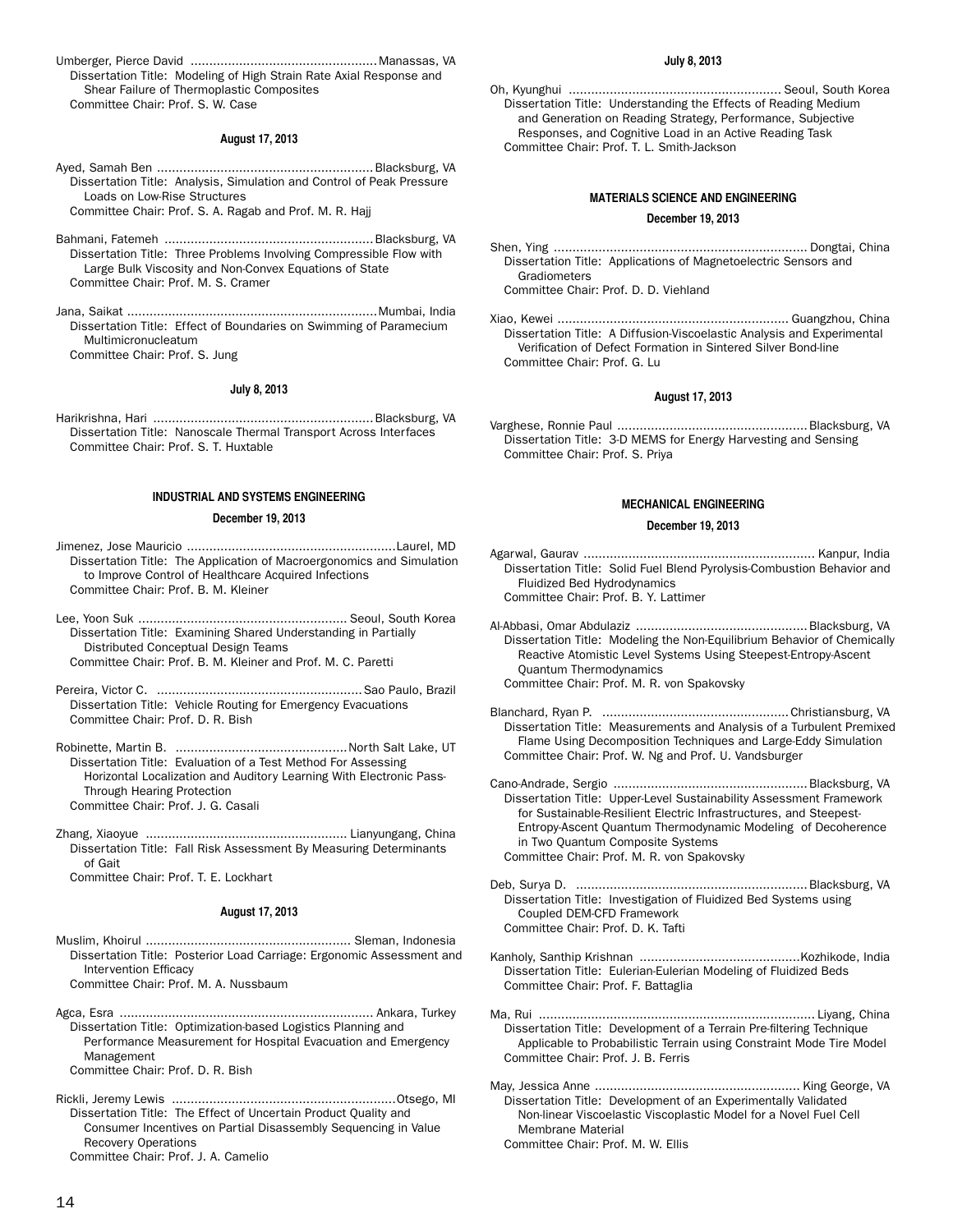Umberger, Pierce David .................................................. Manassas, VA
Dissertation Title: Modeling of High Strain Rate Axial Response and Shear Failure of Thermoplastic Composites
Committee Chair: Prof. S. W. Case

#### August 17, 2013

Ayed, Samah Ben .......................................................... Blacksburg, VA
Dissertation Title: Analysis, Simulation and Control of Peak Pressure Loads on Low-Rise Structures
Committee Chair: Prof. S. A. Ragab and Prof. M. R. Hajj

Bahmani, Fatemeh ........................................................ Blacksburg, VA
Dissertation Title: Three Problems Involving Compressible Flow with Large Bulk Viscosity and Non-Convex Equations of State
Committee Chair: Prof. M. S. Cramer

Jana, Saikat .................................................................. Mumbai, India
Dissertation Title: Effect of Boundaries on Swimming of Paramecium Multimicronucleatum
Committee Chair: Prof. S. Jung

#### July 8, 2013

Harikrishna, Hari ........................................................... Blacksburg, VA
Dissertation Title: Nanoscale Thermal Transport Across Interfaces
Committee Chair: Prof. S. T. Huxtable

### INDUSTRIAL AND SYSTEMS ENGINEERING

#### December 19, 2013

Jimenez, Jose Mauricio ........................................................ Laurel, MD
Dissertation Title: The Application of Macroergonomics and Simulation to Improve Control of Healthcare Acquired Infections
Committee Chair: Prof. B. M. Kleiner

Lee, Yoon Suk ........................................................ Seoul, South Korea
Dissertation Title: Examining Shared Understanding in Partially Distributed Conceptual Design Teams
Committee Chair: Prof. B. M. Kleiner and Prof. M. C. Paretti

Pereira, Victor C. ....................................................... Sao Paulo, Brazil
Dissertation Title: Vehicle Routing for Emergency Evacuations
Committee Chair: Prof. D. R. Bish

Robinette, Martin B. .............................................. North Salt Lake, UT
Dissertation Title: Evaluation of a Test Method For Assessing Horizontal Localization and Auditory Learning With Electronic Pass-Through Hearing Protection
Committee Chair: Prof. J. G. Casali

Zhang, Xiaoyue ...................................................... Lianyungang, China
Dissertation Title: Fall Risk Assessment By Measuring Determinants of Gait
Committee Chair: Prof. T. E. Lockhart

#### August 17, 2013

Muslim, Khoirul ....................................................... Sleman, Indonesia
Dissertation Title: Posterior Load Carriage: Ergonomic Assessment and Intervention Efficacy
Committee Chair: Prof. M. A. Nussbaum

Agca, Esra ................................................................... Ankara, Turkey
Dissertation Title: Optimization-based Logistics Planning and Performance Measurement for Hospital Evacuation and Emergency Management
Committee Chair: Prof. D. R. Bish

Rickli, Jeremy Lewis ............................................................ Otsego, MI
Dissertation Title: The Effect of Uncertain Product Quality and Consumer Incentives on Partial Disassembly Sequencing in Value Recovery Operations
Committee Chair: Prof. J. A. Camelio

#### July 8, 2013

Oh, Kyunghui ......................................................... Seoul, South Korea
Dissertation Title: Understanding the Effects of Reading Medium and Generation on Reading Strategy, Performance, Subjective Responses, and Cognitive Load in an Active Reading Task
Committee Chair: Prof. T. L. Smith-Jackson

### MATERIALS SCIENCE AND ENGINEERING

#### December 19, 2013

Shen, Ying .................................................................... Dongtai, China
Dissertation Title: Applications of Magnetoelectric Sensors and Gradiometers
Committee Chair: Prof. D. D. Viehland

Xiao, Kewei ............................................................. Guangzhou, China
Dissertation Title: A Diffusion-Viscoelastic Analysis and Experimental Verification of Defect Formation in Sintered Silver Bond-line
Committee Chair: Prof. G. Lu

#### August 17, 2013

Varghese, Ronnie Paul .................................................. Blacksburg, VA
Dissertation Title: 3-D MEMS for Energy Harvesting and Sensing
Committee Chair: Prof. S. Priya

### MECHANICAL ENGINEERING

#### December 19, 2013

Agarwal, Gaurav ............................................................. Kanpur, India
Dissertation Title: Solid Fuel Blend Pyrolysis-Combustion Behavior and Fluidized Bed Hydrodynamics
Committee Chair: Prof. B. Y. Lattimer

Al-Abbasi, Omar Abdulaziz ............................................. Blacksburg, VA
Dissertation Title: Modeling the Non-Equilibrium Behavior of Chemically Reactive Atomistic Level Systems Using Steepest-Entropy-Ascent Quantum Thermodynamics
Committee Chair: Prof. M. R. von Spakovsky

Blanchard, Ryan P. ................................................. Christiansburg, VA
Dissertation Title: Measurements and Analysis of a Turbulent Premixed Flame Using Decomposition Techniques and Large-Eddy Simulation
Committee Chair: Prof. W. Ng and Prof. U. Vandsburger

Cano-Andrade, Sergio ................................................... Blacksburg, VA
Dissertation Title: Upper-Level Sustainability Assessment Framework for Sustainable-Resilient Electric Infrastructures, and Steepest-Entropy-Ascent Quantum Thermodynamic Modeling of Decoherence in Two Quantum Composite Systems
Committee Chair: Prof. M. R. von Spakovsky

Deb, Surya D. ............................................................. Blacksburg, VA
Dissertation Title: Investigation of Fluidized Bed Systems using Coupled DEM-CFD Framework
Committee Chair: Prof. D. K. Tafti

Kanholy, Santhip Krishnan ........................................... Kozhikode, India
Dissertation Title: Eulerian-Eulerian Modeling of Fluidized Beds
Committee Chair: Prof. F. Battaglia

Ma, Rui ......................................................................... Liyang, China
Dissertation Title: Development of a Terrain Pre-filtering Technique Applicable to Probabilistic Terrain using Constraint Mode Tire Model
Committee Chair: Prof. J. B. Ferris

May, Jessica Anne ...................................................... King George, VA
Dissertation Title: Development of an Experimentally Validated Non-linear Viscoelastic Viscoplastic Model for a Novel Fuel Cell Membrane Material
Committee Chair: Prof. M. W. Ellis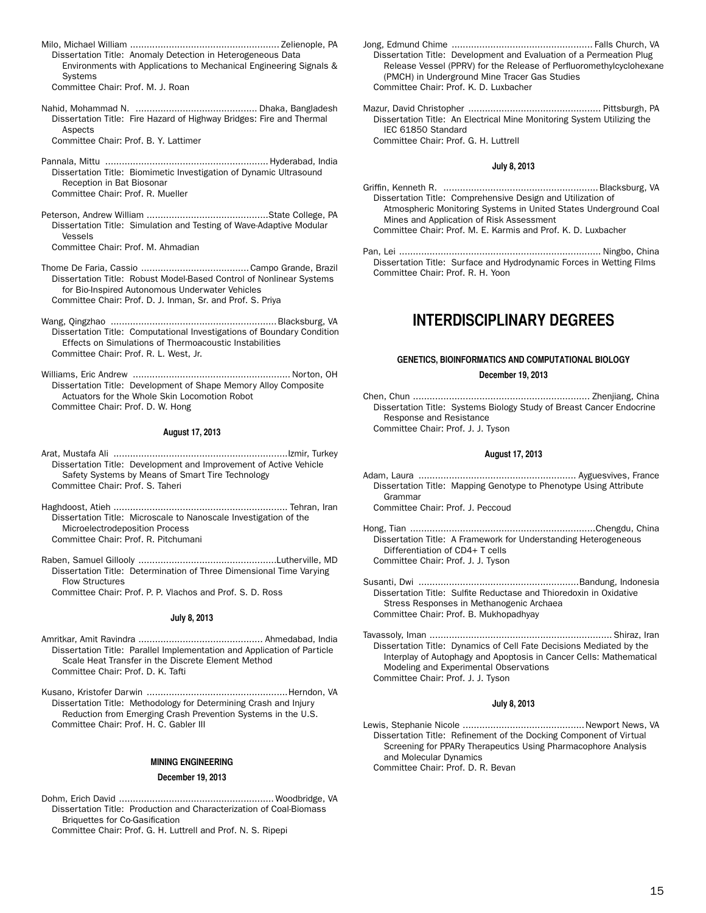Milo, Michael William ...................................................... Zelienople, PA
Dissertation Title: Anomaly Detection in Heterogeneous Data Environments with Applications to Mechanical Engineering Signals & Systems
Committee Chair: Prof. M. J. Roan

Nahid, Mohammad N. ............................................ Dhaka, Bangladesh
Dissertation Title: Fire Hazard of Highway Bridges: Fire and Thermal Aspects
Committee Chair: Prof. B. Y. Lattimer

Pannala, Mittu .......................................................... Hyderabad, India
Dissertation Title: Biomimetic Investigation of Dynamic Ultrasound Reception in Bat Biosonar
Committee Chair: Prof. R. Mueller

Peterson, Andrew William ............................................State College, PA
Dissertation Title: Simulation and Testing of Wave-Adaptive Modular Vessels
Committee Chair: Prof. M. Ahmadian

Thome De Faria, Cassio .......................................Campo Grande, Brazil
Dissertation Title: Robust Model-Based Control of Nonlinear Systems for Bio-Inspired Autonomous Underwater Vehicles
Committee Chair: Prof. D. J. Inman, Sr. and Prof. S. Priya

Wang, Qingzhao ........................................................... Blacksburg, VA
Dissertation Title: Computational Investigations of Boundary Condition Effects on Simulations of Thermoacoustic Instabilities
Committee Chair: Prof. R. L. West, Jr.

Williams, Eric Andrew ......................................................... Norton, OH
Dissertation Title: Development of Shape Memory Alloy Composite Actuators for the Whole Skin Locomotion Robot
Committee Chair: Prof. D. W. Hong

#### August 17, 2013

Arat, Mustafa Ali ..............................................................Izmir, Turkey
Dissertation Title: Development and Improvement of Active Vehicle Safety Systems by Means of Smart Tire Technology
Committee Chair: Prof. S. Taheri

Haghdoost, Atieh .............................................................. Tehran, Iran
Dissertation Title: Microscale to Nanoscale Investigation of the Microelectrodeposition Process
Committee Chair: Prof. R. Pitchumani

Raben, Samuel Gillooly ..................................................Lutherville, MD
Dissertation Title: Determination of Three Dimensional Time Varying Flow Structures
Committee Chair: Prof. P. P. Vlachos and Prof. S. D. Ross

#### July 8, 2013

Amritkar, Amit Ravindra ............................................ Ahmedabad, India
Dissertation Title: Parallel Implementation and Application of Particle Scale Heat Transfer in the Discrete Element Method
Committee Chair: Prof. D. K. Tafti

Kusano, Kristofer Darwin ...................................................Herndon, VA
Dissertation Title: Methodology for Determining Crash and Injury Reduction from Emerging Crash Prevention Systems in the U.S.
Committee Chair: Prof. H. C. Gabler III

### MINING ENGINEERING

#### December 19, 2013

Dohm, Erich David ........................................................ Woodbridge, VA
Dissertation Title: Production and Characterization of Coal-Biomass Briquettes for Co-Gasification
Committee Chair: Prof. G. H. Luttrell and Prof. N. S. Ripepi

Jong, Edmund Chime .................................................. Falls Church, VA
Dissertation Title: Development and Evaluation of a Permeation Plug Release Vessel (PPRV) for the Release of Perfluoromethylcyclohexane (PMCH) in Underground Mine Tracer Gas Studies
Committee Chair: Prof. K. D. Luxbacher

Mazur, David Christopher ................................................ Pittsburgh, PA
Dissertation Title: An Electrical Mine Monitoring System Utilizing the IEC 61850 Standard
Committee Chair: Prof. G. H. Luttrell

#### July 8, 2013

Griffin, Kenneth R. ....................................................... Blacksburg, VA
Dissertation Title: Comprehensive Design and Utilization of Atmospheric Monitoring Systems in United States Underground Coal Mines and Application of Risk Assessment
Committee Chair: Prof. M. E. Karmis and Prof. K. D. Luxbacher

Pan, Lei ......................................................................... Ningbo, China
Dissertation Title: Surface and Hydrodynamic Forces in Wetting Films
Committee Chair: Prof. R. H. Yoon

## INTERDISCIPLINARY DEGREES

### GENETICS, BIOINFORMATICS AND COMPUTATIONAL BIOLOGY

#### December 19, 2013

Chen, Chun ................................................................ Zhenjiang, China
Dissertation Title: Systems Biology Study of Breast Cancer Endocrine Response and Resistance
Committee Chair: Prof. J. J. Tyson

#### August 17, 2013

Adam, Laura ......................................................... Ayguesvives, France
Dissertation Title: Mapping Genotype to Phenotype Using Attribute Grammar
Committee Chair: Prof. J. Peccoud

Hong, Tian ..................................................................Chengdu, China
Dissertation Title: A Framework for Understanding Heterogeneous Differentiation of CD4+ T cells
Committee Chair: Prof. J. J. Tyson

Susanti, Dwi ..........................................................Bandung, Indonesia
Dissertation Title: Sulfite Reductase and Thioredoxin in Oxidative Stress Responses in Methanogenic Archaea
Committee Chair: Prof. B. Mukhopadhyay

Tavassoly, Iman .................................................................. Shiraz, Iran
Dissertation Title: Dynamics of Cell Fate Decisions Mediated by the Interplay of Autophagy and Apoptosis in Cancer Cells: Mathematical Modeling and Experimental Observations
Committee Chair: Prof. J. J. Tyson

#### July 8, 2013

Lewis, Stephanie Nicole ............................................Newport News, VA
Dissertation Title: Refinement of the Docking Component of Virtual Screening for PPARy Therapeutics Using Pharmacophore Analysis and Molecular Dynamics
Committee Chair: Prof. D. R. Bevan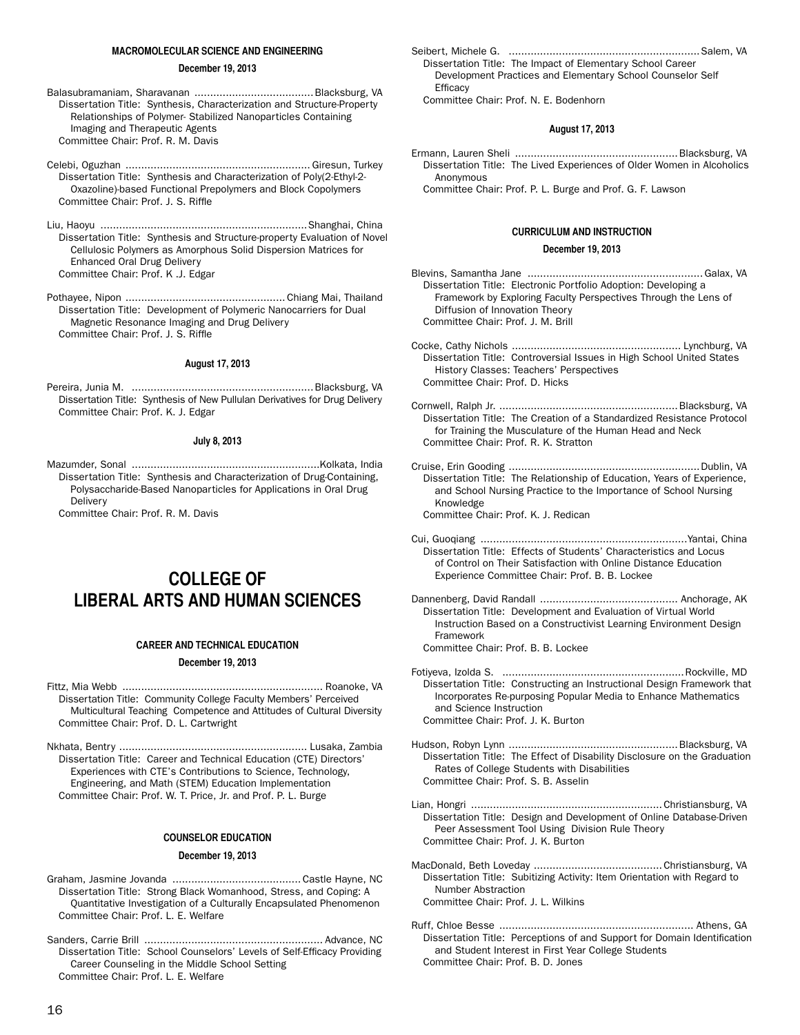#### MACROMOLECULAR SCIENCE AND ENGINEERING

**December 19, 2013**

Balasubramaniam, Sharavanan ..................................... Blacksburg, VA
Dissertation Title: Synthesis, Characterization and Structure-Property Relationships of Polymer- Stabilized Nanoparticles Containing Imaging and Therapeutic Agents
Committee Chair: Prof. R. M. Davis

Celebi, Oguzhan ........................................................... Giresun, Turkey
Dissertation Title: Synthesis and Characterization of Poly(2-Ethyl-2-Oxazoline)-based Functional Prepolymers and Block Copolymers
Committee Chair: Prof. J. S. Riffle

Liu, Haoyu .................................................................. Shanghai, China
Dissertation Title: Synthesis and Structure-property Evaluation of Novel Cellulosic Polymers as Amorphous Solid Dispersion Matrices for Enhanced Oral Drug Delivery
Committee Chair: Prof. K .J. Edgar

Pothayee, Nipon ................................................... Chiang Mai, Thailand
Dissertation Title: Development of Polymeric Nanocarriers for Dual Magnetic Resonance Imaging and Drug Delivery
Committee Chair: Prof. J. S. Riffle

**August 17, 2013**

Pereira, Junia M. .......................................................... Blacksburg, VA
Dissertation Title: Synthesis of New Pullulan Derivatives for Drug Delivery
Committee Chair: Prof. K. J. Edgar

**July 8, 2013**

Mazumder, Sonal ............................................................ Kolkata, India
Dissertation Title: Synthesis and Characterization of Drug-Containing, Polysaccharide-Based Nanoparticles for Applications in Oral Drug Delivery
Committee Chair: Prof. R. M. Davis

## COLLEGE OF LIBERAL ARTS AND HUMAN SCIENCES

#### CAREER AND TECHNICAL EDUCATION

**December 19, 2013**

Fittz, Mia Webb ............................................................... Roanoke, VA
Dissertation Title: Community College Faculty Members' Perceived Multicultural Teaching Competence and Attitudes of Cultural Diversity
Committee Chair: Prof. D. L. Cartwright

Nkhata, Bentry ............................................................ Lusaka, Zambia
Dissertation Title: Career and Technical Education (CTE) Directors' Experiences with CTE's Contributions to Science, Technology, Engineering, and Math (STEM) Education Implementation
Committee Chair: Prof. W. T. Price, Jr. and Prof. P. L. Burge

#### COUNSELOR EDUCATION

**December 19, 2013**

Graham, Jasmine Jovanda ......................................... Castle Hayne, NC
Dissertation Title: Strong Black Womanhood, Stress, and Coping: A Quantitative Investigation of a Culturally Encapsulated Phenomenon
Committee Chair: Prof. L. E. Welfare

Sanders, Carrie Brill ........................................................ Advance, NC
Dissertation Title: School Counselors' Levels of Self-Efficacy Providing Career Counseling in the Middle School Setting
Committee Chair: Prof. L. E. Welfare

Seibert, Michele G. ............................................................ Salem, VA
Dissertation Title: The Impact of Elementary School Career Development Practices and Elementary School Counselor Self Efficacy
Committee Chair: Prof. N. E. Bodenhorn

**August 17, 2013**

Ermann, Lauren Sheli ................................................... Blacksburg, VA
Dissertation Title: The Lived Experiences of Older Women in Alcoholics Anonymous
Committee Chair: Prof. P. L. Burge and Prof. G. F. Lawson

#### CURRICULUM AND INSTRUCTION

**December 19, 2013**

Blevins, Samantha Jane ....................................................... Galax, VA
Dissertation Title: Electronic Portfolio Adoption: Developing a Framework by Exploring Faculty Perspectives Through the Lens of Diffusion of Innovation Theory
Committee Chair: Prof. J. M. Brill

Cocke, Cathy Nichols ..................................................... Lynchburg, VA
Dissertation Title: Controversial Issues in High School United States History Classes: Teachers' Perspectives
Committee Chair: Prof. D. Hicks

Cornwell, Ralph Jr. ........................................................ Blacksburg, VA
Dissertation Title: The Creation of a Standardized Resistance Protocol for Training the Musculature of the Human Head and Neck
Committee Chair: Prof. R. K. Stratton

Cruise, Erin Gooding ............................................................ Dublin, VA
Dissertation Title: The Relationship of Education, Years of Experience, and School Nursing Practice to the Importance of School Nursing Knowledge
Committee Chair: Prof. K. J. Redican

Cui, Guoqiang ................................................................. Yantai, China
Dissertation Title: Effects of Students' Characteristics and Locus of Control on Their Satisfaction with Online Distance Education Experience Committee Chair: Prof. B. B. Lockee

Dannenberg, David Randall ........................................... Anchorage, AK
Dissertation Title: Development and Evaluation of Virtual World Instruction Based on a Constructivist Learning Environment Design Framework
Committee Chair: Prof. B. B. Lockee

Fotiyeva, Izolda S. .......................................................... Rockville, MD
Dissertation Title: Constructing an Instructional Design Framework that Incorporates Re-purposing Popular Media to Enhance Mathematics and Science Instruction
Committee Chair: Prof. J. K. Burton

Hudson, Robyn Lynn ..................................................... Blacksburg, VA
Dissertation Title: The Effect of Disability Disclosure on the Graduation Rates of College Students with Disabilities
Committee Chair: Prof. S. B. Asselin

Lian, Hongri ........................................................... Christiansburg, VA
Dissertation Title: Design and Development of Online Database-Driven Peer Assessment Tool Using Division Rule Theory
Committee Chair: Prof. J. K. Burton

MacDonald, Beth Loveday ......................................... Christiansburg, VA
Dissertation Title: Subitizing Activity: Item Orientation with Regard to Number Abstraction
Committee Chair: Prof. J. L. Wilkins

Ruff, Chloe Besse ............................................................. Athens, GA
Dissertation Title: Perceptions of and Support for Domain Identification and Student Interest in First Year College Students
Committee Chair: Prof. B. D. Jones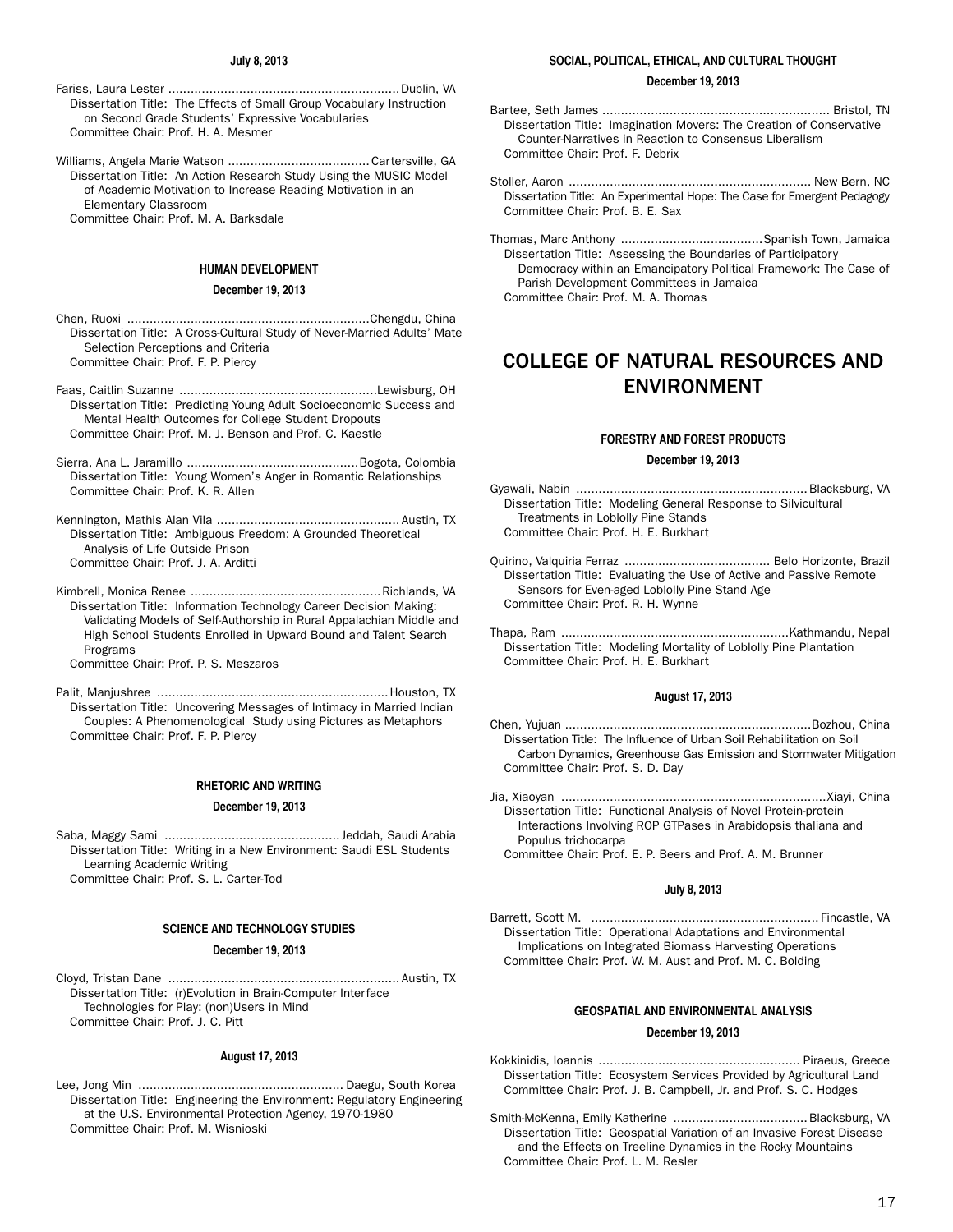**July 8, 2013**

Fariss, Laura Lester ............................................................. Dublin, VA
Dissertation Title: The Effects of Small Group Vocabulary Instruction on Second Grade Students' Expressive Vocabularies
Committee Chair: Prof. H. A. Mesmer

Williams, Angela Marie Watson ...................................... Cartersville, GA
Dissertation Title: An Action Research Study Using the MUSIC Model of Academic Motivation to Increase Reading Motivation in an Elementary Classroom
Committee Chair: Prof. M. A. Barksdale

#### HUMAN DEVELOPMENT

**December 19, 2013**

Chen, Ruoxi .................................................................Chengdu, China
Dissertation Title: A Cross-Cultural Study of Never-Married Adults' Mate Selection Perceptions and Criteria
Committee Chair: Prof. F. P. Piercy

Faas, Caitlin Suzanne ....................................................Lewisburg, OH
Dissertation Title: Predicting Young Adult Socioeconomic Success and Mental Health Outcomes for College Student Dropouts
Committee Chair: Prof. M. J. Benson and Prof. C. Kaestle

Sierra, Ana L. Jaramillo .............................................Bogota, Colombia
Dissertation Title: Young Women's Anger in Romantic Relationships
Committee Chair: Prof. K. R. Allen

Kennington, Mathis Alan Vila ................................................ Austin, TX
Dissertation Title: Ambiguous Freedom: A Grounded Theoretical Analysis of Life Outside Prison
Committee Chair: Prof. J. A. Arditti

Kimbrell, Monica Renee ................................................... Richlands, VA
Dissertation Title: Information Technology Career Decision Making: Validating Models of Self-Authorship in Rural Appalachian Middle and High School Students Enrolled in Upward Bound and Talent Search Programs
Committee Chair: Prof. P. S. Meszaros

Palit, Manjushree ............................................................. Houston, TX
Dissertation Title: Uncovering Messages of Intimacy in Married Indian Couples: A Phenomenological Study using Pictures as Metaphors
Committee Chair: Prof. F. P. Piercy

#### RHETORIC AND WRITING

**December 19, 2013**

Saba, Maggy Sami ...............................................Jeddah, Saudi Arabia
Dissertation Title: Writing in a New Environment: Saudi ESL Students Learning Academic Writing
Committee Chair: Prof. S. L. Carter-Tod

#### SCIENCE AND TECHNOLOGY STUDIES

**December 19, 2013**

Cloyd, Tristan Dane .............................................................. Austin, TX
Dissertation Title: (r)Evolution in Brain-Computer Interface Technologies for Play: (non)Users in Mind
Committee Chair: Prof. J. C. Pitt

**August 17, 2013**

Lee, Jong Min ....................................................... Daegu, South Korea
Dissertation Title: Engineering the Environment: Regulatory Engineering at the U.S. Environmental Protection Agency, 1970-1980
Committee Chair: Prof. M. Wisnioski

#### SOCIAL, POLITICAL, ETHICAL, AND CULTURAL THOUGHT

**December 19, 2013**

Bartee, Seth James ............................................................. Bristol, TN
Dissertation Title: Imagination Movers: The Creation of Conservative Counter-Narratives in Reaction to Consensus Liberalism
Committee Chair: Prof. F. Debrix

Stoller, Aaron ................................................................. New Bern, NC
Dissertation Title: An Experimental Hope: The Case for Emergent Pedagogy
Committee Chair: Prof. B. E. Sax

Thomas, Marc Anthony ......................................Spanish Town, Jamaica
Dissertation Title: Assessing the Boundaries of Participatory Democracy within an Emancipatory Political Framework: The Case of Parish Development Committees in Jamaica
Committee Chair: Prof. M. A. Thomas

## COLLEGE OF NATURAL RESOURCES AND ENVIRONMENT

#### FORESTRY AND FOREST PRODUCTS

**December 19, 2013**

Gyawali, Nabin ............................................................. Blacksburg, VA
Dissertation Title: Modeling General Response to Silvicultural Treatments in Loblolly Pine Stands
Committee Chair: Prof. H. E. Burkhart

Quirino, Valquiria Ferraz ....................................... Belo Horizonte, Brazil
Dissertation Title: Evaluating the Use of Active and Passive Remote Sensors for Even-aged Loblolly Pine Stand Age
Committee Chair: Prof. R. H. Wynne

Thapa, Ram ............................................................Kathmandu, Nepal
Dissertation Title: Modeling Mortality of Loblolly Pine Plantation
Committee Chair: Prof. H. E. Burkhart

**August 17, 2013**

Chen, Yujuan .................................................................Bozhou, China
Dissertation Title: The Influence of Urban Soil Rehabilitation on Soil Carbon Dynamics, Greenhouse Gas Emission and Stormwater Mitigation
Committee Chair: Prof. S. D. Day

Jia, Xiaoyan ......................................................................Xiayi, China
Dissertation Title: Functional Analysis of Novel Protein-protein Interactions Involving ROP GTPases in Arabidopsis thaliana and Populus trichocarpa
Committee Chair: Prof. E. P. Beers and Prof. A. M. Brunner

**July 8, 2013**

Barrett, Scott M. ............................................................. Fincastle, VA
Dissertation Title: Operational Adaptations and Environmental Implications on Integrated Biomass Harvesting Operations
Committee Chair: Prof. W. M. Aust and Prof. M. C. Bolding

#### GEOSPATIAL AND ENVIRONMENTAL ANALYSIS

**December 19, 2013**

Kokkinidis, Ioannis ..................................................... Piraeus, Greece
Dissertation Title: Ecosystem Services Provided by Agricultural Land
Committee Chair: Prof. J. B. Campbell, Jr. and Prof. S. C. Hodges

Smith-McKenna, Emily Katherine .................................... Blacksburg, VA
Dissertation Title: Geospatial Variation of an Invasive Forest Disease and the Effects on Treeline Dynamics in the Rocky Mountains
Committee Chair: Prof. L. M. Resler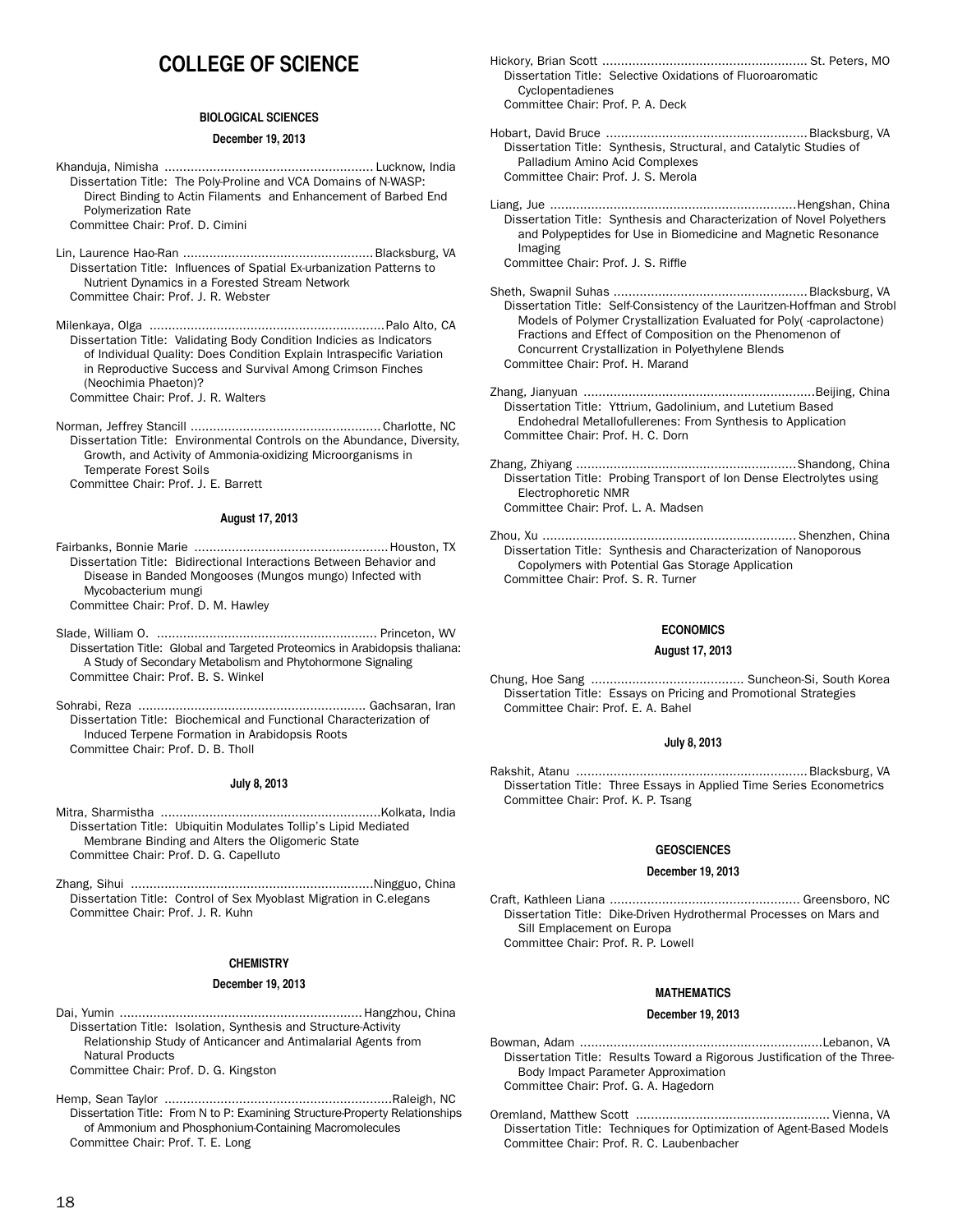# COLLEGE OF SCIENCE

## BIOLOGICAL SCIENCES

### December 19, 2013

Khanduja, Nimisha ........................................................ Lucknow, India
Dissertation Title: The Poly-Proline and VCA Domains of N-WASP: Direct Binding to Actin Filaments and Enhancement of Barbed End Polymerization Rate
Committee Chair: Prof. D. Cimini

Lin, Laurence Hao-Ran .................................................. Blacksburg, VA
Dissertation Title: Influences of Spatial Ex-urbanization Patterns to Nutrient Dynamics in a Forested Stream Network
Committee Chair: Prof. J. R. Webster

Milenkaya, Olga .............................................................. Palo Alto, CA
Dissertation Title: Validating Body Condition Indicies as Indicators of Individual Quality: Does Condition Explain Intraspecific Variation in Reproductive Success and Survival Among Crimson Finches (Neochimia Phaeton)?
Committee Chair: Prof. J. R. Walters

Norman, Jeffrey Stancill .................................................. Charlotte, NC
Dissertation Title: Environmental Controls on the Abundance, Diversity, Growth, and Activity of Ammonia-oxidizing Microorganisms in Temperate Forest Soils
Committee Chair: Prof. J. E. Barrett

### August 17, 2013

Fairbanks, Bonnie Marie .................................................... Houston, TX
Dissertation Title: Bidirectional Interactions Between Behavior and Disease in Banded Mongooses (Mungos mungo) Infected with Mycobacterium mungi
Committee Chair: Prof. D. M. Hawley

Slade, William O. .......................................................... Princeton, WV
Dissertation Title: Global and Targeted Proteomics in Arabidopsis thaliana: A Study of Secondary Metabolism and Phytohormone Signaling
Committee Chair: Prof. B. S. Winkel

Sohrabi, Reza ............................................................. Gachsaran, Iran
Dissertation Title: Biochemical and Functional Characterization of Induced Terpene Formation in Arabidopsis Roots
Committee Chair: Prof. D. B. Tholl

### July 8, 2013

Mitra, Sharmistha ...........................................................Kolkata, India
Dissertation Title: Ubiquitin Modulates Tollip's Lipid Mediated Membrane Binding and Alters the Oligomeric State
Committee Chair: Prof. D. G. Capelluto

Zhang, Sihui .................................................................Ningguo, China
Dissertation Title: Control of Sex Myoblast Migration in C.elegans
Committee Chair: Prof. J. R. Kuhn

## CHEMISTRY

### December 19, 2013

Dai, Yumin ................................................................. Hangzhou, China
Dissertation Title: Isolation, Synthesis and Structure-Activity Relationship Study of Anticancer and Antimalarial Agents from Natural Products
Committee Chair: Prof. D. G. Kingston

Hemp, Sean Taylor .............................................................Raleigh, NC
Dissertation Title: From N to P: Examining Structure-Property Relationships of Ammonium and Phosphonium-Containing Macromolecules
Committee Chair: Prof. T. E. Long

Hickory, Brian Scott ....................................................... St. Peters, MO
Dissertation Title: Selective Oxidations of Fluoroaromatic Cyclopentadienes
Committee Chair: Prof. P. A. Deck

Hobart, David Bruce ...................................................... Blacksburg, VA
Dissertation Title: Synthesis, Structural, and Catalytic Studies of Palladium Amino Acid Complexes
Committee Chair: Prof. J. S. Merola

Liang, Jue ..................................................................Hengshan, China
Dissertation Title: Synthesis and Characterization of Novel Polyethers and Polypeptides for Use in Biomedicine and Magnetic Resonance Imaging
Committee Chair: Prof. J. S. Riffle

Sheth, Swapnil Suhas .................................................... Blacksburg, VA
Dissertation Title: Self-Consistency of the Lauritzen-Hoffman and Strobl Models of Polymer Crystallization Evaluated for Poly( -caprolactone) Fractions and Effect of Composition on the Phenomenon of Concurrent Crystallization in Polyethylene Blends
Committee Chair: Prof. H. Marand

Zhang, Jianyuan .............................................................Beijing, China
Dissertation Title: Yttrium, Gadolinium, and Lutetium Based Endohedral Metallofullerenes: From Synthesis to Application
Committee Chair: Prof. H. C. Dorn

Zhang, Zhiyang ...........................................................Shandong, China
Dissertation Title: Probing Transport of Ion Dense Electrolytes using Electrophoretic NMR
Committee Chair: Prof. L. A. Madsen

Zhou, Xu .................................................................... Shenzhen, China
Dissertation Title: Synthesis and Characterization of Nanoporous Copolymers with Potential Gas Storage Application
Committee Chair: Prof. S. R. Turner

## ECONOMICS

### August 17, 2013

Chung, Hoe Sang ......................................... Suncheon-Si, South Korea
Dissertation Title: Essays on Pricing and Promotional Strategies
Committee Chair: Prof. E. A. Bahel

### July 8, 2013

Rakshit, Atanu ............................................................. Blacksburg, VA
Dissertation Title: Three Essays in Applied Time Series Econometrics
Committee Chair: Prof. K. P. Tsang

## GEOSCIENCES

### December 19, 2013

Craft, Kathleen Liana .................................................. Greensboro, NC
Dissertation Title: Dike-Driven Hydrothermal Processes on Mars and Sill Emplacement on Europa
Committee Chair: Prof. R. P. Lowell

## MATHEMATICS

### December 19, 2013

Bowman, Adam ................................................................Lebanon, VA
Dissertation Title: Results Toward a Rigorous Justification of the Three-Body Impact Parameter Approximation
Committee Chair: Prof. G. A. Hagedorn

Oremland, Matthew Scott .................................................... Vienna, VA
Dissertation Title: Techniques for Optimization of Agent-Based Models
Committee Chair: Prof. R. C. Laubenbacher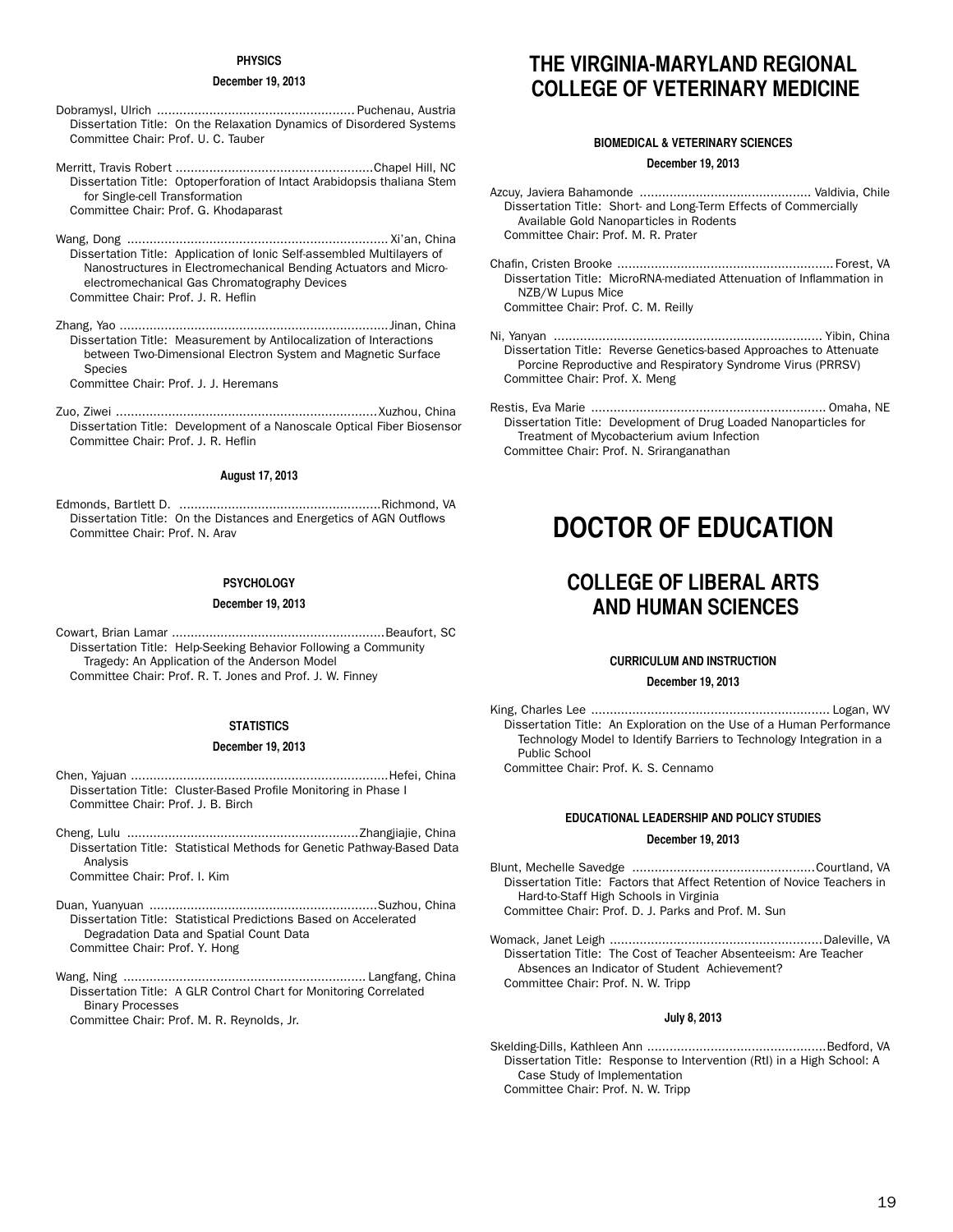#### PHYSICS

**December 19, 2013**

Dobramysl, Ulrich ..................................................... Puchenau, Austria
Dissertation Title: On the Relaxation Dynamics of Disordered Systems
Committee Chair: Prof. U. C. Tauber

Merritt, Travis Robert .....................................................Chapel Hill, NC
Dissertation Title: Optoperforation of Intact Arabidopsis thaliana Stem for Single-cell Transformation
Committee Chair: Prof. G. Khodaparast

Wang, Dong ..................................................................... Xi'an, China
Dissertation Title: Application of Ionic Self-assembled Multilayers of Nanostructures in Electromechanical Bending Actuators and Micro-electromechanical Gas Chromatography Devices
Committee Chair: Prof. J. R. Heflin

Zhang, Yao ........................................................................Jinan, China
Dissertation Title: Measurement by Antilocalization of Interactions between Two-Dimensional Electron System and Magnetic Surface Species
Committee Chair: Prof. J. J. Heremans

Zuo, Ziwei ......................................................................Xuzhou, China
Dissertation Title: Development of a Nanoscale Optical Fiber Biosensor
Committee Chair: Prof. J. R. Heflin

**August 17, 2013**

Edmonds, Bartlett D. ......................................................Richmond, VA
Dissertation Title: On the Distances and Energetics of AGN Outflows
Committee Chair: Prof. N. Arav

#### PSYCHOLOGY

**December 19, 2013**

Cowart, Brian Lamar .........................................................Beaufort, SC
Dissertation Title: Help-Seeking Behavior Following a Community Tragedy: An Application of the Anderson Model
Committee Chair: Prof. R. T. Jones and Prof. J. W. Finney

#### STATISTICS

**December 19, 2013**

Chen, Yajuan .....................................................................Hefei, China
Dissertation Title: Cluster-Based Profile Monitoring in Phase I
Committee Chair: Prof. J. B. Birch

Cheng, Lulu ..............................................................Zhangjiajie, China
Dissertation Title: Statistical Methods for Genetic Pathway-Based Data Analysis
Committee Chair: Prof. I. Kim

Duan, Yuanyuan .............................................................Suzhou, China
Dissertation Title: Statistical Predictions Based on Accelerated Degradation Data and Spatial Count Data
Committee Chair: Prof. Y. Hong

Wang, Ning ................................................................. Langfang, China
Dissertation Title: A GLR Control Chart for Monitoring Correlated Binary Processes
Committee Chair: Prof. M. R. Reynolds, Jr.

## THE VIRGINIA-MARYLAND REGIONAL COLLEGE OF VETERINARY MEDICINE

#### BIOMEDICAL & VETERINARY SCIENCES

**December 19, 2013**

Azcuy, Javiera Bahamonde .............................................. Valdivia, Chile
Dissertation Title: Short- and Long-Term Effects of Commercially Available Gold Nanoparticles in Rodents
Committee Chair: Prof. M. R. Prater

Chafin, Cristen Brooke .......................................................... Forest, VA
Dissertation Title: MicroRNA-mediated Attenuation of Inflammation in NZB/W Lupus Mice
Committee Chair: Prof. C. M. Reilly

Ni, Yanyan ........................................................................ Yibin, China
Dissertation Title: Reverse Genetics-based Approaches to Attenuate Porcine Reproductive and Respiratory Syndrome Virus (PRRSV)
Committee Chair: Prof. X. Meng

Restis, Eva Marie ............................................................... Omaha, NE
Dissertation Title: Development of Drug Loaded Nanoparticles for Treatment of Mycobacterium avium Infection
Committee Chair: Prof. N. Sriranganathan

# DOCTOR OF EDUCATION

## COLLEGE OF LIBERAL ARTS AND HUMAN SCIENCES

#### CURRICULUM AND INSTRUCTION

**December 19, 2013**

King, Charles Lee ................................................................ Logan, WV
Dissertation Title: An Exploration on the Use of a Human Performance Technology Model to Identify Barriers to Technology Integration in a Public School
Committee Chair: Prof. K. S. Cennamo

#### EDUCATIONAL LEADERSHIP AND POLICY STUDIES

**December 19, 2013**

Blunt, Mechelle Savedge .................................................Courtland, VA
Dissertation Title: Factors that Affect Retention of Novice Teachers in Hard-to-Staff High Schools in Virginia
Committee Chair: Prof. D. J. Parks and Prof. M. Sun

Womack, Janet Leigh .........................................................Daleville, VA
Dissertation Title: The Cost of Teacher Absenteeism: Are Teacher Absences an Indicator of Student Achievement?
Committee Chair: Prof. N. W. Tripp

**July 8, 2013**

Skelding-Dills, Kathleen Ann ................................................Bedford, VA
Dissertation Title: Response to Intervention (RtI) in a High School: A Case Study of Implementation
Committee Chair: Prof. N. W. Tripp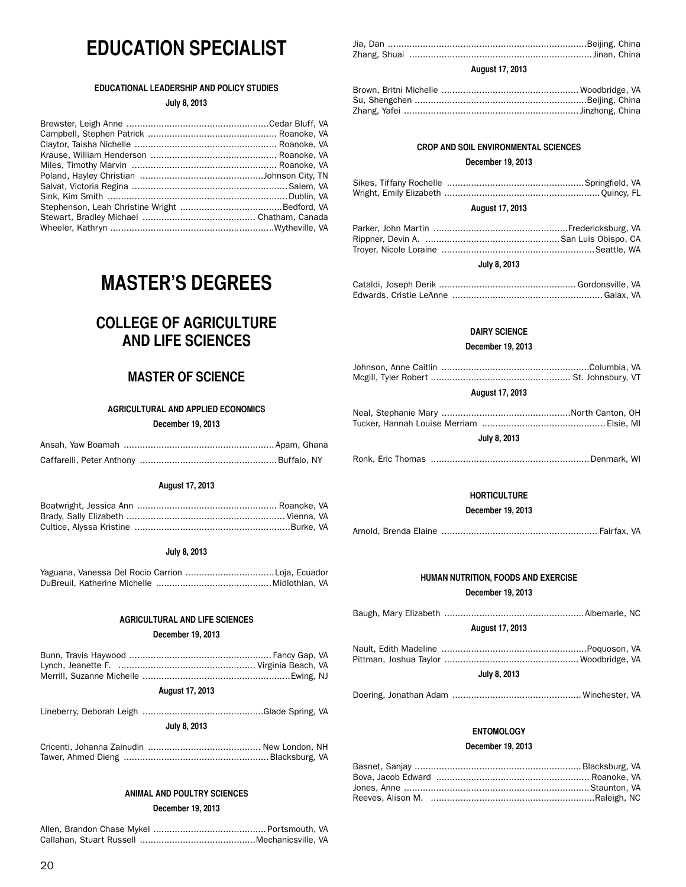# EDUCATION SPECIALIST

#### EDUCATIONAL LEADERSHIP AND POLICY STUDIES

**July 8, 2013**

Brewster, Leigh Anne ....................................................Cedar Bluff, VA
Campbell, Stephen Patrick ................................................ Roanoke, VA
Claytor, Taisha Nichelle .................................................... Roanoke, VA
Krause, William Henderson .............................................. Roanoke, VA
Miles, Timothy Marvin ..................................................... Roanoke, VA
Poland, Hayley Christian ..............................................Johnson City, TN
Salvat, Victoria Regina ...........................................................Salem, VA
Sink, Kim Smith ...................................................................Dublin, VA
Stephenson, Leah Christine Wright ......................................Bedford, VA
Stewart, Bradley Michael .......................................... Chatham, Canada
Wheeler, Kathryn ............................................................Wytheville, VA

# MASTER'S DEGREES

## COLLEGE OF AGRICULTURE AND LIFE SCIENCES

### MASTER OF SCIENCE

#### AGRICULTURAL AND APPLIED ECONOMICS

**December 19, 2013**

Ansah, Yaw Boamah ........................................................Apam, Ghana
Caffarelli, Peter Anthony ...................................................Buffalo, NY

**August 17, 2013**

Boatwright, Jessica Ann .................................................... Roanoke, VA
Brady, Sally Elizabeth ........................................................... Vienna, VA
Cultice, Alyssa Kristine ..........................................................Burke, VA

**July 8, 2013**

Yaguana, Vanessa Del Rocio Carrion .................................Loja, Ecuador
DuBreuil, Katherine Michelle ...........................................Midlothian, VA

#### AGRICULTURAL AND LIFE SCIENCES

**December 19, 2013**

Bunn, Travis Haywood .....................................................Fancy Gap, VA
Lynch, Jeanette F. ................................................... Virginia Beach, VA
Merrill, Suzanne Michelle .......................................................Ewing, NJ

**August 17, 2013**

Lineberry, Deborah Leigh ............................................Glade Spring, VA

**July 8, 2013**

Cricenti, Johanna Zainudin .......................................... New London, NH
Tawer, Ahmed Dieng ......................................................Blacksburg, VA

#### ANIMAL AND POULTRY SCIENCES

**December 19, 2013**

Allen, Brandon Chase Mykel ..........................................Portsmouth, VA
Callahan, Stuart Russell ...........................................Mechanicsville, VA
Jia, Dan ..........................................................................Beijing, China
Zhang, Shuai ....................................................................Jinan, China

**August 17, 2013**

Brown, Britni Michelle ...................................................Woodbridge, VA
Su, Shengchen ................................................................Beijing, China
Zhang, Yafei ..................................................................Jinzhong, China

#### CROP AND SOIL ENVIRONMENTAL SCIENCES

**December 19, 2013**

Sikes, Tiffany Rochelle ..................................................Springfield, VA
Wright, Emily Elizabeth ..........................................................Quincy, FL

**August 17, 2013**

Parker, John Martin ..................................................Fredericksburg, VA
Rippner, Devin A. ..................................................San Luis Obispo, CA
Troyer, Nicole Loraine .........................................................Seattle, WA

**July 8, 2013**

Cataldi, Joseph Derik ................................................... Gordonsville, VA
Edwards, Cristie LeAnne ........................................................Galax, VA

#### DAIRY SCIENCE

**December 19, 2013**

Johnson, Anne Caitlin .......................................................Columbia, VA
Mcgill, Tyler Robert .................................................... St. Johnsbury, VT

**August 17, 2013**

Neal, Stephanie Mary ................................................North Canton, OH
Tucker, Hannah Louise Merriam ............................................. Elsie, MI

**July 8, 2013**

Ronk, Eric Thomas ...........................................................Denmark, WI

#### HORTICULTURE

**December 19, 2013**

Arnold, Brenda Elaine .......................................................... Fairfax, VA

#### HUMAN NUTRITION, FOODS AND EXERCISE

**December 19, 2013**

Baugh, Mary Elizabeth ....................................................Albemarle, NC

**August 17, 2013**

Nault, Edith Madeline ......................................................Poquoson, VA
Pittman, Joshua Taylor ..................................................Woodbridge, VA

**July 8, 2013**

Doering, Jonathan Adam ................................................Winchester, VA

#### ENTOMOLOGY

**December 19, 2013**

Basnet, Sanjay ..............................................................Blacksburg, VA
Bova, Jacob Edward ......................................................... Roanoke, VA
Jones, Anne ....................................................................Staunton, VA
Reeves, Alison M. .............................................................Raleigh, NC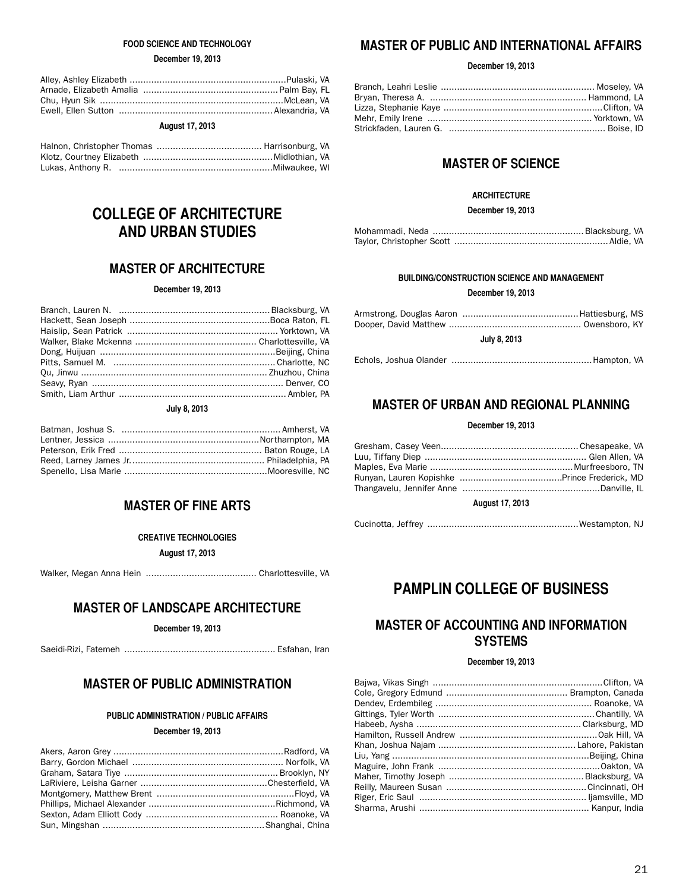#### FOOD SCIENCE AND TECHNOLOGY

**December 19, 2013**

Alley, Ashley Elizabeth .......................................................... Pulaski, VA
Arnade, Elizabeth Amalia ................................................. Palm Bay, FL
Chu, Hyun Sik ................................................................... McLean, VA
Ewell, Ellen Sutton ......................................................... Alexandria, VA

**August 17, 2013**

Halnon, Christopher Thomas ....................................... Harrisonburg, VA
Klotz, Courtney Elizabeth ................................................ Midlothian, VA
Lukas, Anthony R. ......................................................... Milwaukee, WI

# COLLEGE OF ARCHITECTURE AND URBAN STUDIES

## MASTER OF ARCHITECTURE

**December 19, 2013**

Branch, Lauren N. ........................................................ Blacksburg, VA
Hackett, Sean Joseph .................................................... Boca Raton, FL
Haislip, Sean Patrick ........................................................ Yorktown, VA
Walker, Blake Mckenna ............................................. Charlottesville, VA
Dong, Huijuan ................................................................. Beijing, China
Pitts, Samuel M. ............................................................ Charlotte, NC
Qu, Jinwu ..................................................................... Zhuzhou, China
Seavy, Ryan ..................................................................... Denver, CO
Smith, Liam Arthur .............................................................. Ambler, PA

**July 8, 2013**

Batman, Joshua S. ........................................................... Amherst, VA
Lentner, Jessica ........................................................ Northampton, MA
Peterson, Erik Fred ..................................................... Baton Rouge, LA
Reed, Larney James Jr. ................................................. Philadelphia, PA
Spenello, Lisa Marie ..................................................... Mooresville, NC

## MASTER OF FINE ARTS

#### CREATIVE TECHNOLOGIES

**August 17, 2013**

Walker, Megan Anna Hein ......................................... Charlottesville, VA

## MASTER OF LANDSCAPE ARCHITECTURE

**December 19, 2013**

Saeidi-Rizi, Fatemeh ........................................................ Esfahan, Iran

## MASTER OF PUBLIC ADMINISTRATION

#### PUBLIC ADMINISTRATION / PUBLIC AFFAIRS

**December 19, 2013**

Akers, Aaron Grey ............................................................... Radford, VA
Barry, Gordon Michael ........................................................ Norfolk, VA
Graham, Satara Tiye ....................................................... Brooklyn, NY
LaRiviere, Leisha Garner ............................................... Chesterfield, VA
Montgomery, Matthew Brent ................................................... Floyd, VA
Phillips, Michael Alexander ............................................... Richmond, VA
Sexton, Adam Elliott Cody ................................................. Roanoke, VA
Sun, Mingshan ............................................................ Shanghai, China

## MASTER OF PUBLIC AND INTERNATIONAL AFFAIRS

**December 19, 2013**

Branch, Leahri Leslie ......................................................... Moseley, VA
Bryan, Theresa A. .......................................................... Hammond, LA
Lizza, Stephanie Kaye .......................................................... Clifton, VA
Mehr, Emily Irene ............................................................. Yorktown, VA
Strickfaden, Lauren G. ......................................................... Boise, ID

## MASTER OF SCIENCE

#### ARCHITECTURE

**December 19, 2013**

Mohammadi, Neda ........................................................ Blacksburg, VA
Taylor, Christopher Scott ........................................................ Aldie, VA

#### BUILDING/CONSTRUCTION SCIENCE AND MANAGEMENT

**December 19, 2013**

Armstrong, Douglas Aaron ........................................... Hattiesburg, MS
Dooper, David Matthew ................................................. Owensboro, KY

**July 8, 2013**

Echols, Joshua Olander .................................................... Hampton, VA

## MASTER OF URBAN AND REGIONAL PLANNING

**December 19, 2013**

Gresham, Casey Veen.................................................. Chesapeake, VA
Luu, Tiffany Diep ........................................................... Glen Allen, VA
Maples, Eva Marie ..................................................... Murfreesboro, TN
Runyan, Lauren Kopishke ...................................... Prince Frederick, MD
Thangavelu, Jennifer Anne ................................................... Danville, IL

**August 17, 2013**

Cucinotta, Jeffrey ........................................................ Westampton, NJ

# PAMPLIN COLLEGE OF BUSINESS

## MASTER OF ACCOUNTING AND INFORMATION SYSTEMS

**December 19, 2013**

Bajwa, Vikas Singh ............................................................... Clifton, VA
Cole, Gregory Edmund ............................................. Brampton, Canada
Dendev, Erdembileg .......................................................... Roanoke, VA
Gittings, Tyler Worth ......................................................... Chantilly, VA
Habeeb, Aysha ........................................................... Clarksburg, MD
Hamilton, Russell Andrew .................................................. Oak Hill, VA
Khan, Joshua Najam ................................................... Lahore, Pakistan
Liu, Yang ......................................................................... Beijing, China
Maguire, John Frank ........................................................... Oakton, VA
Maher, Timothy Joseph .................................................. Blacksburg, VA
Reilly, Maureen Susan .................................................... Cincinnati, OH
Riger, Eric Saul ............................................................... Ijamsville, MD
Sharma, Arushi .............................................................. Kanpur, India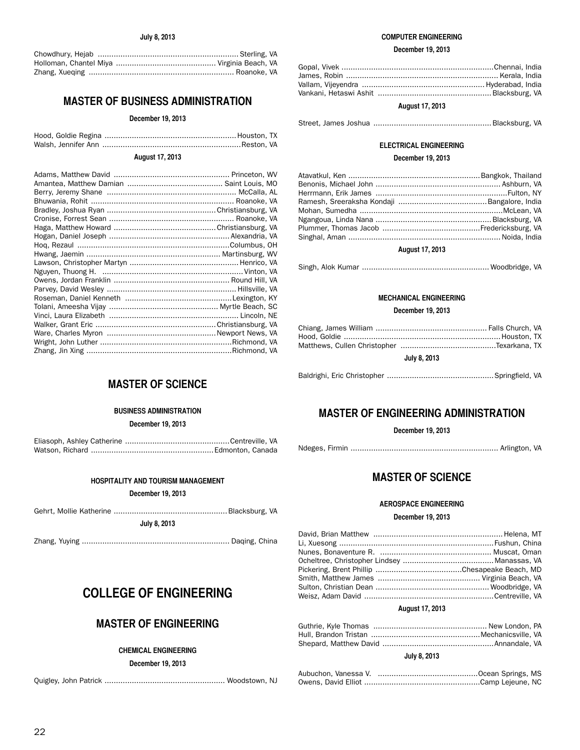**July 8, 2013**

Chowdhury, Hejab ............................................................. Sterling, VA
Holloman, Chantel Miya ........................................... Virginia Beach, VA
Zhang, Xueqing ............................................................... Roanoke, VA

## MASTER OF BUSINESS ADMINISTRATION

**December 19, 2013**

Hood, Goldie Regina ......................................................... Houston, TX
Walsh, Jennifer Ann ............................................................ Reston, VA

**August 17, 2013**

Adams, Matthew David .................................................. Princeton, WV
Amantea, Matthew Damian .......................................... Saint Louis, MO
Berry, Jeremy Shane ........................................................ McCalla, AL
Bhuwania, Rohit .............................................................. Roanoke, VA
Bradley, Joshua Ryan ............................................... Christiansburg, VA
Cronise, Forrest Sean ...................................................... Roanoke, VA
Haga, Matthew Howard ............................................ Christiansburg, VA
Hogan, Daniel Joseph .................................................... Alexandria, VA
Hoq, Rezaul .................................................................. Columbus, OH
Hwang, Jaemin ........................................................... Martinsburg, WV
Lawson, Christopher Martyn ............................................... Henrico, VA
Nguyen, Thuong H. ............................................................. Vinton, VA
Owens, Jordan Franklin .................................................. Round Hill, VA
Parvey, David Wesley ........................................................ Hillsville, VA
Roseman, Daniel Kenneth ............................................... Lexington, KY
Tolani, Ameesha Vijay ................................................ Myrtle Beach, SC
Vinci, Laura Elizabeth ........................................................ Lincoln, NE
Walker, Grant Eric .................................................... Christiansburg, VA
Ware, Charles Myron ................................................ Newport News, VA
Wright, John Luther .......................................................... Richmond, VA
Zhang, Jin Xing ............................................................... Richmond, VA

## MASTER OF SCIENCE

**BUSINESS ADMINISTRATION**

**December 19, 2013**

Eliasoph, Ashley Catherine ............................................. Centreville, VA
Watson, Richard ..................................................... Edmonton, Canada

**HOSPITALITY AND TOURISM MANAGEMENT**

**December 19, 2013**

Gehrt, Mollie Katherine ................................................. Blacksburg, VA

**July 8, 2013**

Zhang, Yuying ................................................................ Daqing, China

# COLLEGE OF ENGINEERING

## MASTER OF ENGINEERING

**CHEMICAL ENGINEERING**

**December 19, 2013**

Quigley, John Patrick .................................................... Woodstown, NJ

**COMPUTER ENGINEERING**

**December 19, 2013**

Gopal, Vivek .................................................................. Chennai, India
James, Robin .................................................................. Kerala, India
Vallam, Vijeyendra ..................................................... Hyderabad, India
Vankani, Hetaswi Ashit ................................................. Blacksburg, VA

**August 17, 2013**

Street, James Joshua ................................................... Blacksburg, VA

**ELECTRICAL ENGINEERING**

**December 19, 2013**

Atavatkul, Ken ......................................................... Bangkok, Thailand
Benonis, Michael John ...................................................... Ashburn, VA
Herrmann, Erik James .......................................................... Fulton, NY
Ramesh, Sreeraksha Kondaji ....................................... Bangalore, India
Mohan, Sumedha .............................................................. McLean, VA
Ngangoua, Linda Nana .................................................. Blacksburg, VA
Plummer, Thomas Jacob ........................................... Fredericksburg, VA
Singhal, Aman .................................................................. Noida, India

**August 17, 2013**

Singh, Alok Kumar ....................................................... Woodbridge, VA

**MECHANICAL ENGINEERING**

**December 19, 2013**

Chiang, James William ................................................ Falls Church, VA
Hood, Goldie ................................................................... Houston, TX
Matthews, Cullen Christopher .......................................... Texarkana, TX

**July 8, 2013**

Baldrighi, Eric Christopher .............................................. Springfield, VA

## MASTER OF ENGINEERING ADMINISTRATION

**December 19, 2013**

Ndeges, Firmin ............................................................... Arlington, VA

## MASTER OF SCIENCE

**AEROSPACE ENGINEERING**

**December 19, 2013**

David, Brian Matthew ......................................................... Helena, MT
Li, Xuesong .................................................................. Fushun, China
Nunes, Bonaventure R. ................................................. Muscat, Oman
Ocheltree, Christopher Lindsey ........................................ Manassas, VA
Pickering, Brent Phillip ...................................... Chesapeake Beach, MD
Smith, Matthew James ............................................. Virginia Beach, VA
Sulton, Christian Dean .................................................. Woodbridge, VA
Weisz, Adam David ........................................................ Centreville, VA

**August 17, 2013**

Guthrie, Kyle Thomas ................................................. New London, PA
Hull, Brandon Tristan ................................................ Mechanicsville, VA
Shepard, Matthew David ................................................ Annandale, VA

**July 8, 2013**

Aubuchon, Vanessa V. ............................................ Ocean Springs, MS
Owens, David Elliot .................................................. Camp Lejeune, NC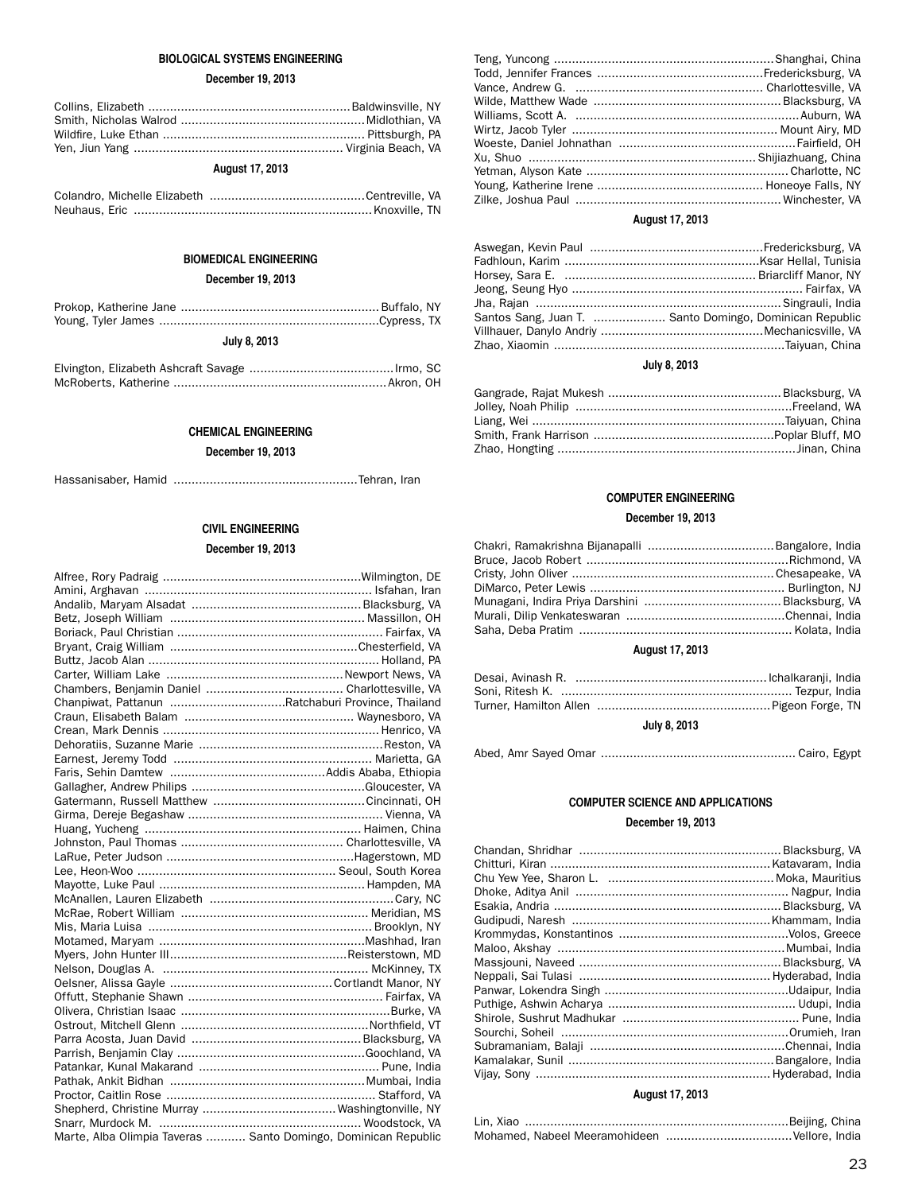### BIOLOGICAL SYSTEMS ENGINEERING

#### December 19, 2013

Collins, Elizabeth ........................................................ Baldwinsville, NY
Smith, Nicholas Walrod .................................................. Midlothian, VA
Wildfire, Luke Ethan ....................................................... Pittsburgh, PA
Yen, Jiun Yang .......................................................... Virginia Beach, VA

#### August 17, 2013

Colandro, Michelle Elizabeth ........................................... Centreville, VA
Neuhaus, Eric ................................................................. Knoxville, TN

### BIOMEDICAL ENGINEERING

#### December 19, 2013

Prokop, Katherine Jane ....................................................... Buffalo, NY
Young, Tyler James ............................................................. Cypress, TX

#### July 8, 2013

Elvington, Elizabeth Ashcraft Savage ........................................ Irmo, SC
McRoberts, Katherine ........................................................... Akron, OH

### CHEMICAL ENGINEERING

#### December 19, 2013

Hassanisaber, Hamid ................................................... Tehran, Iran

### CIVIL ENGINEERING

#### December 19, 2013

Alfree, Rory Padraig ....................................................... Wilmington, DE
Amini, Arghavan .............................................................. Isfahan, Iran
Andalib, Maryam Alsadat ............................................... Blacksburg, VA
Betz, Joseph William ..................................................... Massillon, OH
Boriack, Paul Christian ......................................................... Fairfax, VA
Bryant, Craig William .................................................... Chesterfield, VA
Buttz, Jacob Alan ................................................................ Holland, PA
Carter, William Lake ................................................. Newport News, VA
Chambers, Benjamin Daniel ...................................... Charlottesville, VA
Chanpiwat, Pattanun ................................ Ratchaburi Province, Thailand
Craun, Elisabeth Balam ............................................... Waynesboro, VA
Crean, Mark Dennis ............................................................ Henrico, VA
Dehoratiis, Suzanne Marie .................................................. Reston, VA
Earnest, Jeremy Todd ...................................................... Marietta, GA
Faris, Sehin Damtew ........................................... Addis Ababa, Ethiopia
Gallagher, Andrew Philips ................................................ Gloucester, VA
Gatermann, Russell Matthew .......................................... Cincinnati, OH
Girma, Dereje Begashaw ..................................................... Vienna, VA
Huang, Yucheng ............................................................. Haimen, China
Johnston, Paul Thomas ............................................. Charlottesville, VA
LaRue, Peter Judson .................................................... Hagerstown, MD
Lee, Heon-Woo ...................................................... Seoul, South Korea
Mayotte, Luke Paul ......................................................... Hampden, MA
McAnallen, Lauren Elizabeth ................................................... Cary, NC
McRae, Robert William .................................................... Meridian, MS
Mis, Maria Luisa ............................................................. Brooklyn, NY
Motamed, Maryam ......................................................... Mashhad, Iran
Myers, John Hunter III ................................................. Reisterstown, MD
Nelson, Douglas A. ......................................................... McKinney, TX
Oelsner, Alissa Gayle ............................................ Cortlandt Manor, NY
Offutt, Stephanie Shawn ...................................................... Fairfax, VA
Olivera, Christian Isaac .......................................................... Burke, VA
Ostrout, Mitchell Glenn ................................................... Northfield, VT
Parra Acosta, Juan David ............................................... Blacksburg, VA
Parrish, Benjamin Clay ................................................... Goochland, VA
Patankar, Kunal Makarand ................................................... Pune, India
Pathak, Ankit Bidhan ...................................................... Mumbai, India
Proctor, Caitlin Rose ........................................................... Stafford, VA
Shepherd, Christine Murray ..................................... Washingtonville, NY
Snarr, Murdock M. ......................................................... Woodstock, VA
Marte, Alba Olimpia Taveras ........... Santo Domingo, Dominican Republic
Teng, Yuncong ............................................................ Shanghai, China
Todd, Jennifer Frances .............................................. Fredericksburg, VA
Vance, Andrew G. ................................................... Charlottesville, VA
Wilde, Matthew Wade .................................................... Blacksburg, VA
Williams, Scott A. .............................................................. Auburn, WA
Wirtz, Jacob Tyler ......................................................... Mount Airy, MD
Woeste, Daniel Johnathan ................................................. Fairfield, OH
Xu, Shuo .............................................................. Shijiazhuang, China
Yetman, Alyson Kate ....................................................... Charlotte, NC
Young, Katherine Irene ............................................. Honeoye Falls, NY
Zilke, Joshua Paul ......................................................... Winchester, VA

#### August 17, 2013

Aswegan, Kevin Paul ................................................ Fredericksburg, VA
Fadhloun, Karim ...................................................... Ksar Hellal, Tunisia
Horsey, Sara E. ................................................... Briarcliff Manor, NY
Jeong, Seung Hyo ............................................................... Fairfax, VA
Jha, Rajan .................................................................... Singrauli, India
Santos Sang, Juan T. .................... Santo Domingo, Dominican Republic
Villhauer, Danylo Andriy ............................................. Mechanicsville, VA
Zhao, Xiaomin ............................................................... Taiyuan, China

#### July 8, 2013

Gangrade, Rajat Mukesh ................................................ Blacksburg, VA
Jolley, Noah Philip ............................................................ Freeland, WA
Liang, Wei ...................................................................... Taiyuan, China
Smith, Frank Harrison ................................................. Poplar Bluff, MO
Zhao, Hongting .................................................................. Jinan, China

### COMPUTER ENGINEERING

#### December 19, 2013

Chakri, Ramakrishna Bijanapalli ................................... Bangalore, India
Bruce, Jacob Robert ........................................................ Richmond, VA
Cristy, John Oliver ........................................................ Chesapeake, VA
DiMarco, Peter Lewis ..................................................... Burlington, NJ
Munagani, Indira Priya Darshini ...................................... Blacksburg, VA
Murali, Dilip Venkateswaran ............................................ Chennai, India
Saha, Deba Pratim ........................................................... Kolata, India

#### August 17, 2013

Desai, Avinash R. ..................................................... Ichalkaranji, India
Soni, Ritesh K. ................................................................ Tezpur, India
Turner, Hamilton Allen ................................................ Pigeon Forge, TN

#### July 8, 2013

Abed, Amr Sayed Omar ...................................................... Cairo, Egypt

### COMPUTER SCIENCE AND APPLICATIONS

#### December 19, 2013

Chandan, Shridhar ........................................................ Blacksburg, VA
Chitturi, Kiran .............................................................. Katavaram, India
Chu Yew Yee, Sharon L. ............................................. Moka, Mauritius
Dhoke, Aditya Anil ........................................................... Nagpur, India
Esakia, Andria ............................................................... Blacksburg, VA
Gudipudi, Naresh ........................................................ Khammam, India
Krommydas, Konstantinos ............................................... Volos, Greece
Maloo, Akshay .............................................................. Mumbai, India
Massjouni, Naveed ........................................................ Blacksburg, VA
Neppali, Sai Tulasi ..................................................... Hyderabad, India
Panwar, Lokendra Singh .................................................. Udaipur, India
Puthige, Ashwin Acharya ..................................................... Udupi, India
Shirole, Sushrut Madhukar ................................................... Pune, India
Sourchi, Soheil ............................................................... Orumieh, Iran
Subramaniam, Balaji ...................................................... Chennai, India
Kamalakar, Sunil ......................................................... Bangalore, India
Vijay, Sony ................................................................. Hyderabad, India

#### August 17, 2013

Lin, Xiao ......................................................................... Beijing, China
Mohamed, Nabeel Meeramohideen ................................... Vellore, India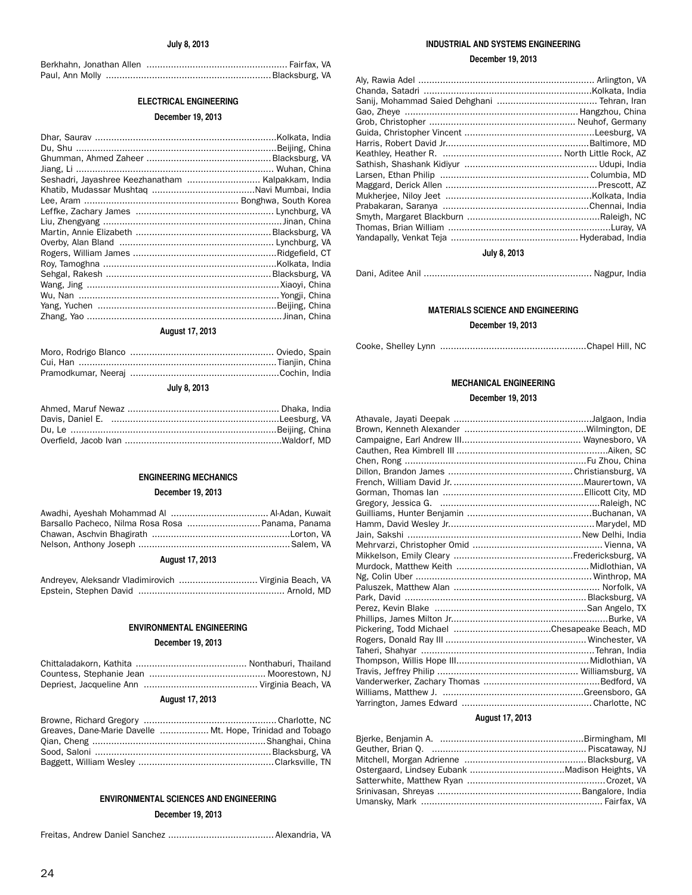**July 8, 2013**

Berkhahn, Jonathan Allen .................................................... Fairfax, VA
Paul, Ann Molly ............................................................ Blacksburg, VA

### ELECTRICAL ENGINEERING

**December 19, 2013**

Dhar, Saurav .................................................................. Kolkata, India
Du, Shu ......................................................................... Beijing, China
Ghumman, Ahmed Zaheer ............................................. Blacksburg, VA
Jiang, Li ........................................................................ Wuhan, China
Seshadri, Jayashree Keezhanatham ........................... Kalpakkam, India
Khatib, Mudassar Mushtaq ...................................... Navi Mumbai, India
Lee, Aram ........................................................ Bonghwa, South Korea
Leffke, Zachary James .................................................. Lynchburg, VA
Liu, Zhengyang .................................................................. Jinan, China
Martin, Annie Elizabeth .................................................. Blacksburg, VA
Overby, Alan Bland ........................................................ Lynchburg, VA
Rogers, William James .................................................... Ridgefield, CT
Roy, Tamoghna ................................................................ Kolkata, India
Sehgal, Rakesh ............................................................ Blacksburg, VA
Wang, Jing ...................................................................... Xiaoyi, China
Wu, Nan ......................................................................... Yongji, China
Yang, Yuchen ................................................................. Beijing, China
Zhang, Yao ....................................................................... Jinan, China

**August 17, 2013**

Moro, Rodrigo Blanco .................................................... Oviedo, Spain
Cui, Han ........................................................................ Tianjin, China
Pramodkumar, Neeraj ...................................................... Cochin, India

**July 8, 2013**

Ahmed, Maruf Newaz ....................................................... Dhaka, India
Davis, Daniel E. ............................................................. Leesburg, VA
Du, Le ........................................................................... Beijing, China
Overfield, Jacob Ivan ......................................................... Waldorf, MD

### ENGINEERING MECHANICS

**December 19, 2013**

Awadhi, Ayeshah Mohammad Al .................................... Al-Adan, Kuwait
Barsallo Pacheco, Nilma Rosa Rosa ........................... Panama, Panama
Chawan, Aschvin Bhagirath .................................................. Lorton, VA
Nelson, Anthony Joseph ....................................................... Salem, VA

**August 17, 2013**

Andreyev, Aleksandr Vladimirovich ............................. Virginia Beach, VA
Epstein, Stephen David ..................................................... Arnold, MD

### ENVIRONMENTAL ENGINEERING

**December 19, 2013**

Chittaladakorn, Kathita ......................................... Nonthaburi, Thailand
Countess, Stephanie Jean ........................................... Moorestown, NJ
Depriest, Jacqueline Ann .......................................... Virginia Beach, VA

**August 17, 2013**

Browne, Richard Gregory ................................................. Charlotte, NC
Greaves, Dane-Marie Davelle .................. Mt. Hope, Trinidad and Tobago
Qian, Cheng ................................................................ Shanghai, China
Sood, Saloni ................................................................ Blacksburg, VA
Baggett, William Wesley .................................................. Clarksville, TN

### ENVIRONMENTAL SCIENCES AND ENGINEERING

**December 19, 2013**

Freitas, Andrew Daniel Sanchez ....................................... Alexandria, VA

### INDUSTRIAL AND SYSTEMS ENGINEERING

**December 19, 2013**

Aly, Rawia Adel ................................................................. Arlington, VA
Chanda, Satadri ............................................................. Kolkata, India
Sanij, Mohammad Saied Dehghani ..................................... Tehran, Iran
Gao, Zheye ............................................................... Hangzhou, China
Grob, Christopher ...................................................... Neuhof, Germany
Guida, Christopher Vincent ............................................... Leesburg, VA
Harris, Robert David Jr. .................................................... Baltimore, MD
Keathley, Heather R. ............................................ North Little Rock, AZ
Sathish, Shashank Kidiyur ................................................ Udupi, India
Larsen, Ethan Philip ...................................................... Columbia, MD
Maggard, Derick Allen ...................................................... Prescott, AZ
Mukherjee, Niloy Jeet ..................................................... Kolkata, India
Prabakaran, Saranya ..................................................... Chennai, India
Smyth, Margaret Blackburn ................................................ Raleigh, NC
Thomas, Brian William ......................................................... Luray, VA
Yandapally, Venkat Teja ............................................... Hyderabad, India

**July 8, 2013**

Dani, Aditee Anil ............................................................. Nagpur, India

### MATERIALS SCIENCE AND ENGINEERING

**December 19, 2013**

Cooke, Shelley Lynn ...................................................... Chapel Hill, NC

### MECHANICAL ENGINEERING

**December 19, 2013**

Athavale, Jayati Deepak .................................................. Jalgaon, India
Brown, Kenneth Alexander ............................................ Wilmington, DE
Campaigne, Earl Andrew III. ........................................ Waynesboro, VA
Cauthen, Rea Kimbrell III ...................................................... Aiken, SC
Chen, Rong .................................................................. Fu Zhou, China
Dillon, Brandon James ............................................. Christiansburg, VA
French, William David Jr. ................................................ Maurertown, VA
Gorman, Thomas Ian .................................................. Ellicott City, MD
Gregory, Jessica G. .......................................................... Raleigh, NC
Guilliams, Hunter Benjamin ............................................. Buchanan, VA
Hamm, David Wesley Jr. ................................................... Marydel, MD
Jain, Sakshi ............................................................... New Delhi, India
Mehrvarzi, Christopher Omid ............................................... Vienna, VA
Mikkelson, Emily Cleary .............................................. Fredericksburg, VA
Murdock, Matthew Keith ................................................ Midlothian, VA
Ng, Colin Uber ............................................................... Winthrop, MA
Paluszek, Matthew Alan ...................................................... Norfolk, VA
Park, David ................................................................. Blacksburg, VA
Perez, Kevin Blake ...................................................... San Angelo, TX
Phillips, James Milton Jr. ....................................................... Burke, VA
Pickering, Todd Michael ................................... Chesapeake Beach, MD
Rogers, Donald Ray III .................................................. Winchester, VA
Taheri, Shahyar .............................................................. Tehran, India
Thompson, Willis Hope III ............................................... Midlothian, VA
Travis, Jeffrey Philip ................................................... Williamsburg, VA
Vanderwerker, Zachary Thomas .......................................... Bedford, VA
Williams, Matthew J. ................................................... Greensboro, GA
Yarrington, James Edward ............................................... Charlotte, NC

**August 17, 2013**

Bjerke, Benjamin A. ..................................................... Birmingham, MI
Geuther, Brian Q. ........................................................ Piscataway, NJ
Mitchell, Morgan Adrienne ............................................ Blacksburg, VA
Ostergaard, Lindsey Eubank .................................. Madison Heights, VA
Satterwhite, Matthew Ryan .................................................. Crozet, VA
Srinivasan, Shreyas .................................................... Bangalore, India
Umansky, Mark ................................................................. Fairfax, VA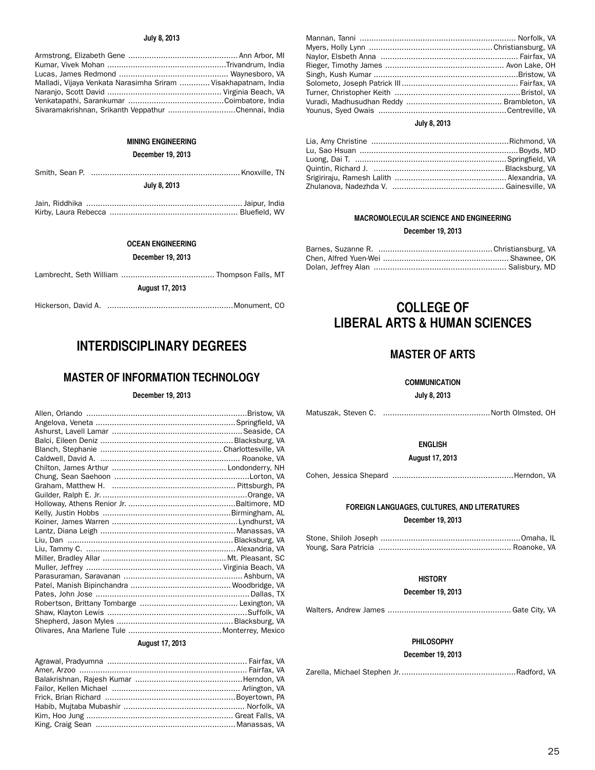**July 8, 2013**

Armstrong, Elizabeth Gene ............................................... Ann Arbor, MI
Kumar, Vivek Mohan ...................................................Trivandrum, India
Lucas, James Redmond ............................................... Waynesboro, VA
Malladi, Vijaya Venkata Narasimha Sriram .............Visakhapatnam, India
Naranjo, Scott David ................................................. Virginia Beach, VA
Venkatapathi, Sarankumar .........................................Coimbatore, India
Sivaramakrishnan, Srikanth Veppathur .............................Chennai, India

**MINING ENGINEERING**

**December 19, 2013**

Smith, Sean P. ................................................................ Knoxville, TN

**July 8, 2013**

Jain, Riddhika ................................................................... Jaipur, India
Kirby, Laura Rebecca ...................................................... Bluefield, WV

**OCEAN ENGINEERING**

**December 19, 2013**

Lambrecht, Seth William ........................................ Thompson Falls, MT

**August 17, 2013**

Hickerson, David A. ......................................................Monument, CO

## INTERDISCIPLINARY DEGREES

### MASTER OF INFORMATION TECHNOLOGY

**December 19, 2013**

Allen, Orlando ....................................................................Bristow, VA
Angelova, Veneta ............................................................Springfield, VA
Ashurst, Lavell Lamar .......................................................Seaside, CA
Balci, Eileen Deniz .........................................................Blacksburg, VA
Blanch, Stephanie .................................................... Charlottesville, VA
Caldwell, David A. ........................................................... Roanoke, VA
Chilton, James Arthur ................................................. Londonderry, NH
Chung, Sean Saehoon ..........................................................Lorton, VA
Graham, Matthew H. ..................................................... Pittsburgh, PA
Guilder, Ralph E. Jr. ..............................................................Orange, VA
Holloway, Athens Renior Jr. ..............................................Baltimore, MD
Kelly, Justin Hobbs .......................................................Birmingham, AL
Koiner, James Warren ......................................................Lyndhurst, VA
Lantz, Diana Leigh ..........................................................Manassas, VA
Liu, Dan .......................................................................Blacksburg, VA
Liu, Tammy C. ................................................................Alexandria, VA
Miller, Bradley Allar .....................................................Mt. Pleasant, SC
Muller, Jeffrey .......................................................... Virginia Beach, VA
Parasuraman, Saravanan .................................................. Ashburn, VA
Patel, Manish Bipinchandra ...........................................Woodbridge, VA
Pates, John Jose .................................................................Dallas, TX
Robertson, Brittany Tombarge .......................................... Lexington, VA
Shaw, Klayton Lewis ...........................................................Suffolk, VA
Shepherd, Jason Myles ..................................................Blacksburg, VA
Olivares, Ana Marlene Tule ........................................Monterrey, Mexico

**August 17, 2013**

Agrawal, Pradyumna ........................................................... Fairfax, VA
Amer, Arzoo ....................................................................... Fairfax, VA
Balakrishnan, Rajesh Kumar .............................................Herndon, VA
Failor, Kellen Michael ...................................................... Arlington, VA
Frick, Brian Richard ........................................................Boyertown, PA
Habib, Mujtaba Mubashir .................................................... Norfolk, VA
Kim, Hoo Jung ............................................................... Great Falls, VA
King, Craig Sean ............................................................Manassas, VA
Mannan, Tanni ................................................................... Norfolk, VA
Myers, Holly Lynn .....................................................Christiansburg, VA
Naylor, Elsbeth Anna .......................................................... Fairfax, VA
Rieger, Timothy James .................................................. Avon Lake, OH
Singh, Kush Kumar .............................................................Bristow, VA
Solometo, Joseph Patrick III .................................................. Fairfax, VA
Turner, Christopher Keith ......................................................Bristol, VA
Vuradi, Madhusudhan Reddy ......................................... Brambleton, VA
Younus, Syed Owais .......................................................Centreville, VA

**July 8, 2013**

Lia, Amy Christine ...........................................................Richmond, VA
Lu, Sao Hsuan ...................................................................Boyds, MD
Luong, Dai T. ................................................................Springfield, VA
Quintin, Richard J. ........................................................Blacksburg, VA
Srigiriraju, Ramesh Lalith ................................................ Alexandria, VA
Zhulanova, Nadezhda V. ................................................ Gainesville, VA

**MACROMOLECULAR SCIENCE AND ENGINEERING**

**December 19, 2013**

Barnes, Suzanne R. .................................................Christiansburg, VA
Chen, Alfred Yuen-Wei ..................................................... Shawnee, OK
Dolan, Jeffrey Alan ......................................................... Salisbury, MD

## COLLEGE OF LIBERAL ARTS & HUMAN SCIENCES

### MASTER OF ARTS

**COMMUNICATION**

**July 8, 2013**

Matuszak, Steven C. ..............................................North Olmsted, OH

**ENGLISH**

**August 17, 2013**

Cohen, Jessica Shepard ....................................................Herndon, VA

**FOREIGN LANGUAGES, CULTURES, AND LITERATURES**

**December 19, 2013**

Stone, Shiloh Joseph ...........................................................Omaha, IL
Young, Sara Patricia ........................................................ Roanoke, VA

**HISTORY**

**December 19, 2013**

Walters, Andrew James .....................................................Gate City, VA

**PHILOSOPHY**

**December 19, 2013**

Zarella, Michael Stephen Jr. .................................................Radford, VA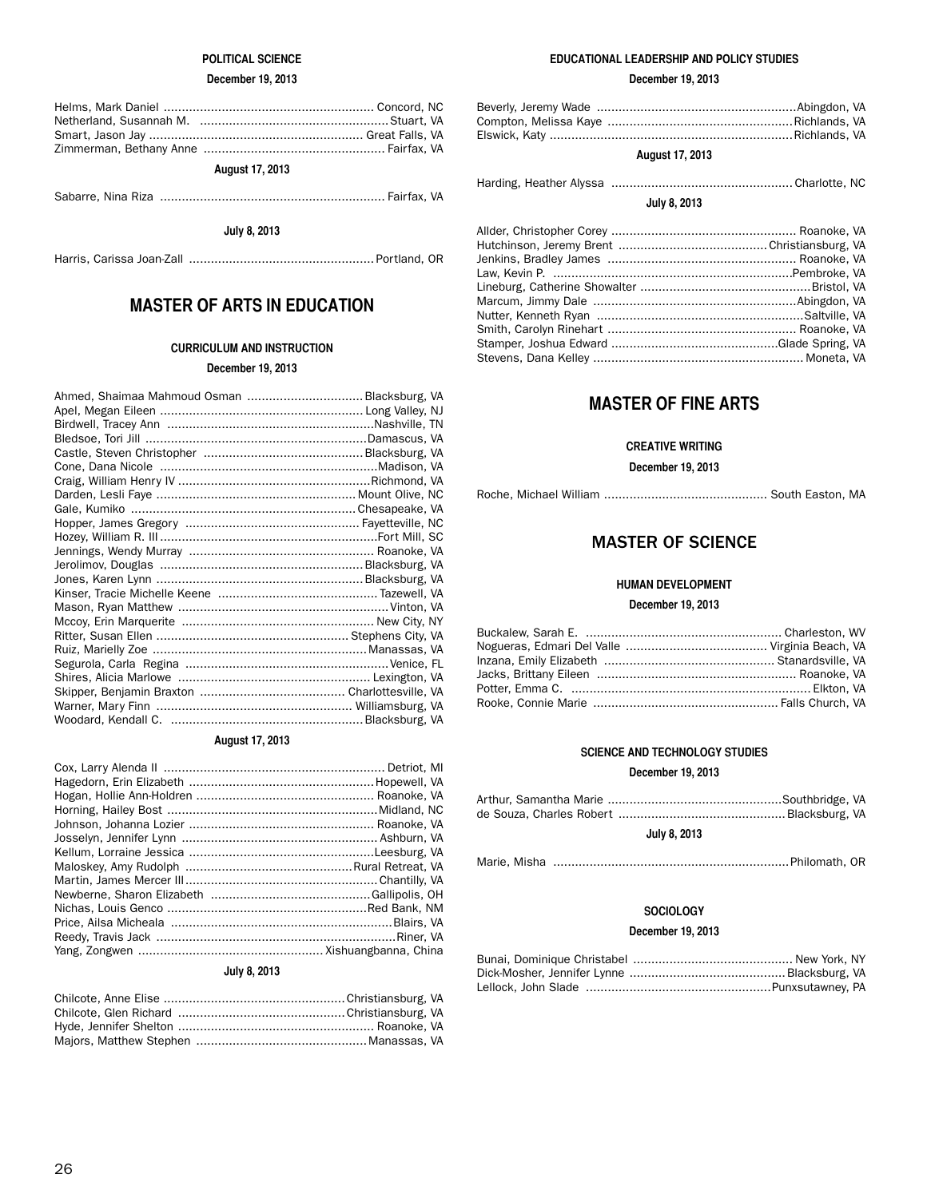#### POLITICAL SCIENCE

**December 19, 2013**

Helms, Mark Daniel .......................................................... Concord, NC
Netherland, Susannah M. ..................................................... Stuart, VA
Smart, Jason Jay .......................................................... Great Falls, VA
Zimmerman, Bethany Anne .................................................. Fairfax, VA

**August 17, 2013**

Sabarre, Nina Riza ............................................................. Fairfax, VA

**July 8, 2013**

Harris, Carissa Joan-Zall ................................................... Portland, OR

## MASTER OF ARTS IN EDUCATION

#### CURRICULUM AND INSTRUCTION

**December 19, 2013**

Ahmed, Shaimaa Mahmoud Osman ................................ Blacksburg, VA
Apel, Megan Eileen ........................................................ Long Valley, NJ
Birdwell, Tracey Ann ........................................................Nashville, TN
Bledsoe, Tori Jill .............................................................Damascus, VA
Castle, Steven Christopher ............................................ Blacksburg, VA
Cone, Dana Nicole ...........................................................Madison, VA
Craig, William Henry IV .....................................................Richmond, VA
Darden, Lesli Faye ....................................................... Mount Olive, NC
Gale, Kumiko ..............................................................Chesapeake, VA
Hopper, James Gregory ................................................ Fayetteville, NC
Hozey, William R. III ...........................................................Fort Mill, SC
Jennings, Wendy Murray ................................................... Roanoke, VA
Jerolimov, Douglas ........................................................ Blacksburg, VA
Jones, Karen Lynn ......................................................... Blacksburg, VA
Kinser, Tracie Michelle Keene ............................................ Tazewell, VA
Mason, Ryan Matthew ........................................................ Vinton, VA
Mccoy, Erin Marquerite ..................................................... New City, NY
Ritter, Susan Ellen ..................................................... Stephens City, VA
Ruiz, Marielly Zoe .......................................................... Manassas, VA
Segurola, Carla Regina ........................................................Venice, FL
Shires, Alicia Marlowe ..................................................... Lexington, VA
Skipper, Benjamin Braxton ........................................ Charlottesville, VA
Warner, Mary Finn ...................................................... Williamsburg, VA
Woodard, Kendall C. ..................................................... Blacksburg, VA

**August 17, 2013**

Cox, Larry Alenda II ............................................................. Detriot, MI
Hagedorn, Erin Elizabeth ...................................................Hopewell, VA
Hogan, Hollie Ann-Holdren ................................................. Roanoke, VA
Horning, Hailey Bost ..........................................................Midland, NC
Johnson, Johanna Lozier ................................................... Roanoke, VA
Josselyn, Jennifer Lynn ..................................................... Ashburn, VA
Kellum, Lorraine Jessica ...................................................Leesburg, VA
Maloskey, Amy Rudolph ..............................................Rural Retreat, VA
Martin, James Mercer III.....................................................Chantilly, VA
Newberne, Sharon Elizabeth ............................................Gallipolis, OH
Nichas, Louis Genco .......................................................Red Bank, NM
Price, Ailsa Micheala .............................................................Blairs, VA
Reedy, Travis Jack ..................................................................Riner, VA
Yang, Zongwen ................................................... Xishuangbanna, China

**July 8, 2013**

Chilcote, Anne Elise ..................................................Christiansburg, VA
Chilcote, Glen Richard ..............................................Christiansburg, VA
Hyde, Jennifer Shelton ...................................................... Roanoke, VA
Majors, Matthew Stephen ...............................................Manassas, VA

#### EDUCATIONAL LEADERSHIP AND POLICY STUDIES

**December 19, 2013**

Beverly, Jeremy Wade .......................................................Abingdon, VA
Compton, Melissa Kaye ...................................................Richlands, VA
Elswick, Katy ...................................................................Richlands, VA

**August 17, 2013**

Harding, Heather Alyssa .................................................. Charlotte, NC

**July 8, 2013**

Allder, Christopher Corey ................................................... Roanoke, VA
Hutchinson, Jeremy Brent .........................................Christiansburg, VA
Jenkins, Bradley James .................................................... Roanoke, VA
Law, Kevin P. ..................................................................Pembroke, VA
Lineburg, Catherine Showalter ...............................................Bristol, VA
Marcum, Jimmy Dale ........................................................Abingdon, VA
Nutter, Kenneth Ryan .........................................................Saltville, VA
Smith, Carolyn Rinehart .................................................... Roanoke, VA
Stamper, Joshua Edward ..............................................Glade Spring, VA
Stevens, Dana Kelley .......................................................... Moneta, VA

## MASTER OF FINE ARTS

#### CREATIVE WRITING

**December 19, 2013**

Roche, Michael William ............................................. South Easton, MA

## MASTER OF SCIENCE

#### HUMAN DEVELOPMENT

**December 19, 2013**

Buckalew, Sarah E. ....................................................... Charleston, WV
Nogueras, Edmari Del Valle ....................................... Virginia Beach, VA
Inzana, Emily Elizabeth ............................................... Stanardsville, VA
Jacks, Brittany Eileen ....................................................... Roanoke, VA
Potter, Emma C. .................................................................. Elkton, VA
Rooke, Connie Marie ................................................... Falls Church, VA

#### SCIENCE AND TECHNOLOGY STUDIES

**December 19, 2013**

Arthur, Samantha Marie ................................................Southbridge, VA
de Souza, Charles Robert ..............................................Blacksburg, VA

**July 8, 2013**

Marie, Misha .................................................................Philomath, OR

#### SOCIOLOGY

**December 19, 2013**

Bunai, Dominique Christabel ............................................ New York, NY
Dick-Mosher, Jennifer Lynne ...........................................Blacksburg, VA
Lellock, John Slade ...................................................Punxsutawney, PA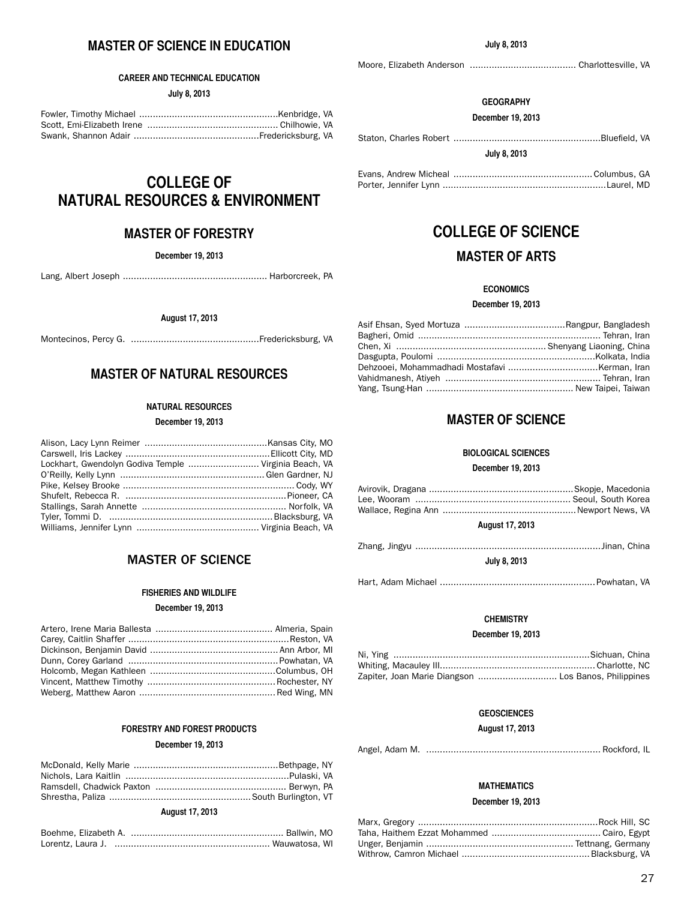## MASTER OF SCIENCE IN EDUCATION

#### CAREER AND TECHNICAL EDUCATION

**July 8, 2013**

Fowler, Timothy Michael ....................................................Kenbridge, VA
Scott, Emi-Elizabeth Irene ................................................ Chilhowie, VA
Swank, Shannon Adair ..............................................Fredericksburg, VA

# COLLEGE OF NATURAL RESOURCES & ENVIRONMENT

## MASTER OF FORESTRY

**December 19, 2013**

Lang, Albert Joseph ..................................................... Harborcreek, PA

**August 17, 2013**

Montecinos, Percy G. ...............................................Fredericksburg, VA

## MASTER OF NATURAL RESOURCES

#### NATURAL RESOURCES

**December 19, 2013**

Alison, Lacy Lynn Reimer .............................................Kansas City, MO
Carswell, Iris Lackey .....................................................Ellicott City, MD
Lockhart, Gwendolyn Godiva Temple .......................... Virginia Beach, VA
O'Reilly, Kelly Lynn .....................................................Glen Gardner, NJ
Pike, Kelsey Brooke ............................................................... Cody, WY
Shufelt, Rebecca R. ...........................................................Pioneer, CA
Stallings, Sarah Annette ..................................................... Norfolk, VA
Tyler, Tommi D. ............................................................Blacksburg, VA
Williams, Jennifer Lynn ............................................. Virginia Beach, VA

## MASTER OF SCIENCE

#### FISHERIES AND WILDLIFE

**December 19, 2013**

Artero, Irene Maria Ballesta ........................................... Almeria, Spain
Carey, Caitlin Shaffer ...........................................................Reston, VA
Dickinson, Benjamin David ...............................................Ann Arbor, MI
Dunn, Corey Garland .......................................................Powhatan, VA
Holcomb, Megan Kathleen ..............................................Columbus, OH
Vincent, Matthew Timothy ...............................................Rochester, NY
Weberg, Matthew Aaron ..................................................Red Wing, MN

#### FORESTRY AND FOREST PRODUCTS

**December 19, 2013**

McDonald, Kelly Marie .....................................................Bethpage, NY
Nichols, Lara Kaitlin ............................................................Pulaski, VA
Ramsdell, Chadwick Paxton ................................................ Berwyn, PA
Shrestha, Paliza ....................................................South Burlington, VT

**August 17, 2013**

Boehme, Elizabeth A. ....................................................... Ballwin, MO
Lorentz, Laura J. ......................................................... Wauwatosa, WI

**July 8, 2013**

Moore, Elizabeth Anderson ....................................... Charlottesville, VA

#### GEOGRAPHY

**December 19, 2013**

Staton, Charles Robert ......................................................Bluefield, VA

**July 8, 2013**

Evans, Andrew Micheal ...................................................Columbus, GA
Porter, Jennifer Lynn ............................................................Laurel, MD

# COLLEGE OF SCIENCE

## MASTER OF ARTS

#### ECONOMICS

**December 19, 2013**

Asif Ehsan, Syed Mortuza .....................................Rangpur, Bangladesh
Bagheri, Omid .................................................................. Tehran, Iran
Chen, Xi ....................................................... Shenyang Liaoning, China
Dasgupta, Poulomi ..........................................................Kolkata, India
Dehzooei, Mohammadhadi Mostafavi .................................Kerman, Iran
Vahidmanesh, Atiyeh ......................................................... Tehran, Iran
Yang, Tsung-Han ...................................................... New Taipei, Taiwan

## MASTER OF SCIENCE

#### BIOLOGICAL SCIENCES

**December 19, 2013**

Avirovik, Dragana .....................................................Skopje, Macedonia
Lee, Wooram ......................................................... Seoul, South Korea
Wallace, Regina Ann .................................................Newport News, VA

**August 17, 2013**

Zhang, Jingyu ....................................................................Jinan, China

**July 8, 2013**

Hart, Adam Michael .........................................................Powhatan, VA

#### CHEMISTRY

**December 19, 2013**

Ni, Ying ........................................................................Sichuan, China
Whiting, Macauley III........................................................ Charlotte, NC
Zapiter, Joan Marie Diangson ............................. Los Banos, Philippines

#### GEOSCIENCES

**August 17, 2013**

Angel, Adam M. ................................................................ Rockford, IL

#### MATHEMATICS

**December 19, 2013**

Marx, Gregory ..................................................................Rock Hill, SC
Taha, Haithem Ezzat Mohammed ........................................ Cairo, Egypt
Unger, Benjamin ...................................................... Tettnang, Germany
Withrow, Camron Michael ...............................................Blacksburg, VA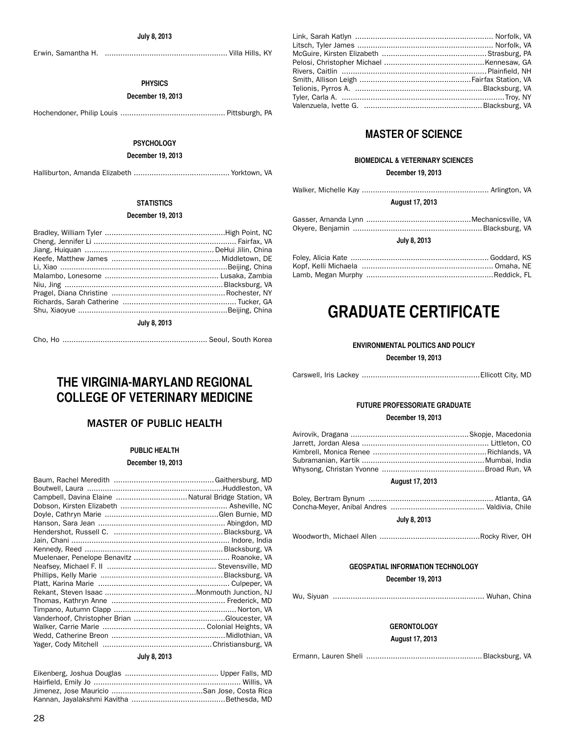**July 8, 2013**

Erwin, Samantha H. ....................................................... Villa Hills, KY

**PHYSICS**

**December 19, 2013**

Hochendoner, Philip Louis .............................................. Pittsburgh, PA

**PSYCHOLOGY**

**December 19, 2013**

Halliburton, Amanda Elizabeth .......................................... Yorktown, VA

**STATISTICS**

**December 19, 2013**

Bradley, William Tyler .....................................................High Point, NC
Cheng, Jennifer Li ............................................................... Fairfax, VA
Jiang, Huiquan .......................................................... DeHui Jilin, China
Keefe, Matthew James .................................................Middletown, DE
Li, Xiao ..........................................................................Beijing, China
Malambo, Lonesome .................................................. Lusaka, Zambia
Niu, Jing ......................................................................Blacksburg, VA
Pragel, Diana Christine ..................................................Rochester, NY
Richards, Sarah Catherine .................................................. Tucker, GA
Shu, Xiaoyue ..................................................................Beijing, China

**July 8, 2013**

Cho, Ho ................................................................ Seoul, South Korea

# THE VIRGINIA-MARYLAND REGIONAL COLLEGE OF VETERINARY MEDICINE

## MASTER OF PUBLIC HEALTH

**PUBLIC HEALTH**

**December 19, 2013**

Baum, Rachel Meredith ............................................Gaithersburg, MD
Boutwell, Laura ............................................................Huddleston, VA
Campbell, Davina Elaine ................................Natural Bridge Station, VA
Dobson, Kirsten Elizabeth ................................................ Asheville, NC
Doyle, Cathryn Marie ...................................................Glen Burnie, MD
Hanson, Sara Jean ........................................................ Abingdon, MD
Hendershot, Russell C. ................................................Blacksburg, VA
Jain, Chani ...................................................................... Indore, India
Kennedy, Reed .............................................................Blacksburg, VA
Muelenaer, Penelope Benavitz .......................................... Roanoke, VA
Neafsey, Michael F. II ................................................ Stevensville, MD
Phillips, Kelly Marie ......................................................Blacksburg, VA
Platt, Karina Marie .......................................................... Culpeper, VA
Rekant, Steven Isaac .........................................Monmouth Junction, NJ
Thomas, Kathryn Anne .................................................. Frederick, MD
Timpano, Autumn Clapp ...................................................... Norton, VA
Vanderhoof, Christopher Brian .........................................Gloucester, VA
Walker, Carrie Marie ............................................. Colonial Heights, VA
Wedd, Catherine Breon ..................................................Midlothian, VA
Yager, Cody Mitchell ................................................Christiansburg, VA

**July 8, 2013**

Eikenberg, Joshua Douglas .......................................... Upper Falls, MD
Hairfield, Emily Jo ................................................................. Willis, VA
Jimenez, Jose Mauricio ........................................San Jose, Costa Rica
Kannan, Jayalakshmi Kavitha ..........................................Bethesda, MD
Link, Sarah Katlyn ............................................................. Norfolk, VA
Litsch, Tyler James ............................................................ Norfolk, VA
McGuire, Kirsten Elizabeth ..............................................Strasburg, PA
Pelosi, Christopher Michael ............................................Kennesaw, GA
Rivers, Caitlin ................................................................ Plainfield, NH
Smith, Allison Leigh ................................................Fairfax Station, VA
Telionis, Pyrros A. ........................................................Blacksburg, VA
Tyler, Carla A. ........................................................................Troy, NY
Valenzuela, Ivette G. ....................................................Blacksburg, VA

## MASTER OF SCIENCE

**BIOMEDICAL & VETERINARY SCIENCES**

**December 19, 2013**

Walker, Michelle Kay ......................................................... Arlington, VA

**August 17, 2013**

Gasser, Amanda Lynn ..............................................Mechanicsville, VA
Okyere, Benjamin .........................................................Blacksburg, VA

**July 8, 2013**

Foley, Alicia Kate ............................................................ Goddard, KS
Kopf, Kelli Michaela .......................................................... Omaha, NE
Lamb, Megan Murphy ........................................................Reddick, FL

# GRADUATE CERTIFICATE

**ENVIRONMENTAL POLITICS AND POLICY**

**December 19, 2013**

Carswell, Iris Lackey ....................................................Ellicott City, MD

**FUTURE PROFESSORIATE GRADUATE**

**December 19, 2013**

Avirovik, Dragana ....................................................Skopje, Macedonia
Jarrett, Jordan Alesa ........................................................ Littleton, CO
Kimbrell, Monica Renee ..................................................Richlands, VA
Subramanian, Kartik ......................................................Mumbai, India
Whysong, Christan Yvonne .............................................Broad Run, VA

**August 17, 2013**

Boley, Bertram Bynum ........................................................ Atlanta, GA
Concha-Meyer, Anibal Andres .......................................... Valdivia, Chile

**July 8, 2013**

Woodworth, Michael Allen ............................................Rocky River, OH

**GEOSPATIAL INFORMATION TECHNOLOGY**

**December 19, 2013**

Wu, Siyuan ................................................................... Wuhan, China

**GERONTOLOGY**

**August 17, 2013**

Ermann, Lauren Sheli ...................................................Blacksburg, VA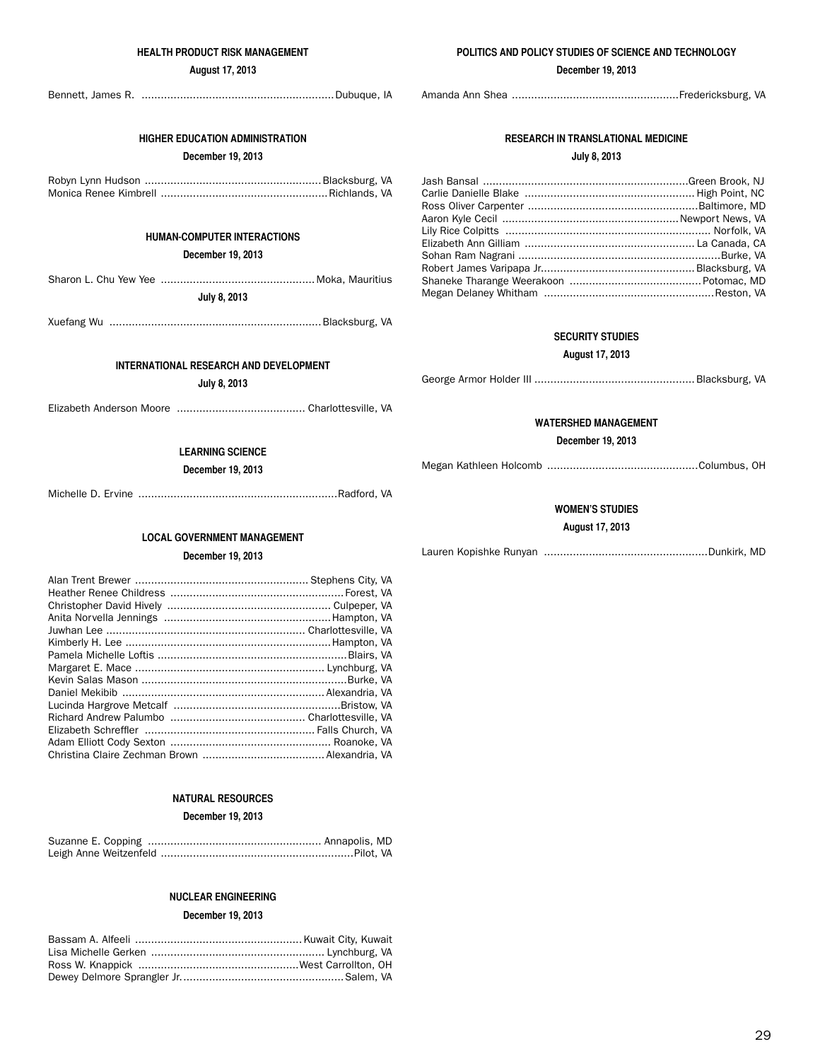### HEALTH PRODUCT RISK MANAGEMENT

**August 17, 2013**

Bennett, James R. ............................................................Dubuque, IA

### HIGHER EDUCATION ADMINISTRATION

**December 19, 2013**

Robyn Lynn Hudson .......................................................Blacksburg, VA
Monica Renee Kimbrell ....................................................Richlands, VA

### HUMAN-COMPUTER INTERACTIONS

**December 19, 2013**

Sharon L. Chu Yew Yee ................................................Moka, Mauritius

**July 8, 2013**

Xuefang Wu ..................................................................Blacksburg, VA

### INTERNATIONAL RESEARCH AND DEVELOPMENT

**July 8, 2013**

Elizabeth Anderson Moore ........................................ Charlottesville, VA

### LEARNING SCIENCE

**December 19, 2013**

Michelle D. Ervine .............................................................Radford, VA

### LOCAL GOVERNMENT MANAGEMENT

**December 19, 2013**

Alan Trent Brewer ...................................................... Stephens City, VA
Heather Renee Childress .....................................................Forest, VA
Christopher David Hively .................................................. Culpeper, VA
Anita Norvella Jennings ....................................................Hampton, VA
Juwhan Lee ............................................................. Charlottesville, VA
Kimberly H. Lee ...............................................................Hampton, VA
Pamela Michelle Loftis ..........................................................Blairs, VA
Margaret E. Mace .......................................................... Lynchburg, VA
Kevin Salas Mason ...............................................................Burke, VA
Daniel Mekibib ..............................................................Alexandria, VA
Lucinda Hargrove Metcalf ...................................................Bristow, VA
Richard Andrew Palumbo .......................................... Charlottesville, VA
Elizabeth Schreffler .....................................................Falls Church, VA
Adam Elliott Cody Sexton ................................................. Roanoke, VA
Christina Claire Zechman Brown ......................................Alexandria, VA

### NATURAL RESOURCES

**December 19, 2013**

Suzanne E. Copping ..................................................... Annapolis, MD
Leigh Anne Weitzenfeld ...........................................................Pilot, VA

### NUCLEAR ENGINEERING

**December 19, 2013**

Bassam A. Alfeeli ...................................................Kuwait City, Kuwait
Lisa Michelle Gerken ..................................................... Lynchburg, VA
Ross W. Knappick ..................................................West Carrollton, OH
Dewey Delmore Sprangler Jr. ..................................................Salem, VA

### POLITICS AND POLICY STUDIES OF SCIENCE AND TECHNOLOGY

**December 19, 2013**

Amanda Ann Shea ....................................................Fredericksburg, VA

### RESEARCH IN TRANSLATIONAL MEDICINE

**July 8, 2013**

Jash Bansal ...............................................................Green Brook, NJ
Carlie Danielle Blake .................................................... High Point, NC
Ross Oliver Carpenter ....................................................Baltimore, MD
Aaron Kyle Cecil ......................................................Newport News, VA
Lily Rice Colpitts ............................................................... Norfolk, VA
Elizabeth Ann Gilliam .................................................... La Canada, CA
Sohan Ram Nagrani ..............................................................Burke, VA
Robert James Varipapa Jr...............................................Blacksburg, VA
Shaneke Tharange Weerakoon .........................................Potomac, MD
Megan Delaney Whitham .....................................................Reston, VA

### SECURITY STUDIES

**August 17, 2013**

George Armor Holder III .................................................Blacksburg, VA

### WATERSHED MANAGEMENT

**December 19, 2013**

Megan Kathleen Holcomb ..............................................Columbus, OH

### WOMEN'S STUDIES

**August 17, 2013**

Lauren Kopishke Runyan ..................................................Dunkirk, MD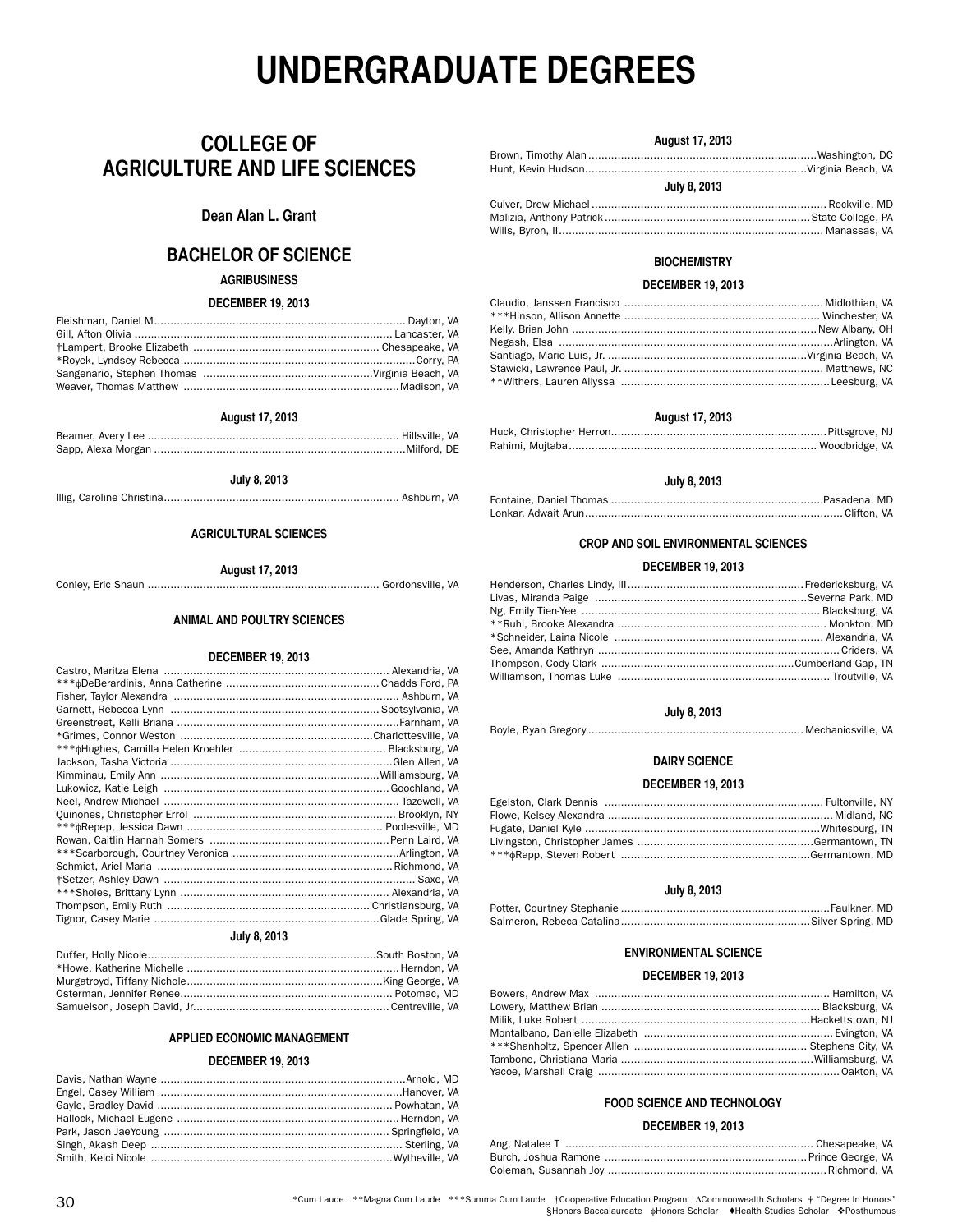# UNDERGRADUATE DEGREES

## COLLEGE OF AGRICULTURE AND LIFE SCIENCES

### Dean Alan L. Grant

## BACHELOR OF SCIENCE

### AGRIBUSINESS

#### DECEMBER 19, 2013

Fleishman, Daniel M ........ Dayton, VA
Gill, Afton Olivia ........ Lancaster, VA
†Lampert, Brooke Elizabeth ........ Chesapeake, VA
*Royek, Lyndsey Rebecca ........ Corry, PA
Sangenario, Stephen Thomas ........ Virginia Beach, VA
Weaver, Thomas Matthew ........ Madison, VA

#### August 17, 2013

Beamer, Avery Lee ........ Hillsville, VA
Sapp, Alexa Morgan ........ Milford, DE

#### July 8, 2013

Illig, Caroline Christina ........ Ashburn, VA

### AGRICULTURAL SCIENCES

#### August 17, 2013

Conley, Eric Shaun ........ Gordonsville, VA

### ANIMAL AND POULTRY SCIENCES

#### DECEMBER 19, 2013

Castro, Maritza Elena ........ Alexandria, VA
***ϕDeBerardinis, Anna Catherine ........ Chadds Ford, PA
Fisher, Taylor Alexandra ........ Ashburn, VA
Garnett, Rebecca Lynn ........ Spotsylvania, VA
Greenstreet, Kelli Briana ........ Farnham, VA
*Grimes, Connor Weston ........ Charlottesville, VA
***ϕHughes, Camilla Helen Kroehler ........ Blacksburg, VA
Jackson, Tasha Victoria ........ Glen Allen, VA
Kimminau, Emily Ann ........ Williamsburg, VA
Lukowicz, Katie Leigh ........ Goochland, VA
Neel, Andrew Michael ........ Tazewell, VA
Quinones, Christopher Errol ........ Brooklyn, NY
***ϕRepep, Jessica Dawn ........ Poolesville, MD
Rowan, Caitlin Hannah Somers ........ Penn Laird, VA
***Scarborough, Courtney Veronica ........ Arlington, VA
Schmidt, Ariel Maria ........ Richmond, VA
†Setzer, Ashley Dawn ........ Saxe, VA
***Sholes, Brittany Lynn ........ Alexandria, VA
Thompson, Emily Ruth ........ Christiansburg, VA
Tignor, Casey Marie ........ Glade Spring, VA

#### July 8, 2013

Duffer, Holly Nicole ........ South Boston, VA
*Howe, Katherine Michelle ........ Herndon, VA
Murgatroyd, Tiffany Nichole ........ King George, VA
Osterman, Jennifer Renee ........ Potomac, MD
Samuelson, Joseph David, Jr. ........ Centreville, VA

### APPLIED ECONOMIC MANAGEMENT

#### DECEMBER 19, 2013

Davis, Nathan Wayne ........ Arnold, MD
Engel, Casey William ........ Hanover, VA
Gayle, Bradley David ........ Powhatan, VA
Hallock, Michael Eugene ........ Herndon, VA
Park, Jason JaeYoung ........ Springfield, VA
Singh, Akash Deep ........ Sterling, VA
Smith, Kelci Nicole ........ Wytheville, VA

#### August 17, 2013

Brown, Timothy Alan ........ Washington, DC
Hunt, Kevin Hudson ........ Virginia Beach, VA

#### July 8, 2013

Culver, Drew Michael ........ Rockville, MD
Malizia, Anthony Patrick ........ State College, PA
Wills, Byron, II ........ Manassas, VA

### BIOCHEMISTRY

#### DECEMBER 19, 2013

Claudio, Janssen Francisco ........ Midlothian, VA
***Hinson, Allison Annette ........ Winchester, VA
Kelly, Brian John ........ New Albany, OH
Negash, Elsa ........ Arlington, VA
Santiago, Mario Luis, Jr. ........ Virginia Beach, VA
Stawicki, Lawrence Paul, Jr. ........ Matthews, NC
**Withers, Lauren Allyssa ........ Leesburg, VA

#### August 17, 2013

Huck, Christopher Herron ........ Pittsgrove, NJ
Rahimi, Mujtaba ........ Woodbridge, VA

#### July 8, 2013

Fontaine, Daniel Thomas ........ Pasadena, MD
Lonkar, Adwait Arun ........ Clifton, VA

### CROP AND SOIL ENVIRONMENTAL SCIENCES

#### DECEMBER 19, 2013

Henderson, Charles Lindy, III ........ Fredericksburg, VA
Livas, Miranda Paige ........ Severna Park, MD
Ng, Emily Tien-Yee ........ Blacksburg, VA
**Ruhl, Brooke Alexandra ........ Monkton, MD
*Schneider, Laina Nicole ........ Alexandria, VA
See, Amanda Kathryn ........ Criders, VA
Thompson, Cody Clark ........ Cumberland Gap, TN
Williamson, Thomas Luke ........ Troutville, VA

#### July 8, 2013

Boyle, Ryan Gregory ........ Mechanicsville, VA

### DAIRY SCIENCE

#### DECEMBER 19, 2013

Egelston, Clark Dennis ........ Fultonville, NY
Flowe, Kelsey Alexandra ........ Midland, NC
Fugate, Daniel Kyle ........ Whitesburg, TN
Livingston, Christopher James ........ Germantown, TN
***ϕRapp, Steven Robert ........ Germantown, MD

#### July 8, 2013

Potter, Courtney Stephanie ........ Faulkner, MD
Salmeron, Rebeca Catalina ........ Silver Spring, MD

### ENVIRONMENTAL SCIENCE

#### DECEMBER 19, 2013

Bowers, Andrew Max ........ Hamilton, VA
Lowery, Matthew Brian ........ Blacksburg, VA
Milik, Luke Robert ........ Hackettstown, NJ
Montalbano, Danielle Elizabeth ........ Evington, VA
***Shanholtz, Spencer Allen ........ Stephens City, VA
Tambone, Christiana Maria ........ Williamsburg, VA
Yacoe, Marshall Craig ........ Oakton, VA

### FOOD SCIENCE AND TECHNOLOGY

#### DECEMBER 19, 2013

Ang, Natalee T ........ Chesapeake, VA
Burch, Joshua Ramone ........ Prince George, VA
Coleman, Susannah Joy ........ Richmond, VA

*Cum Laude **Magna Cum Laude ***Summa Cum Laude †Cooperative Education Program ΔCommonwealth Scholars ☨ "Degree In Honors" §Honors Baccalaureate ϕHonors Scholar ♦Health Studies Scholar ❖Posthumous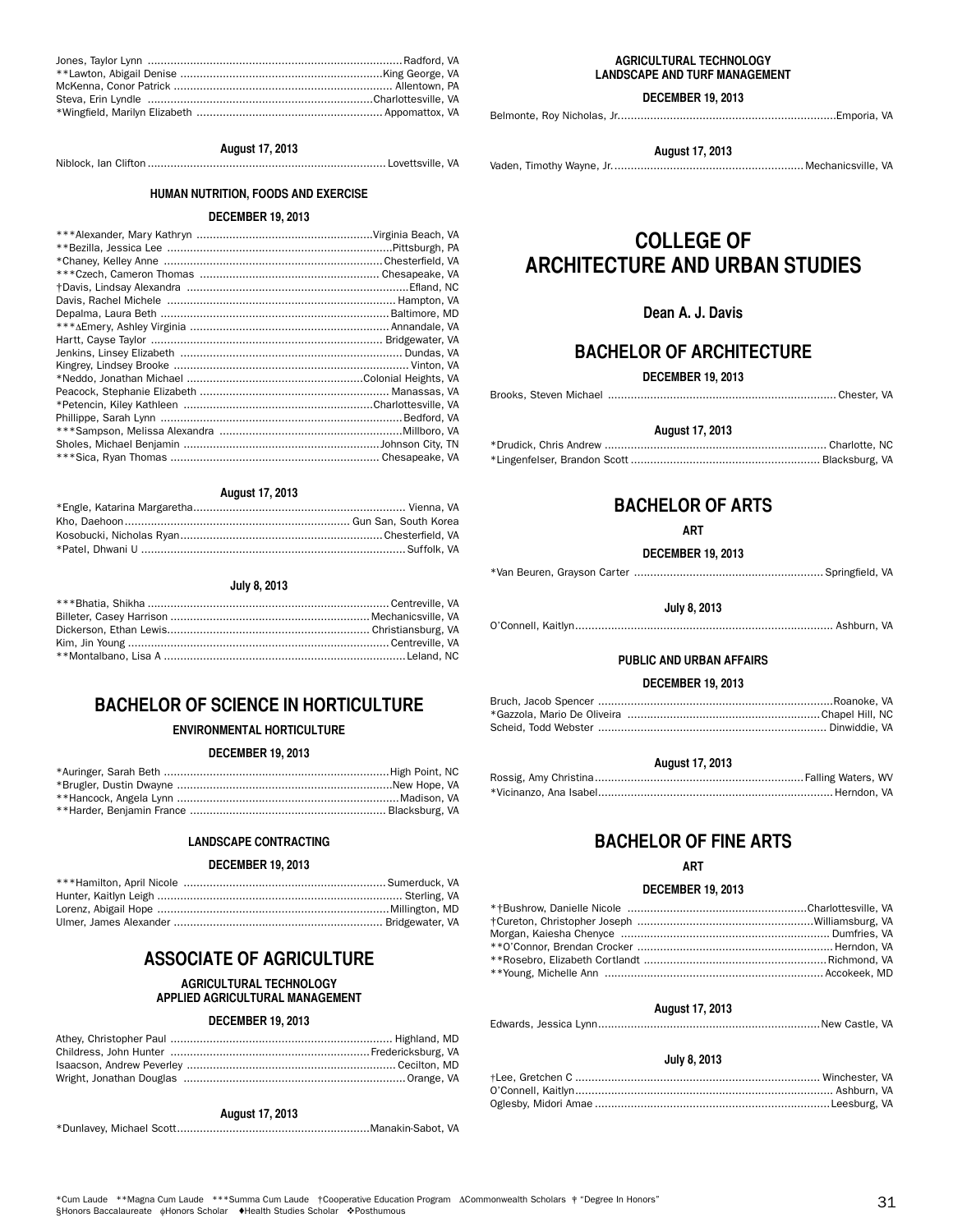Jones, Taylor Lynn ............................................................................. Radford, VA
**Lawton, Abigail Denise ............................................................... King George, VA
McKenna, Conor Patrick .................................................................. Allentown, PA
Steva, Erin Lyndle ........................................................................ Charlottesville, VA
*Wingfield, Marilyn Elizabeth ......................................................... Appomattox, VA

#### August 17, 2013

Niblock, Ian Clifton ........................................................................ Lovettsville, VA

### HUMAN NUTRITION, FOODS AND EXERCISE

#### DECEMBER 19, 2013

***Alexander, Mary Kathryn ........................................................ Virginia Beach, VA
**Bezilla, Jessica Lee .................................................................... Pittsburgh, PA
*Chaney, Kelley Anne .................................................................... Chesterfield, VA
***Czech, Cameron Thomas ......................................................... Chesapeake, VA
†Davis, Lindsay Alexandra ............................................................ Efland, NC
Davis, Rachel Michele ................................................................... Hampton, VA
Depalma, Laura Beth .................................................................... Baltimore, MD
***∆Emery, Ashley Virginia ........................................................... Annandale, VA
Hartt, Cayse Taylor ....................................................................... Bridgewater, VA
Jenkins, Linsey Elizabeth .............................................................. Dundas, VA
Kingrey, Lindsey Brooke ................................................................ Vinton, VA
*Neddo, Jonathan Michael ............................................................ Colonial Heights, VA
Peacock, Stephanie Elizabeth ....................................................... Manassas, VA
*Petencin, Kiley Kathleen .............................................................. Charlottesville, VA
Phillippe, Sarah Lynn ..................................................................... Bedford, VA
***Sampson, Melissa Alexandra .................................................... Millboro, VA
Sholes, Michael Benjamin ............................................................. Johnson City, TN
***Sica, Ryan Thomas .................................................................... Chesapeake, VA

#### August 17, 2013

*Engle, Katarina Margaretha ......................................................... Vienna, VA
Kho, Daehoon ................................................................................ Gun San, South Korea
Kosobucki, Nicholas Ryan ............................................................. Chesterfield, VA
*Patel, Dhwani U ........................................................................... Suffolk, VA

#### July 8, 2013

***Bhatia, Shikha ........................................................................... Centreville, VA
Billeter, Casey Harrison ................................................................. Mechanicsville, VA
Dickerson, Ethan Lewis ................................................................. Christiansburg, VA
Kim, Jin Young ............................................................................... Centreville, VA
**Montalbano, Lisa A ..................................................................... Leland, NC

## BACHELOR OF SCIENCE IN HORTICULTURE

### ENVIRONMENTAL HORTICULTURE

#### DECEMBER 19, 2013

*Auringer, Sarah Beth .................................................................... High Point, NC
*Brugler, Dustin Dwayne ................................................................ New Hope, VA
**Hancock, Angela Lynn ................................................................. Madison, VA
**Harder, Benjamin France ............................................................. Blacksburg, VA

### LANDSCAPE CONTRACTING

#### DECEMBER 19, 2013

***Hamilton, April Nicole ............................................................... Sumerduck, VA
Hunter, Kaitlyn Leigh ..................................................................... Sterling, VA
Lorenz, Abigail Hope ..................................................................... Millington, MD
Ulmer, James Alexander ................................................................ Bridgewater, VA

## ASSOCIATE OF AGRICULTURE

### AGRICULTURAL TECHNOLOGY
### APPLIED AGRICULTURAL MANAGEMENT

#### DECEMBER 19, 2013

Athey, Christopher Paul ................................................................. Highland, MD
Childress, John Hunter .................................................................. Fredericksburg, VA
Isaacson, Andrew Peverley ............................................................ Cecilton, MD
Wright, Jonathan Douglas ............................................................. Orange, VA

#### August 17, 2013

*Dunlavey, Michael Scott ................................................................ Manakin-Sabot, VA

### AGRICULTURAL TECHNOLOGY
### LANDSCAPE AND TURF MANAGEMENT

#### DECEMBER 19, 2013

Belmonte, Roy Nicholas, Jr. .......................................................... Emporia, VA

#### August 17, 2013

Vaden, Timothy Wayne, Jr. ............................................................ Mechanicsville, VA

# COLLEGE OF ARCHITECTURE AND URBAN STUDIES

**Dean A. J. Davis**

## BACHELOR OF ARCHITECTURE

#### DECEMBER 19, 2013

Brooks, Steven Michael ................................................................. Chester, VA

#### August 17, 2013

*Drudick, Chris Andrew .................................................................. Charlotte, NC
*Lingenfelser, Brandon Scott .......................................................... Blacksburg, VA

## BACHELOR OF ARTS

### ART

#### DECEMBER 19, 2013

*Van Beuren, Grayson Carter ......................................................... Springfield, VA

#### July 8, 2013

O'Connell, Kaitlyn ........................................................................... Ashburn, VA

### PUBLIC AND URBAN AFFAIRS

#### DECEMBER 19, 2013

Bruch, Jacob Spencer .................................................................... Roanoke, VA
*Gazzola, Mario De Oliveira ........................................................... Chapel Hill, NC
Scheid, Todd Webster ..................................................................... Dinwiddie, VA

#### August 17, 2013

Rossig, Amy Christina .................................................................... Falling Waters, WV
*Vicinanzo, Ana Isabel .................................................................... Herndon, VA

## BACHELOR OF FINE ARTS

### ART

#### DECEMBER 19, 2013

*†Bushrow, Danielle Nicole ............................................................ Charlottesville, VA
†Cureton, Christopher Joseph ......................................................... Williamsburg, VA
Morgan, Kaiesha Chenyce .............................................................. Dumfries, VA
**O'Connor, Brendan Crocker .......................................................... Herndon, VA
**Rosebro, Elizabeth Cortlandt ........................................................ Richmond, VA
**Young, Michelle Ann ..................................................................... Accokeek, MD

#### August 17, 2013

Edwards, Jessica Lynn .................................................................... New Castle, VA

#### July 8, 2013

†Lee, Gretchen C ............................................................................ Winchester, VA
O'Connell, Kaitlyn ........................................................................... Ashburn, VA
Oglesby, Midori Amae ..................................................................... Leesburg, VA

*Cum Laude **Magna Cum Laude ***Summa Cum Laude †Cooperative Education Program ∆Commonwealth Scholars ‡ "Degree In Honors"
§Honors Baccalaureate ◈Honors Scholar ♦Health Studies Scholar ❖Posthumous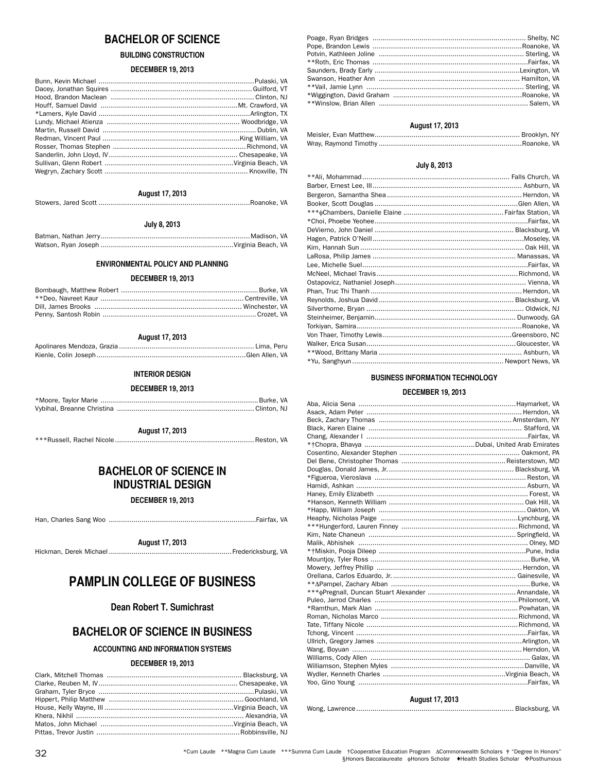## BACHELOR OF SCIENCE

### BUILDING CONSTRUCTION

#### DECEMBER 19, 2013

Bunn, Kevin Michael .......... Pulaski, VA
Dacey, Jonathan Squires .......... Guilford, VT
Hood, Brandon Maclean .......... Clinton, NJ
Houff, Samuel David .......... Mt. Crawford, VA
*Lamers, Kyle David .......... Arlington, TX
Lundy, Michael Atienza .......... Woodbridge, VA
Martin, Russell David .......... Dublin, VA
Redman, Vincent Paul .......... King William, VA
Rosser, Thomas Stephen .......... Richmond, VA
Sanderlin, John Lloyd, IV .......... Chesapeake, VA
Sullivan, Glenn Robert .......... Virginia Beach, VA
Wegryn, Zachary Scott .......... Knoxville, TN

#### August 17, 2013

Stowers, Jared Scott .......... Roanoke, VA

#### July 8, 2013

Batman, Nathan Jerry .......... Madison, VA
Watson, Ryan Joseph .......... Virginia Beach, VA

### ENVIRONMENTAL POLICY AND PLANNING

#### DECEMBER 19, 2013

Bombaugh, Matthew Robert .......... Burke, VA
**Deo, Navreet Kaur .......... Centreville, VA
Dill, James Brooks .......... Winchester, VA
Penny, Santosh Robin .......... Crozet, VA

#### August 17, 2013

Apolinares Mendoza, Grazia .......... Lima, Peru
Kienle, Colin Joseph .......... Glen Allen, VA

### INTERIOR DESIGN

#### DECEMBER 19, 2013

*Moore, Taylor Marie .......... Burke, VA
Vybihal, Breanne Christina .......... Clinton, NJ

#### August 17, 2013

***Russell, Rachel Nicole .......... Reston, VA

## BACHELOR OF SCIENCE IN INDUSTRIAL DESIGN

#### DECEMBER 19, 2013

Han, Charles Sang Woo .......... Fairfax, VA

#### August 17, 2013

Hickman, Derek Michael .......... Fredericksburg, VA

# PAMPLIN COLLEGE OF BUSINESS

### Dean Robert T. Sumichrast

## BACHELOR OF SCIENCE IN BUSINESS

### ACCOUNTING AND INFORMATION SYSTEMS

#### DECEMBER 19, 2013

Clark, Mitchell Thomas .......... Blacksburg, VA
Clarke, Reuben M, IV .......... Chesapeake, VA
Graham, Tyler Bryce .......... Pulaski, VA
Hippert, Philip Matthew .......... Goochland, VA
House, Kelly Wayne, III .......... Virginia Beach, VA
Khera, Nikhil .......... Alexandria, VA
Matos, John Michael .......... Virginia Beach, VA
Pittas, Trevor Justin .......... Robbinsville, NJ
Poage, Ryan Bridges .......... Shelby, NC
Pope, Brandon Lewis .......... Roanoke, VA
Potvin, Kathleen Joline .......... Sterling, VA
**Roth, Eric Thomas .......... Fairfax, VA
Saunders, Brady Early .......... Lexington, VA
Swanson, Heather Ann .......... Hamilton, VA
**Vail, Jamie Lynn .......... Sterling, VA
*Wiggington, David Graham .......... Roanoke, VA
**Winslow, Brian Allen .......... Salem, VA

#### August 17, 2013

Meisler, Evan Matthew .......... Brooklyn, NY
Wray, Raymond Timothy .......... Roanoke, VA

#### July 8, 2013

**Ali, Mohammad .......... Falls Church, VA
Barber, Ernest Lee, III .......... Ashburn, VA
Bergeron, Samantha Shea .......... Herndon, VA
Booker, Scott Douglas .......... Glen Allen, VA
***ɸChambers, Danielle Elaine .......... Fairfax Station, VA
*Choi, Phoebe Yeohee .......... Fairfax, VA
DeVierno, John Daniel .......... Blacksburg, VA
Hagen, Patrick O'Neill .......... Moseley, VA
Kim, Hannah Sun .......... Oak Hill, VA
LaRosa, Philip James .......... Manassas, VA
Lee, Michelle Suel .......... Fairfax, VA
McNeel, Michael Travis .......... Richmond, VA
Ostapovicz, Nathaniel Joseph .......... Vienna, VA
Phan, Truc Thi Thanh .......... Herndon, VA
Reynolds, Joshua David .......... Blacksburg, VA
Silverthorne, Bryan .......... Oldwick, NJ
Steinheimer, Benjamin .......... Dunwoody, GA
Torkiyan, Samira .......... Roanoke, VA
Von Thaer, Timothy Lewis .......... Greensboro, NC
Walker, Erica Susan .......... Gloucester, VA
**Wood, Brittany Maria .......... Ashburn, VA
*Yu, Sanghyun .......... Newport News, VA

### BUSINESS INFORMATION TECHNOLOGY

#### DECEMBER 19, 2013

Aba, Alicia Sena .......... Haymarket, VA
Asack, Adam Peter .......... Herndon, VA
Beck, Zachary Thomas .......... Amsterdam, NY
Black, Karen Elaine .......... Stafford, VA
Chang, Alexander I .......... Fairfax, VA
*†Chopra, Bhavya .......... Dubai, United Arab Emirates
Cosentino, Alexander Stephen .......... Oakmont, PA
Del Bene, Christopher Thomas .......... Reisterstown, MD
Douglas, Donald James, Jr. .......... Blacksburg, VA
*Figueroa, Vieroslava .......... Reston, VA
Hamidi, Ashkan .......... Asburn, VA
Haney, Emily Elizabeth .......... Forest, VA
*Hanson, Kenneth William .......... Oak Hill, VA
*Happ, William Joseph .......... Oakton, VA
Heaphy, Nicholas Paige .......... Lynchburg, VA
***Hungerford, Lauren Finney .......... Richmond, VA
Kim, Nate Chaneun .......... Springfield, VA
Malik, Abhishek .......... Olney, MD
*†Miskin, Pooja Dileep .......... Pune, India
Mountjoy, Tyler Ross .......... Burke, VA
Mowery, Jeffrey Phillip .......... Herndon, VA
Orellana, Carlos Eduardo, Jr. .......... Gainesvile, VA
**ΔPampel, Zachary Alban .......... Burke, VA
***ɸPregnall, Duncan Stuart Alexander .......... Annandale, VA
Puleo, Jarrod Charles .......... Philomont, VA
*Ramthun, Mark Alan .......... Powhatan, VA
Roman, Nicholas Marco .......... Richmond, VA
Tate, Tiffany Nicole .......... Richmond, VA
Tchong, Vincent .......... Fairfax, VA
Ullrich, Gregory James .......... Arlington, VA
Wang, Boyuan .......... Herndon, VA
Williams, Cody Allen .......... Galax, VA
Williamson, Stephen Myles .......... Danville, VA
Wydler, Kenneth Charles .......... Virginia Beach, VA
Yoo, Gino Young .......... Fairfax, VA

#### August 17, 2013

Wong, Lawrence .......... Blacksburg, VA

*Cum Laude **Magna Cum Laude ***Summa Cum Laude †Cooperative Education Program ΔCommonwealth Scholars ☨ "Degree In Honors" §Honors Baccalaureate ɸHonors Scholar ♦Health Studies Scholar ❖Posthumous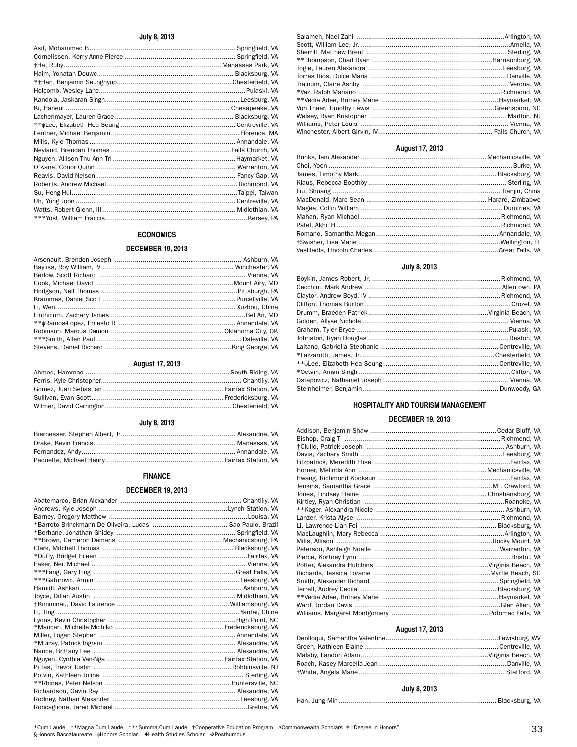### July 8, 2013

- Asif, Mohammad B .......... Springfield, VA
- Cornelissen, Kerry-Anne Pierce .......... Springfield, VA
- †Ha, Ruby .......... Manassas Park, VA
- Haim, Yonatan Douwe .......... Blacksburg, VA
- *†Han, Benjamin Seunghyup .......... Chesterfield, VA
- Holcomb, Wesley Lane .......... Pulaski, VA
- Kandola, Jaskaran Singh .......... Leesburg, VA
- Ki, Haneul .......... Chesapeake, VA
- Lachenmayer, Lauren Grace .......... Blacksburg, VA
- **ϕLee, Elizabeth Hea Seung .......... Centreville, VA
- Lentner, Michael Benjamin .......... Florence, MA
- Mills, Kyle Thomas .......... Annandale, VA
- Neyland, Brendan Thomas .......... Falls Church, VA
- Nguyen, Allison Thu Anh Tri .......... Haymarket, VA
- O'Kane, Conor Quinn .......... Warrenton, VA
- Reavis, David Nelson .......... Fancy Gap, VA
- Roberts, Andrew Michael .......... Richmond, VA
- Su, Heng-Hui .......... Taipei, Taiwan
- Uh, Yong Joon .......... Centreville, VA
- Watts, Robert Glenn, III .......... Midlothian, VA
- ***Yost, William Francis .......... Kersey, PA

## ECONOMICS

### DECEMBER 19, 2013

- Arsenault, Brenden Joseph .......... Ashburn, VA
- Bayliss, Roy William, IV .......... Winchester, VA
- Berlow, Scott Richard .......... Vienna, VA
- Cook, Michael David .......... Mount Airy, MD
- Hodgson, Neil Thomas .......... Pittsburgh, PA
- Krammes, Daniel Scott .......... Purcellville, VA
- Li, Wen .......... Xuzhou, China
- Linthicum, Zachary James .......... Bel Air, MD
- **ϕRamos-Lopez, Ernesto R .......... Annandale, VA
- Robinson, Marcus Damon .......... Oklahoma City, OK
- ***Smith, Allen Paul .......... Daleville, VA
- Stevens, Daniel Richard .......... King George, VA

### August 17, 2013

- Ahmed, Hammad .......... South Riding, VA
- Ferris, Kyle Christopher .......... Chantilly, VA
- Gomez, Juan Sebastian .......... Fairfax Station, VA
- Sullivan, Evan Scott .......... Fredericksburg, VA
- Wilmer, David Carrington .......... Chesterfield, VA

### July 8, 2013

- Biernesser, Stephen Albert, Jr. .......... Alexandria, VA
- Drake, Kevin Francis .......... Manassas, VA
- Fernandez, Andy .......... Annandale, VA
- Paquette, Michael Henry .......... Fairfax Station, VA

## FINANCE

### DECEMBER 19, 2013

- Abatemarco, Brian Alexander .......... Chantilly, VA
- Andrews, Kyle Joseph .......... Lynch Station, VA
- Barney, Gregory Matthew .......... Louisa, VA
- *Barreto Brinckmann De Oliveira, Lucas .......... Sao Paulo, Brazil
- *Berhane, Jonathan Ghidey .......... Springfield, VA
- **Brown, Cameron Demaris .......... Mechanicsburg, PA
- Clark, Mitchell Thomas .......... Blacksburg, VA
- *Duffy, Bridget Eileen .......... Fairfax, VA
- Eaker, Neil Michael .......... Vienna, VA
- ***Fang, Gary Ling .......... Great Falls, VA
- ***Gafurovic, Armin .......... Leesburg, VA
- Hamidi, Ashkan .......... Ashburn, VA
- Joyce, Dillan Austin .......... Midlothian, VA
- †Kimminau, David Laurence .......... Williamsburg, VA
- Li, Ting .......... Yantai, China
- Lyons, Kevin Christopher .......... High Point, NC
- *Mancari, Michelle Michiko .......... Fredericksburg, VA
- Miller, Logan Stephen .......... Annandale, VA
- *Murray, Patrick Ingram .......... Alexandria, VA
- Nance, Brittany Lee .......... Alexandria, VA
- Nguyen, Cynthia Van-Nga .......... Fairfax Station, VA
- Pittas, Trevor Justin .......... Robbinsville, NJ
- Potvin, Kathleen Joline .......... Sterling, VA
- **Rhines, Peter Nelson .......... Huntersville, NC
- Richardson, Gavin Ray .......... Alexandria, VA
- Rodney, Nathan Alexander .......... Leesburg, VA
- Roncaglione, Jared Michael .......... Gretna, VA
- Salameh, Nael Zahi .......... Arlington, VA
- Scott, William Lee, Jr. .......... Amelia, VA
- Sherrill, Matthew Brent .......... Sterling, VA
- **Thompson, Chad Ryan .......... Harrisonburg, VA
- Togie, Lauren Alexandra .......... Leesburg, VA
- Torres Rios, Dulce Maria .......... Danville, VA
- Trainum, Claire Ashby .......... Verona, VA
- *Vaz, Ralph Mariano .......... Richmond, VA
- **Vedia Adee, Britney Marie .......... Haymarket, VA
- Von Thaer, Timothy Lewis .......... Greensboro, NC
- Welsey, Ryan Kristopher .......... Marlton, NJ
- Williams, Peter Louis .......... Vienna, VA
- Winchester, Albert Girvin, IV .......... Falls Church, VA

### August 17, 2013

- Brinks, Iain Alexander .......... Mechanicsville, VA
- Choi, Yoon .......... Burke, VA
- James, Timothy Mark .......... Blacksburg, VA
- Klaus, Rebecca Boothby .......... Sterling, VA
- Liu, Shuang .......... Tianjin, China
- MacDonald, Marc Sean .......... Harare, Zimbabwe
- Magee, Collin William .......... Dumfries, VA
- Mahan, Ryan Michael .......... Richmond, VA
- Patel, Akhil H .......... Richmond, VA
- Romano, Samantha Megan .......... Annandale, VA
- †Swisher, Lisa Marie .......... Wellington, FL
- Vasiliadis, Lincoln Charles .......... Great Falls, VA

### July 8, 2013

- Boykin, James Robert, Jr. .......... Richmond, VA
- Cecchini, Mark Andrew .......... Allentown, PA
- Claytor, Andrew Boyd, IV .......... Richmond, VA
- Clifton, Thomas Burton .......... Crozet, VA
- Drumm, Braeden Patrick .......... Virginia Beach, VA
- Golden, Allyse Nichole .......... Vienna, VA
- Graham, Tyler Bryce .......... Pulaski, VA
- Johnston, Ryan Douglas .......... Reston, VA
- Laitano, Gabriella Stephanie .......... Centreville, VA
- *Lazzarotti, James, Jr. .......... Chesterfield, VA
- **ϕLee, Elizabeth Hea Seung .......... Centreville, VA
- *Octain, Aman Singh .......... Clifton, VA
- Ostapovicz, Nathaniel Joseph .......... Vienna, VA
- Steinheimer, Benjamin .......... Dunwoody, GA

## HOSPITALITY AND TOURISM MANAGEMENT

### DECEMBER 19, 2013

- Addison, Benjamin Shaw .......... Cedar Bluff, VA
- Bishop, Craig T .......... Richmond, VA
- †Ciullo, Patrick Joseph .......... Ashburn, VA
- Davis, Zachary Smith .......... Leesburg, VA
- Fitzpatrick, Meredith Elise .......... Fairfax, VA
- Horner, Melinda Ann .......... Mechanicsville, VA
- Hwang, Richmond Kooksun .......... Fairfax, VA
- Jenkins, Samantha Grace .......... Mt. Crawford, VA
- Jones, Lindsey Elaine .......... Christiansburg, VA
- Kirtley, Ryan Christian .......... Roanoke, VA
- **Koger, Alexandra Nicole .......... Ashburn, VA
- Lanzer, Krista Alyse .......... Richmond, VA
- Li, Lawrence Lian Fei .......... Blacksburg, VA
- MacLaughlin, Mary Rebecca .......... Arlington, VA
- Mills, Allison .......... Rocky Mount, VA
- Peterson, Ashleigh Noelle .......... Warrenton, VA
- Pierce, Kortney Lynn .......... Bristol, VA
- Potter, Alexandra Hutchins .......... Virginia Beach, VA
- Richards, Jessica Loraine .......... Myrtle Beach, SC
- Smith, Alexander Richard .......... Springfield, VA
- Terrell, Audrey Cecila .......... Blacksburg, VA
- **Vedia Adee, Britney Marie .......... Haymarket, VA
- Ward, Jordan Davis .......... Glen Allen, VA
- Williams, Margaret Montgomery .......... Potomac Falls, VA

### August 17, 2013

- Deolloqui, Samantha Valentine .......... Lewisburg, WV
- Green, Kathleen Elaine .......... Centreville, VA
- Malaby, Landon Adam .......... Virginia Beach, VA
- Roach, Kasey Marcella-Jean .......... Danville, VA
- †White, Angela Marie .......... Stafford, VA

### July 8, 2013

- Han, Jung Min .......... Blacksburg, VA

*Cum Laude **Magna Cum Laude ***Summa Cum Laude †Cooperative Education Program ∆Commonwealth Scholars ǂ "Degree In Honors" §Honors Baccalaureate ϕHonors Scholar ♦Health Studies Scholar ❖Posthumous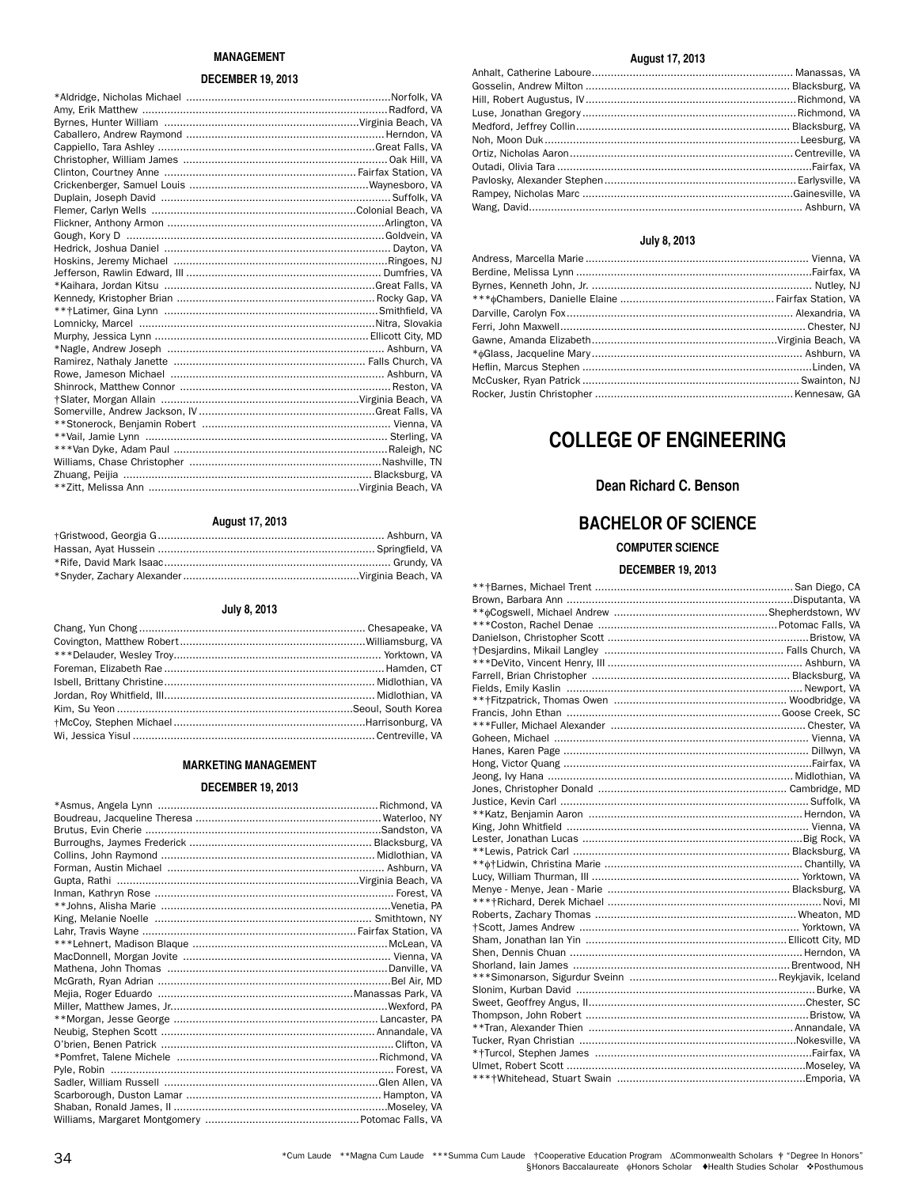### MANAGEMENT

#### DECEMBER 19, 2013

*Aldridge, Nicholas Michael ........ Norfolk, VA
Amy, Erik Matthew ........ Radford, VA
Byrnes, Hunter William ........ Virginia Beach, VA
Caballero, Andrew Raymond ........ Herndon, VA
Cappiello, Tara Ashley ........ Great Falls, VA
Christopher, William James ........ Oak Hill, VA
Clinton, Courtney Anne ........ Fairfax Station, VA
Crickenberger, Samuel Louis ........ Waynesboro, VA
Duplain, Joseph David ........ Suffolk, VA
Flemer, Carlyn Wells ........ Colonial Beach, VA
Flickner, Anthony Armon ........ Arlington, VA
Gough, Kory D ........ Goldvein, VA
Hedrick, Joshua Daniel ........ Dayton, VA
Hoskins, Jeremy Michael ........ Ringoes, NJ
Jefferson, Rawlin Edward, III ........ Dumfries, VA
*Kaihara, Jordan Kitsu ........ Great Falls, VA
Kennedy, Kristopher Brian ........ Rocky Gap, VA
**†Latimer, Gina Lynn ........ Smithfield, VA
Lomnicky, Marcel ........ Nitra, Slovakia
Murphy, Jessica Lynn ........ Ellicott City, MD
*Nagle, Andrew Joseph ........ Ashburn, VA
Ramirez, Nathaly Janette ........ Falls Church, VA
Rowe, Jameson Michael ........ Ashburn, VA
Shinrock, Matthew Connor ........ Reston, VA
†Slater, Morgan Allain ........ Virginia Beach, VA
Somerville, Andrew Jackson, IV ........ Great Falls, VA
**Stonerock, Benjamin Robert ........ Vienna, VA
**Vail, Jamie Lynn ........ Sterling, VA
***Van Dyke, Adam Paul ........ Raleigh, NC
Williams, Chase Christopher ........ Nashville, TN
Zhuang, Peijia ........ Blacksburg, VA
**Zitt, Melissa Ann ........ Virginia Beach, VA

#### August 17, 2013

†Gristwood, Georgia G ........ Ashburn, VA
Hassan, Ayat Hussein ........ Springfield, VA
*Rife, David Mark Isaac ........ Grundy, VA
*Snyder, Zachary Alexander ........ Virginia Beach, VA

#### July 8, 2013

Chang, Yun Chong ........ Chesapeake, VA
Covington, Matthew Robert ........ Williamsburg, VA
***Delauder, Wesley Troy ........ Yorktown, VA
Foreman, Elizabeth Rae ........ Hamden, CT
Isbell, Brittany Christine ........ Midlothian, VA
Jordan, Roy Whitfield, III ........ Midlothian, VA
Kim, Su Yeon ........ Seoul, South Korea
†McCoy, Stephen Michael ........ Harrisonburg, VA
Wi, Jessica Yisul ........ Centreville, VA

### MARKETING MANAGEMENT

#### DECEMBER 19, 2013

*Asmus, Angela Lynn ........ Richmond, VA
Boudreau, Jacqueline Theresa ........ Waterloo, NY
Brutus, Evin Cherie ........ Sandston, VA
Burroughs, Jaymes Frederick ........ Blacksburg, VA
Collins, John Raymond ........ Midlothian, VA
Forman, Austin Michael ........ Ashburn, VA
Gupta, Rathi ........ Virginia Beach, VA
Inman, Kathryn Rose ........ Forest, VA
**Johns, Alisha Marie ........ Venetia, PA
King, Melanie Noelle ........ Smithtown, NY
Lahr, Travis Wayne ........ Fairfax Station, VA
***Lehnert, Madison Blaque ........ McLean, VA
MacDonnell, Morgan Jovite ........ Vienna, VA
Mathena, John Thomas ........ Danville, VA
McGrath, Ryan Adrian ........ Bel Air, MD
Mejia, Roger Eduardo ........ Manassas Park, VA
Miller, Matthew James, Jr. ........ Wexford, PA
**Morgan, Jesse George ........ Lancaster, PA
Neubig, Stephen Scott ........ Annandale, VA
O'brien, Benen Patrick ........ Clifton, VA
*Pomfret, Talene Michele ........ Richmond, VA
Pyle, Robin ........ Forest, VA
Sadler, William Russell ........ Glen Allen, VA
Scarborough, Duston Lamar ........ Hampton, VA
Shaban, Ronald James, II ........ Moseley, VA
Williams, Margaret Montgomery ........ Potomac Falls, VA

#### August 17, 2013

Anhalt, Catherine Laboure ........ Manassas, VA
Gosselin, Andrew Milton ........ Blacksburg, VA
Hill, Robert Augustus, IV ........ Richmond, VA
Luse, Jonathan Gregory ........ Richmond, VA
Medford, Jeffrey Collin ........ Blacksburg, VA
Noh, Moon Duk ........ Leesburg, VA
Ortiz, Nicholas Aaron ........ Centreville, VA
Outadi, Olivia Tara ........ Fairfax, VA
Pavlosky, Alexander Stephen ........ Earlysville, VA
Rampey, Nicholas Marc ........ Gainesville, VA
Wang, David ........ Ashburn, VA

#### July 8, 2013

Andress, Marcella Marie ........ Vienna, VA
Berdine, Melissa Lynn ........ Fairfax, VA
Byrnes, Kenneth John, Jr. ........ Nutley, NJ
***ϕChambers, Danielle Elaine ........ Fairfax Station, VA
Darville, Carolyn Fox ........ Alexandria, VA
Ferri, John Maxwell ........ Chester, NJ
Gawne, Amanda Elizabeth ........ Virginia Beach, VA
*ϕGlass, Jacqueline Mary ........ Ashburn, VA
Heflin, Marcus Stephen ........ Linden, VA
McCusker, Ryan Patrick ........ Swainton, NJ
Rocker, Justin Christopher ........ Kennesaw, GA

# COLLEGE OF ENGINEERING

## Dean Richard C. Benson

## BACHELOR OF SCIENCE

### COMPUTER SCIENCE

#### DECEMBER 19, 2013

**†Barnes, Michael Trent ........ San Diego, CA
Brown, Barbara Ann ........ Disputanta, VA
**ϕCogswell, Michael Andrew ........ Shepherdstown, WV
***Coston, Rachel Denae ........ Potomac Falls, VA
Danielson, Christopher Scott ........ Bristow, VA
†Desjardins, Mikail Langley ........ Falls Church, VA
***DeVito, Vincent Henry, III ........ Ashburn, VA
Farrell, Brian Christopher ........ Blacksburg, VA
Fields, Emily Kaslin ........ Newport, VA
**†Fitzpatrick, Thomas Owen ........ Woodbridge, VA
Francis, John Ethan ........ Goose Creek, SC
***Fuller, Michael Alexander ........ Chester, VA
Goheen, Michael ........ Vienna, VA
Hanes, Karen Page ........ Dillwyn, VA
Hong, Victor Quang ........ Fairfax, VA
Jeong, Ivy Hana ........ Midlothian, VA
Jones, Christopher Donald ........ Cambridge, MD
Justice, Kevin Carl ........ Suffolk, VA
**Katz, Benjamin Aaron ........ Herndon, VA
King, John Whitfield ........ Vienna, VA
Lester, Jonathan Lucas ........ Big Rock, VA
**Lewis, Patrick Carl ........ Blacksburg, VA
**ϕ†Lidwin, Christina Marie ........ Chantilly, VA
Lucy, William Thurman, III ........ Yorktown, VA
Menye - Menye, Jean - Marie ........ Blacksburg, VA
***†Richard, Derek Michael ........ Novi, MI
Roberts, Zachary Thomas ........ Wheaton, MD
†Scott, James Andrew ........ Yorktown, VA
Sham, Jonathan Ian Yin ........ Ellicott City, MD
Shen, Dennis Chuan ........ Herndon, VA
Shorland, Iain James ........ Brentwood, NH
***Simonarson, Sigurdur Sveinn ........ Reykjavik, Iceland
Slonim, Kurban David ........ Burke, VA
Sweet, Geoffrey Angus, II ........ Chester, SC
Thompson, John Robert ........ Bristow, VA
**Tran, Alexander Thien ........ Annandale, VA
Tucker, Ryan Christian ........ Nokesville, VA
*†Turcol, Stephen James ........ Fairfax, VA
Ulmet, Robert Scott ........ Moseley, VA
***†Whitehead, Stuart Swain ........ Emporia, VA

*Cum Laude **Magna Cum Laude ***Summa Cum Laude †Cooperative Education Program ΔCommonwealth Scholars ☨ "Degree In Honors"
§Honors Baccalaureate ϕHonors Scholar ♦Health Studies Scholar ❖Posthumous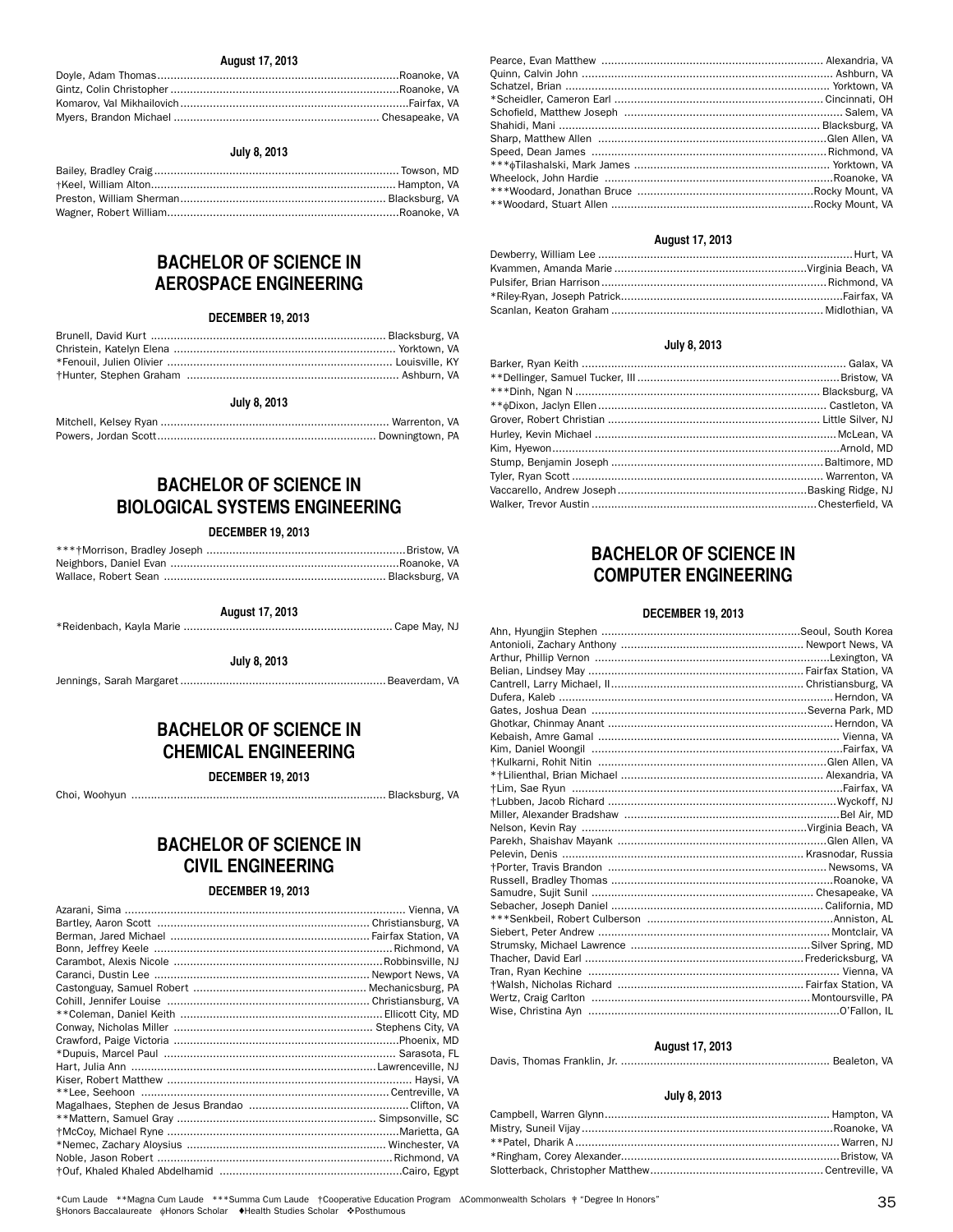#### August 17, 2013

Doyle, Adam Thomas.......................................................................Roanoke, VA
Gintz, Colin Christopher....................................................................Roanoke, VA
Komarov, Val Mikhailovich..................................................................Fairfax, VA
Myers, Brandon Michael.............................................................. Chesapeake, VA

#### July 8, 2013

Bailey, Bradley Craig.......................................................................... Towson, MD
†Keel, William Alton........................................................................... Hampton, VA
Preston, William Sherman............................................................... Blacksburg, VA
Wagner, Robert William......................................................................Roanoke, VA

## BACHELOR OF SCIENCE IN AEROSPACE ENGINEERING

#### DECEMBER 19, 2013

Brunell, David Kurt ........................................................................ Blacksburg, VA
Christein, Katelyn Elena .................................................................. Yorktown, VA
*Fenouil, Julien Olivier .................................................................... Louisville, KY
†Hunter, Stephen Graham ................................................................ Ashburn, VA

#### July 8, 2013

Mitchell, Kelsey Ryan ..................................................................... Warrenton, VA
Powers, Jordan Scott.................................................................. Downingtown, PA

## BACHELOR OF SCIENCE IN BIOLOGICAL SYSTEMS ENGINEERING

#### DECEMBER 19, 2013

***†Morrison, Bradley Joseph ............................................................Bristow, VA
Neighbors, Daniel Evan ....................................................................Roanoke, VA
Wallace, Robert Sean ................................................................... Blacksburg, VA

#### August 17, 2013

*Reidenbach, Kayla Marie ............................................................... Cape May, NJ

#### July 8, 2013

Jennings, Sarah Margaret ...............................................................Beaverdam, VA

## BACHELOR OF SCIENCE IN CHEMICAL ENGINEERING

#### DECEMBER 19, 2013

Choi, Woohyun ............................................................................ Blacksburg, VA

## BACHELOR OF SCIENCE IN CIVIL ENGINEERING

#### DECEMBER 19, 2013

Azarani, Sima .................................................................................... Vienna, VA
Bartley, Aaron Scott ................................................................ Christiansburg, VA
Berman, Jared Michael ............................................................ Fairfax Station, VA
Bonn, Jeffrey Keele .......................................................................Richmond, VA
Carambot, Alexis Nicole ...............................................................Robbinsville, NJ
Caranci, Dustin Lee ................................................................... Newport News, VA
Castonguay, Samuel Robert .................................................... Mechanicsburg, PA
Cohill, Jennifer Louise ............................................................. Christiansburg, VA
**Coleman, Daniel Keith ............................................................. Ellicott City, MD
Conway, Nicholas Miller ............................................................ Stephens City, VA
Crawford, Paige Victoria ...................................................................Phoenix, MD
*Dupuis, Marcel Paul ...................................................................... Sarasota, FL
Hart, Julia Ann ..........................................................................Lawrenceville, NJ
Kiser, Robert Matthew ....................................................................... Haysi, VA
**Lee, Seehoon ........................................................................... Centreville, VA
Magalhaes, Stephen de Jesus Brandao ................................................ Clifton, VA
**Mattern, Samuel Gray ............................................................ Simpsonville, SC
†McCoy, Michael Ryne ......................................................................Marietta, GA
*Nemec, Zachary Aloysius ............................................................ Winchester, VA
Noble, Jason Robert ........................................................................Richmond, VA
†Ouf, Khaled Khaled Abdelhamid .......................................................Cairo, Egypt
Pearce, Evan Matthew ................................................................... Alexandria, VA
Quinn, Calvin John ............................................................................ Ashburn, VA
Schatzel, Brian ................................................................................ Yorktown, VA
*Scheidler, Cameron Earl ............................................................... Cincinnati, OH
Schofield, Matthew Joseph .................................................................. Salem, VA
Shahidi, Mani ............................................................................... Blacksburg, VA
Sharp, Matthew Allen ....................................................................Glen Allen, VA
Speed, Dean James .......................................................................Richmond, VA
***ɸTilashalski, Mark James ........................................................... Yorktown, VA
Wheelock, John Hardie .....................................................................Roanoke, VA
***Woodard, Jonathan Bruce .......................................................Rocky Mount, VA
**Woodard, Stuart Allen .............................................................Rocky Mount, VA

#### August 17, 2013

Dewberry, William Lee .............................................................................Hurt, VA
Kvammen, Amanda Marie ..........................................................Virginia Beach, VA
Pulsifer, Brian Harrison....................................................................Richmond, VA
*Riley-Ryan, Joseph Patrick.................................................................Fairfax, VA
Scanlan, Keaton Graham ................................................................ Midlothian, VA

#### July 8, 2013

Barker, Ryan Keith ................................................................................ Galax, VA
**Dellinger, Samuel Tucker, III .............................................................Bristow, VA
***Dinh, Ngan N .......................................................................... Blacksburg, VA
**ɸDixon, Jaclyn Ellen ..................................................................... Castleton, VA
Grover, Robert Christian ................................................................ Little Silver, NJ
Hurley, Kevin Michael ...................................................................... McLean, VA
Kim, Hyewon.......................................................................................Arnold, MD
Stump, Benjamin Joseph ................................................................ Baltimore, MD
Tyler, Ryan Scott ............................................................................ Warrenton, VA
Vaccarello, Andrew Joseph .........................................................Basking Ridge, NJ
Walker, Trevor Austin .................................................................... Chesterfield, VA

## BACHELOR OF SCIENCE IN COMPUTER ENGINEERING

#### DECEMBER 19, 2013

Ahn, Hyungjin Stephen ...........................................................Seoul, South Korea
Antonioli, Zachary Anthony ....................................................... Newport News, VA
Arthur, Phillip Vernon .......................................................................Lexington, VA
Belian, Lindsey May ................................................................. Fairfax Station, VA
Cantrell, Larry Michael, II.......................................................... Christiansburg, VA
Dufera, Kaleb .................................................................................. Herndon, VA
Gates, Joshua Dean .................................................................Severna Park, MD
Ghotkar, Chinmay Anant ................................................................... Herndon, VA
Kebaish, Amre Gamal ......................................................................... Vienna, VA
Kim, Daniel Woongil ........................................................................... Fairfax, VA
†Kulkarni, Rohit Nitin ..................................................................... Glen Allen, VA
*†Lilienthal, Brian Michael ............................................................ Alexandria, VA
†Lim, Sae Ryun .................................................................................. Fairfax, VA
†Lubben, Jacob Richard .................................................................... Wyckoff, NJ
Miller, Alexander Bradshaw ................................................................. Bel Air, MD
Nelson, Kevin Ray ..................................................................Virginia Beach, VA
Parekh, Shaishav Mayank ................................................................ Glen Allen, VA
Pelevin, Denis ......................................................................... Krasnodar, Russia
†Porter, Travis Brandon ................................................................. Newsoms, VA
Russell, Bradley Thomas .................................................................. Roanoke, VA
Samudre, Sujit Sunil ................................................................... Chesapeake, VA
Sebacher, Joseph Daniel ................................................................ California, MD
***Senkbeil, Robert Culberson ........................................................Anniston, AL
Siebert, Peter Andrew ..................................................................... Montclair, VA
Strumsky, Michael Lawrence ...................................................... Silver Spring, MD
Thacher, David Earl .................................................................. Fredericksburg, VA
Tran, Ryan Kechine ............................................................................ Vienna, VA
†Walsh, Nicholas Richard ........................................................ Fairfax Station, VA
Wertz, Craig Carlton ...................................................................Montoursville, PA
Wise, Christina Ayn ........................................................................... O'Fallon, IL

#### August 17, 2013

Davis, Thomas Franklin, Jr. ............................................................... Bealeton, VA

#### July 8, 2013

Campbell, Warren Glynn................................................................... Hampton, VA
Mistry, Suneil Vijay ........................................................................... Roanoke, VA
**Patel, Dharik A ............................................................................... Warren, NJ
*Ringham, Corey Alexander................................................................. Bristow, VA
Slotterback, Christopher Matthew.................................................... Centreville, VA

*Cum Laude **Magna Cum Laude ***Summa Cum Laude †Cooperative Education Program ∆Commonwealth Scholars ‡ "Degree In Honors"
§Honors Baccalaureate ɸHonors Scholar ♦Health Studies Scholar ❖Posthumous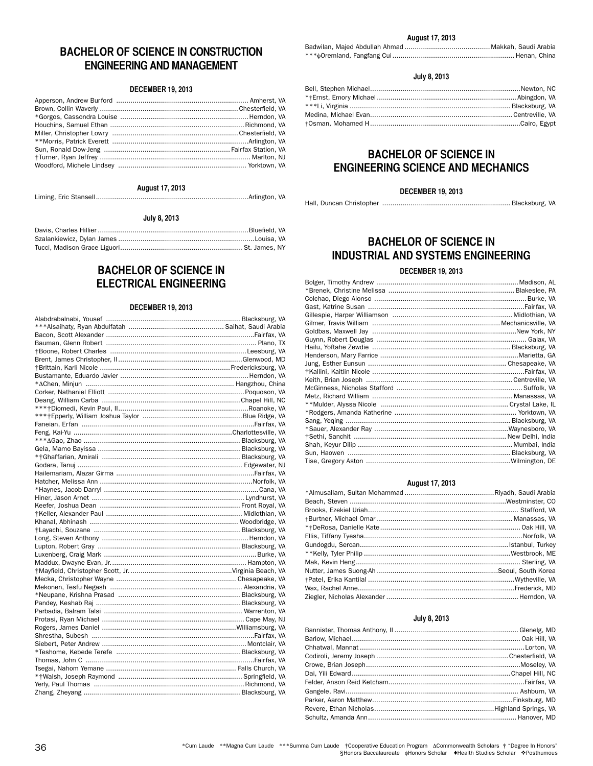## BACHELOR OF SCIENCE IN CONSTRUCTION ENGINEERING AND MANAGEMENT

### DECEMBER 19, 2013

Apperson, Andrew Burford ............ Amherst, VA
Brown, Collin Waverly ............ Chesterfield, VA
*Gorgos, Cassondra Louise ............ Herndon, VA
Houchins, Samuel Ethan ............ Richmond, VA
Miller, Christopher Lowry ............ Chesterfield, VA
**Morris, Patrick Everett ............ Arlington, VA
Sun, Ronald Dow-Jeng ............ Fairfax Station, VA
†Turner, Ryan Jeffrey ............ Marlton, NJ
Woodford, Michele Lindsey ............ Yorktown, VA

### August 17, 2013

Liming, Eric Stansell ............ Arlington, VA

### July 8, 2013

Davis, Charles Hillier ............ Bluefield, VA
Szalankiewicz, Dylan James ............ Louisa, VA
Tucci, Madison Grace Liguori ............ St. James, NY

## BACHELOR OF SCIENCE IN ELECTRICAL ENGINEERING

### DECEMBER 19, 2013

Alabdrabalnabi, Yousef ............ Blacksburg, VA
***Alsaihaty, Ryan Abdulfatah ............ Saihat, Saudi Arabia
Bacon, Scott Alexander ............ Fairfax, VA
Bauman, Glenn Robert ............ Plano, TX
†Boone, Robert Charles ............ Leesburg, VA
Brent, James Christopher, II ............ Glenwood, MD
†Brittain, Karli Nicole ............ Fredericksburg, VA
Bustamante, Eduardo Javier ............ Herndon, VA
*ΔChen, Minjun ............ Hangzhou, China
Corker, Nathaniel Elliott ............ Poquoson, VA
Deang, William Carba ............ Chapel Hill, NC
***†Diomedi, Kevin Paul, II ............ Roanoke, VA
***†Epperly, William Joshua Taylor ............ Blue Ridge, VA
Faneian, Erfan ............ Fairfax, VA
Feng, Kai-Yu ............ Charlottesville, VA
***ΔGao, Zhao ............ Blacksburg, VA
Gela, Mamo Bayissa ............ Blacksburg, VA
*†Ghaffarian, Amirali ............ Blacksburg, VA
Godara, Tanuj ............ Edgewater, NJ
Hailemariam, Alazar Girma ............ Fairfax, VA
Hatcher, Melissa Ann ............ Norfolk, VA
*Haynes, Jacob Darryl ............ Cana, VA
Hiner, Jason Arnet ............ Lyndhurst, VA
Keefer, Joshua Dean ............ Front Royal, VA
†Keller, Alexander Paul ............ Midlothian, VA
Khanal, Abhinash ............ Woodbridge, VA
†Layachi, Souzane ............ Blacksburg, VA
Long, Steven Anthony ............ Herndon, VA
Lupton, Robert Gray ............ Blacksburg, VA
Luxenberg, Craig Mark ............ Burke, VA
Maddux, Dwayne Evan, Jr. ............ Hampton, VA
†Mayfield, Christopher Scott, Jr. ............ Virginia Beach, VA
Mecka, Christopher Wayne ............ Chesapeake, VA
Mekonen, Tesfu Negash ............ Alexandria, VA
*Neupane, Krishna Prasad ............ Blacksburg, VA
Pandey, Keshab Raj ............ Blacksburg, VA
Parbadia, Balram Talsi ............ Warrenton, VA
Protasi, Ryan Michael ............ Cape May, NJ
Rogers, James Daniel ............ Williamsburg, VA
Shrestha, Subesh ............ Fairfax, VA
Siebert, Peter Andrew ............ Montclair, VA
*Teshome, Kebede Terefe ............ Blacksburg, VA
Thomas, John C ............ Fairfax, VA
Tsegai, Nahom Yemane ............ Falls Church, VA
*†Walsh, Joseph Raymond ............ Springfield, VA
Yerly, Paul Thomas ............ Richmond, VA
Zhang, Zheyang ............ Blacksburg, VA

### August 17, 2013

Badwilan, Majed Abdullah Ahmad ............ Makkah, Saudi Arabia
***ϕOremland, Fangfang Cui ............ Henan, China

### July 8, 2013

Bell, Stephen Michael ............ Newton, NC
*†Ernst, Emory Michael ............ Abingdon, VA
***Li, Virginia ............ Blacksburg, VA
Medina, Michael Evan ............ Centreville, VA
†Osman, Mohamed H ............ Cairo, Egypt

## BACHELOR OF SCIENCE IN ENGINEERING SCIENCE AND MECHANICS

### DECEMBER 19, 2013

Hall, Duncan Christopher ............ Blacksburg, VA

## BACHELOR OF SCIENCE IN INDUSTRIAL AND SYSTEMS ENGINEERING

### DECEMBER 19, 2013

Bolger, Timothy Andrew ............ Madison, AL
*Brenek, Christine Melissa ............ Blakeslee, PA
Colchao, Diego Alonso ............ Burke, VA
Gast, Katrine Susan ............ Fairfax, VA
Gillespie, Harper Williamson ............ Midlothian, VA
Gilmer, Travis William ............ Mechanicsville, VA
Goldbas, Maxwell Jay ............ New York, NY
Guynn, Robert Douglas ............ Galax, VA
Hailu, Yoftahe Zewdie ............ Blacksburg, VA
Henderson, Mary Farrice ............ Marietta, GA
Jung, Esther Eunsun ............ Chesapeake, VA
†Kallini, Kaitlin Nicole ............ Fairfax, VA
Keith, Brian Joseph ............ Centreville, VA
McGinness, Nicholas Stafford ............ Suffolk, VA
Metz, Richard William ............ Manassas, VA
**Mulder, Alyssa Nicole ............ Crystal Lake, IL
*Rodgers, Amanda Katherine ............ Yorktown, VA
Sang, Yeqing ............ Blacksburg, VA
*Sauer, Alexander Ray ............ Waynesboro, VA
†Sethi, Sanchit ............ New Delhi, India
Shah, Keyur Dilip ............ Mumbai, India
Sun, Haowen ............ Blacksburg, VA
Tise, Gregory Aston ............ Wilmington, DE

### August 17, 2013

*Almusallam, Sultan Mohammad ............ Riyadh, Saudi Arabia
Beach, Steven ............ Westminster, CO
Brooks, Ezekiel Uriah ............ Stafford, VA
†Burtner, Michael Omar ............ Manassas, VA
*†DeRosa, Danielle Kate ............ Oak Hill, VA
Ellis, Tiffany Tyesha ............ Norfolk, VA
Gundogdu, Sercan ............ Istanbul, Turkey
**Kelly, Tyler Philip ............ Westbrook, ME
Mak, Kevin Heng ............ Sterling, VA
Nutter, James Suong-Ah ............ Seoul, South Korea
†Patel, Erika Kantilal ............ Wytheville, VA
Wax, Rachel Anne ............ Frederick, MD
Ziegler, Nicholas Alexander ............ Herndon, VA

### July 8, 2013

Bannister, Thomas Anthony, II ............ Glenelg, MD
Barlow, Michael ............ Oak Hill, VA
Chhatwal, Mannat ............ Lorton, VA
Codiroli, Jeremy Joseph ............ Chesterfield, VA
Crowe, Brian Joseph ............ Moseley, VA
Dai, Yili Edward ............ Chapel Hill, NC
Felder, Anson Reid Ketcham ............ Fairfax, VA
Gangele, Ravi ............ Ashburn, VA
Parker, Aaron Matthew ............ Finksburg, MD
Revere, Ethan Nicholas ............ Highland Springs, VA
Schultz, Amanda Ann ............ Hanover, MD

*Cum Laude **Magna Cum Laude ***Summa Cum Laude †Cooperative Education Program ΔCommonwealth Scholars ǂ "Degree In Honors" §Honors Baccalaureate ϕHonors Scholar ♦Health Studies Scholar ❖Posthumous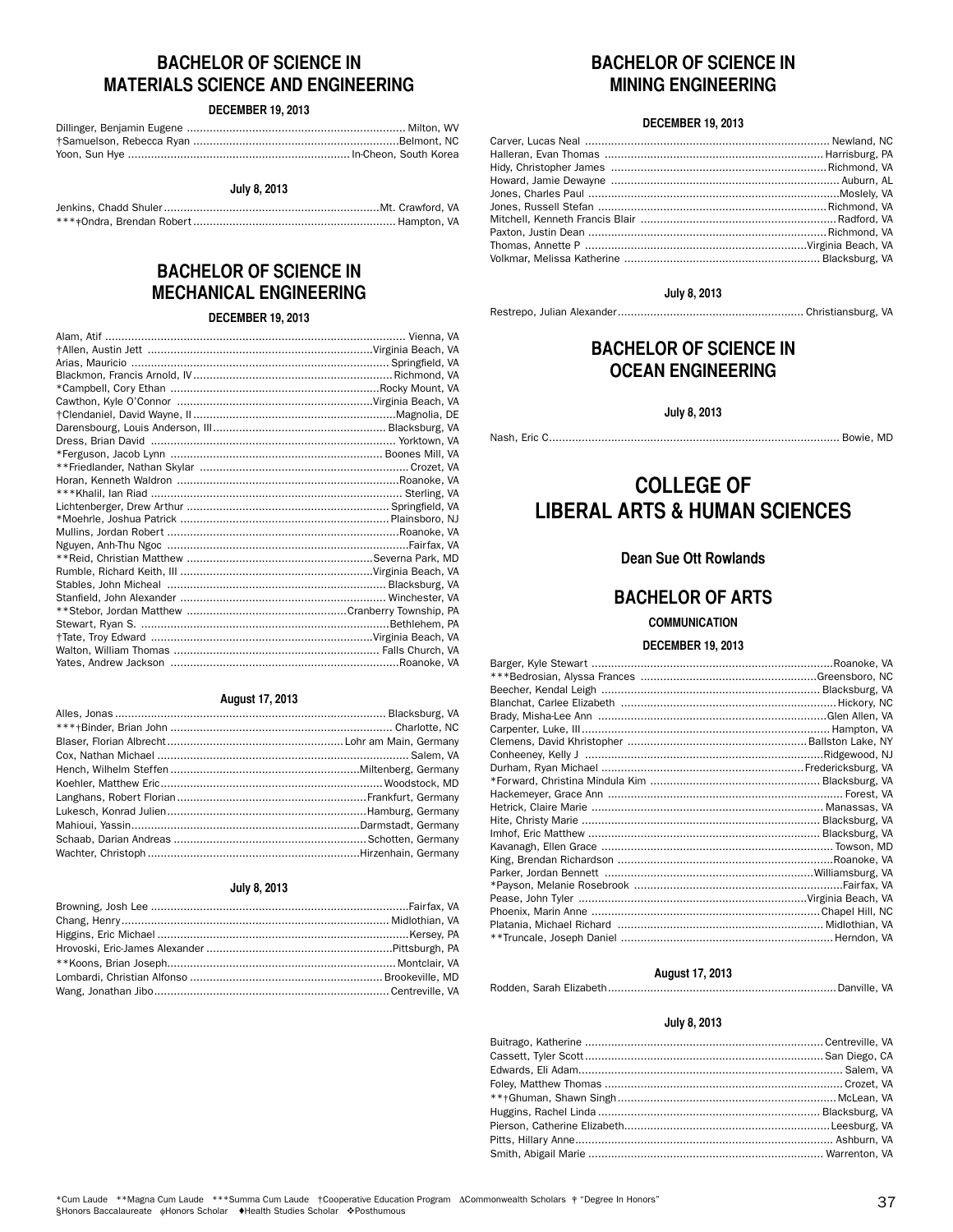## BACHELOR OF SCIENCE IN MATERIALS SCIENCE AND ENGINEERING

**DECEMBER 19, 2013**

Dillinger, Benjamin Eugene .................................................................. Milton, WV
†Samuelson, Rebecca Ryan ...............................................................Belmont, NC
Yoon, Sun Hye .................................................................... In-Cheon, South Korea

**July 8, 2013**

Jenkins, Chadd Shuler.................................................................Mt. Crawford, VA
***†Ondra, Brendan Robert ............................................................. Hampton, VA

## BACHELOR OF SCIENCE IN MECHANICAL ENGINEERING

**DECEMBER 19, 2013**

Alam, Atif ........................................................................................... Vienna, VA
†Allen, Austin Jett ....................................................................Virginia Beach, VA
Arias, Mauricio ............................................................................... Springfield, VA
Blackmon, Francis Arnold, IV ............................................................Richmond, VA
*Campbell, Cory Ethan ................................................................Rocky Mount, VA
Cawthon, Kyle O'Connor ...........................................................Virginia Beach, VA
†Clendaniel, David Wayne, II .............................................................Magnolia, DE
Darensbourg, Louis Anderson, III.................................................... Blacksburg, VA
Dress, Brian David .......................................................................... Yorktown, VA
*Ferguson, Jacob Lynn ................................................................ Boones Mill, VA
**Friedlander, Nathan Skylar ............................................................... Crozet, VA
Horan, Kenneth Waldron ....................................................................Roanoke, VA
***Khalil, Ian Riad ........................................................................... Sterling, VA
Lichtenberger, Drew Arthur ............................................................. Springfield, VA
*Moehrle, Joshua Patrick ................................................................ Plainsboro, NJ
Mullins, Jordan Robert .......................................................................Roanoke, VA
Nguyen, Anh-Thu Ngoc ..........................................................................Fairfax, VA
**Reid, Christian Matthew .........................................................Severna Park, MD
Rumble, Richard Keith, III ..........................................................Virginia Beach, VA
Stables, John Micheal .................................................................. Blacksburg, VA
Stanfield, John Alexander .............................................................. Winchester, VA
**Stebor, Jordan Matthew .................................................Cranberry Township, PA
Stewart, Ryan S. ............................................................................Bethlehem, PA
†Tate, Troy Edward ...................................................................Virginia Beach, VA
Walton, William Thomas ................................................................ Falls Church, VA
Yates, Andrew Jackson .....................................................................Roanoke, VA

**August 17, 2013**

Alles, Jonas.................................................................................. Blacksburg, VA
***†Binder, Brian John ................................................................... Charlotte, NC
Blaser, Florian Albrecht.......................................................Lohr am Main, Germany
Cox, Nathan Michael ............................................................................ Salem, VA
Hench, Wilhelm Steffen .........................................................Miltenberg, Germany
Koehler, Matthew Eric....................................................................Woodstock, MD
Langhans, Robert Florian..........................................................Frankfurt, Germany
Lukesch, Konrad Julien............................................................Hamburg, Germany
Mahioui, Yassin.....................................................................Darmstadt, Germany
Schaab, Darian Andreas .......................................................... Schotten, Germany
Wachter, Christoph ................................................................Hirzenhain, Germany

**July 8, 2013**

Browning, Josh Lee ..............................................................................Fairfax, VA
Chang, Henry................................................................................. Midlothian, VA
Higgins, Eric Michael ............................................................................Kersey, PA
Hrovoski, Eric-James Alexander .........................................................Pittsburgh, PA
**Koons, Brian Joseph.....................................................................Montclair, VA
Lombardi, Christian Alfonso .......................................................... Brookeville, MD
Wang, Jonathan Jibo.......................................................................Centreville, VA

## BACHELOR OF SCIENCE IN MINING ENGINEERING

**DECEMBER 19, 2013**

Carver, Lucas Neal ........................................................................... Newland, NC
Halleran, Evan Thomas ................................................................... Harrisburg, PA
Hidy, Christopher James ................................................................. Richmond, VA
Howard, Jamie Dewayne ..................................................................... Auburn, AL
Jones, Charles Paul ............................................................................Mosley, VA
Jones, Russell Stefan ..................................................................... Richmond, VA
Mitchell, Kenneth Francis Blair ........................................................... Radford, VA
Paxton, Justin Dean ........................................................................ Richmond, VA
Thomas, Annette P ....................................................................Virginia Beach, VA
Volkmar, Melissa Katherine ............................................................ Blacksburg, VA

**July 8, 2013**

Restrepo, Julian Alexander......................................................... Christiansburg, VA

## BACHELOR OF SCIENCE IN OCEAN ENGINEERING

**July 8, 2013**

Nash, Eric C....................................................................................... Bowie, MD

# COLLEGE OF LIBERAL ARTS & HUMAN SCIENCES

**Dean Sue Ott Rowlands**

## BACHELOR OF ARTS

**COMMUNICATION**

**DECEMBER 19, 2013**

Barger, Kyle Stewart .........................................................................Roanoke, VA
***Bedrosian, Alyssa Frances ......................................................Greensboro, NC
Beecher, Kendal Leigh .................................................................. Blacksburg, VA
Blanchat, Carlee Elizabeth ................................................................. Hickory, NC
Brady, Misha-Lee Ann ......................................................................Glen Allen, VA
Carpenter, Luke, III........................................................................... Hampton, VA
Clemens, David Khristopher ....................................................... Ballston Lake, NY
Conheeney, Kelly J ........................................................................Ridgewood, NJ
Durham, Ryan Michael .............................................................Fredericksburg, VA
*Forward, Christina Mindula Kim .................................................... Blacksburg, VA
Hackemeyer, Grace Ann ...................................................................... Forest, VA
Hetrick, Claire Marie ....................................................................... Manassas, VA
Hite, Christy Marie ......................................................................... Blacksburg, VA
Imhof, Eric Matthew ....................................................................... Blacksburg, VA
Kavanagh, Ellen Grace ...................................................................... Towson, MD
King, Brendan Richardson .................................................................Roanoke, VA
Parker, Jordan Bennett ...............................................................Williamsburg, VA
*Payson, Melanie Rosebrook ...............................................................Fairfax, VA
Pease, John Tyler .....................................................................Virginia Beach, VA
Phoenix, Marin Anne ......................................................................Chapel Hill, NC
Platania, Michael Richard .............................................................. Midlothian, VA
**Truncale, Joseph Daniel ................................................................Herndon, VA

**August 17, 2013**

Rodden, Sarah Elizabeth.....................................................................Danville, VA

**July 8, 2013**

Buitrago, Katherine ........................................................................Centreville, VA
Cassett, Tyler Scott........................................................................ San Diego, CA
Edwards, Eli Adam.............................................................................. Salem, VA
Foley, Matthew Thomas ........................................................................ Crozet, VA
**†Ghuman, Shawn Singh.................................................................. McLean, VA
Huggins, Rachel Linda .................................................................... Blacksburg, VA
Pierson, Catherine Elizabeth..............................................................Leesburg, VA
Pitts, Hillary Anne............................................................................. Ashburn, VA
Smith, Abigail Marie ....................................................................... Warrenton, VA

*Cum Laude **Magna Cum Laude ***Summa Cum Laude †Cooperative Education Program ∆Commonwealth Scholars ‡ "Degree In Honors"
§Honors Baccalaureate ◈Honors Scholar ♦Health Studies Scholar ❖Posthumous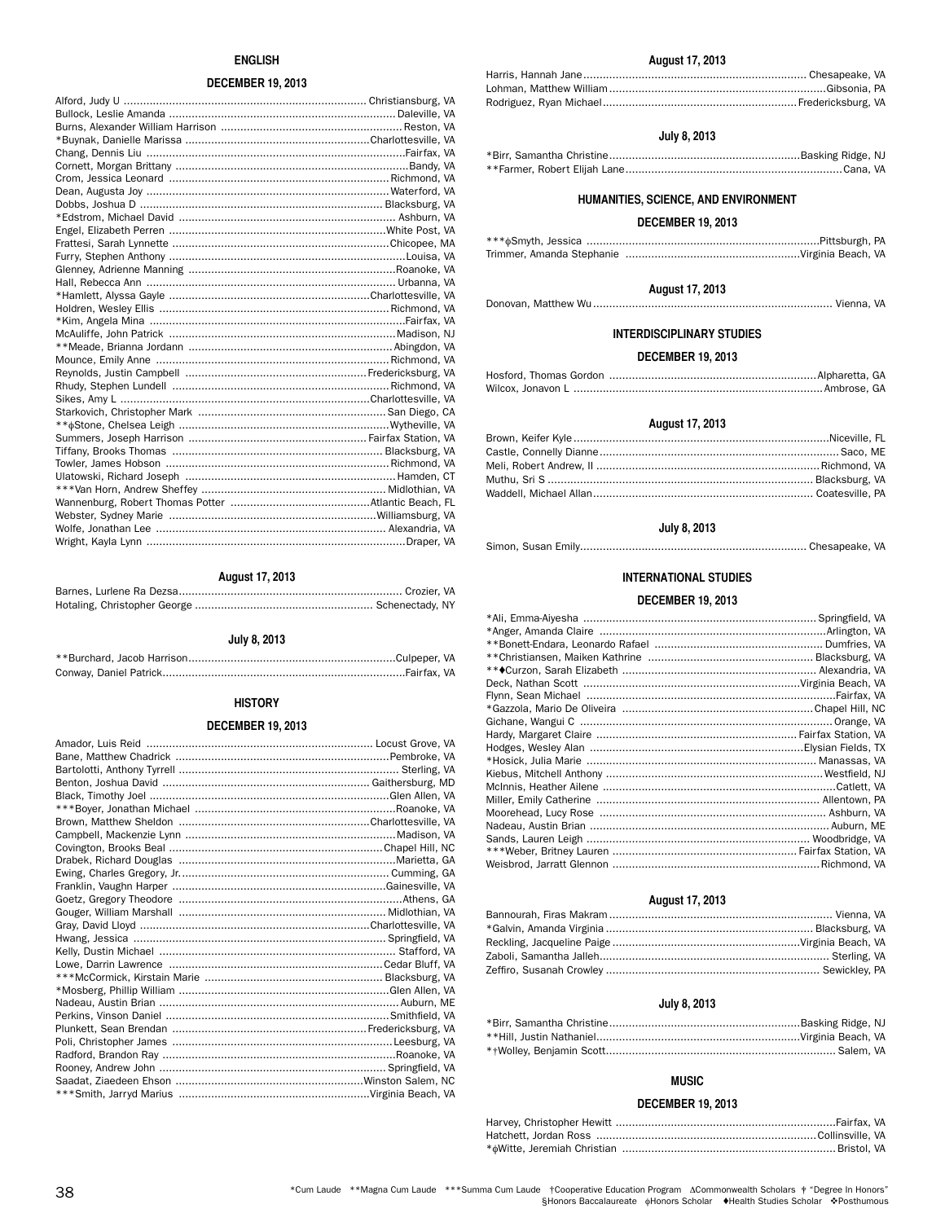## ENGLISH

### DECEMBER 19, 2013

Alford, Judy U .......... Christiansburg, VA
Bullock, Leslie Amanda .......... Daleville, VA
Burns, Alexander William Harrison .......... Reston, VA
*Buynak, Danielle Marissa .......... Charlottesville, VA
Chang, Dennis Liu .......... Fairfax, VA
Cornett, Morgan Brittany .......... Bandy, VA
Crom, Jessica Leonard .......... Richmond, VA
Dean, Augusta Joy .......... Waterford, VA
Dobbs, Joshua D .......... Blacksburg, VA
*Edstrom, Michael David .......... Ashburn, VA
Engel, Elizabeth Perren .......... White Post, VA
Frattesi, Sarah Lynnette .......... Chicopee, MA
Furry, Stephen Anthony .......... Louisa, VA
Glenney, Adrienne Manning .......... Roanoke, VA
Hall, Rebecca Ann .......... Urbanna, VA
*Hamlett, Alyssa Gayle .......... Charlottesville, VA
Holdren, Wesley Ellis .......... Richmond, VA
*Kim, Angela Mina .......... Fairfax, VA
McAuliffe, John Patrick .......... Madison, NJ
**Meade, Brianna Jordann .......... Abingdon, VA
Mounce, Emily Anne .......... Richmond, VA
Reynolds, Justin Campbell .......... Fredericksburg, VA
Rhudy, Stephen Lundell .......... Richmond, VA
Sikes, Amy L .......... Charlottesville, VA
Starkovich, Christopher Mark .......... San Diego, CA
**ϕStone, Chelsea Leigh .......... Wytheville, VA
Summers, Joseph Harrison .......... Fairfax Station, VA
Tiffany, Brooks Thomas .......... Blacksburg, VA
Towler, James Hobson .......... Richmond, VA
Ulatowski, Richard Joseph .......... Hamden, CT
***Van Horn, Andrew Sheffey .......... Midlothian, VA
Wannenburg, Robert Thomas Potter .......... Atlantic Beach, FL
Webster, Sydney Marie .......... Williamsburg, VA
Wolfe, Jonathan Lee .......... Alexandria, VA
Wright, Kayla Lynn .......... Draper, VA

### August 17, 2013

Barnes, Lurlene Ra Dezsa .......... Crozier, VA
Hotaling, Christopher George .......... Schenectady, NY

### July 8, 2013

**Burchard, Jacob Harrison .......... Culpeper, VA
Conway, Daniel Patrick .......... Fairfax, VA

## HISTORY

### DECEMBER 19, 2013

Amador, Luis Reid .......... Locust Grove, VA
Bane, Matthew Chadrick .......... Pembroke, VA
Bartolotti, Anthony Tyrrell .......... Sterling, VA
Benton, Joshua David .......... Gaithersburg, MD
Black, Timothy Joel .......... Glen Allen, VA
***Boyer, Jonathan Michael .......... Roanoke, VA
Brown, Matthew Sheldon .......... Charlottesville, VA
Campbell, Mackenzie Lynn .......... Madison, VA
Covington, Brooks Beal .......... Chapel Hill, NC
Drabek, Richard Douglas .......... Marietta, GA
Ewing, Charles Gregory, Jr. .......... Cumming, GA
Franklin, Vaughn Harper .......... Gainesville, VA
Goetz, Gregory Theodore .......... Athens, GA
Gouger, William Marshall .......... Midlothian, VA
Gray, David Lloyd .......... Charlottesville, VA
Hwang, Jessica .......... Springfield, VA
Kelly, Dustin Michael .......... Stafford, VA
Lowe, Darrin Lawrence .......... Cedar Bluff, VA
***McCormick, Kirstain Marie .......... Blacksburg, VA
*Mosberg, Phillip William .......... Glen Allen, VA
Nadeau, Austin Brian .......... Auburn, ME
Perkins, Vinson Daniel .......... Smithfield, VA
Plunkett, Sean Brendan .......... Fredericksburg, VA
Poli, Christopher James .......... Leesburg, VA
Radford, Brandon Ray .......... Roanoke, VA
Rooney, Andrew John .......... Springfield, VA
Saadat, Ziaedeen Ehson .......... Winston Salem, NC
***Smith, Jarryd Marius .......... Virginia Beach, VA

### August 17, 2013

Harris, Hannah Jane .......... Chesapeake, VA
Lohman, Matthew William .......... Gibsonia, PA
Rodriguez, Ryan Michael .......... Fredericksburg, VA

### July 8, 2013

*Birr, Samantha Christine .......... Basking Ridge, NJ
**Farmer, Robert Elijah Lane .......... Cana, VA

## HUMANITIES, SCIENCE, AND ENVIRONMENT

### DECEMBER 19, 2013

***ϕSmyth, Jessica .......... Pittsburgh, PA
Trimmer, Amanda Stephanie .......... Virginia Beach, VA

### August 17, 2013

Donovan, Matthew Wu .......... Vienna, VA

## INTERDISCIPLINARY STUDIES

### DECEMBER 19, 2013

Hosford, Thomas Gordon .......... Alpharetta, GA
Wilcox, Jonavon L .......... Ambrose, GA

### August 17, 2013

Brown, Keifer Kyle .......... Niceville, FL
Castle, Connelly Dianne .......... Saco, ME
Meli, Robert Andrew, II .......... Richmond, VA
Muthu, Sri S .......... Blacksburg, VA
Waddell, Michael Allan .......... Coatesville, PA

### July 8, 2013

Simon, Susan Emily .......... Chesapeake, VA

## INTERNATIONAL STUDIES

### DECEMBER 19, 2013

*Ali, Emma-Aiyesha .......... Springfield, VA
*Anger, Amanda Claire .......... Arlington, VA
**Bonett-Endara, Leonardo Rafael .......... Dumfries, VA
**Christiansen, Maiken Kathrine .......... Blacksburg, VA
**♦Curzon, Sarah Elizabeth .......... Alexandria, VA
Deck, Nathan Scott .......... Virginia Beach, VA
Flynn, Sean Michael .......... Fairfax, VA
*Gazzola, Mario De Oliveira .......... Chapel Hill, NC
Gichane, Wangui C .......... Orange, VA
Hardy, Margaret Claire .......... Fairfax Station, VA
Hodges, Wesley Alan .......... Elysian Fields, TX
*Hosick, Julia Marie .......... Manassas, VA
Kiebus, Mitchell Anthony .......... Westfield, NJ
McInnis, Heather Ailene .......... Catlett, VA
Miller, Emily Catherine .......... Allentown, PA
Moorehead, Lucy Rose .......... Ashburn, VA
Nadeau, Austin Brian .......... Auburn, ME
Sands, Lauren Leigh .......... Woodbridge, VA
***Weber, Britney Lauren .......... Fairfax Station, VA
Weisbrod, Jarratt Glennon .......... Richmond, VA

### August 17, 2013

Bannourah, Firas Makram .......... Vienna, VA
*Galvin, Amanda Virginia .......... Blacksburg, VA
Reckling, Jacqueline Paige .......... Virginia Beach, VA
Zaboli, Samantha Jalleh .......... Sterling, VA
Zeffiro, Susanah Crowley .......... Sewickley, PA

### July 8, 2013

*Birr, Samantha Christine .......... Basking Ridge, NJ
**Hill, Justin Nathaniel .......... Virginia Beach, VA
*†Wolley, Benjamin Scott .......... Salem, VA

## MUSIC

### DECEMBER 19, 2013

Harvey, Christopher Hewitt .......... Fairfax, VA
Hatchett, Jordan Ross .......... Collinsville, VA
*ϕWitte, Jeremiah Christian .......... Bristol, VA

*Cum Laude **Magna Cum Laude ***Summa Cum Laude †Cooperative Education Program ΔCommonwealth Scholars † "Degree In Honors" §Honors Baccalaureate ϕHonors Scholar ♦Health Studies Scholar ❖Posthumous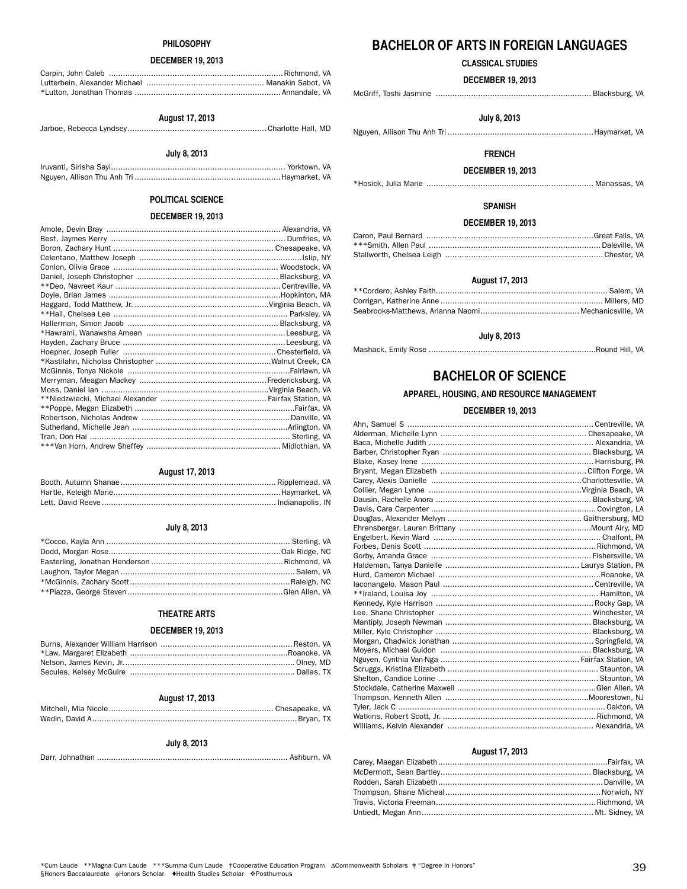### PHILOSOPHY

#### DECEMBER 19, 2013

Carpin, John Caleb .......... Richmond, VA
Lutterbein, Alexander Michael .......... Manakin Sabot, VA
*Lutton, Jonathan Thomas .......... Annandale, VA

#### August 17, 2013

Jarboe, Rebecca Lyndsey .......... Charlotte Hall, MD

#### July 8, 2013

Iruvanti, Sirisha Sayi .......... Yorktown, VA
Nguyen, Allison Thu Anh Tri .......... Haymarket, VA

### POLITICAL SCIENCE

#### DECEMBER 19, 2013

Amole, Devin Bray .......... Alexandria, VA
Best, Jaymes Kerry .......... Dumfries, VA
Boron, Zachary Hunt .......... Chesapeake, VA
Celentano, Matthew Joseph .......... Islip, NY
Conlon, Olivia Grace .......... Woodstock, VA
Daniel, Joseph Christopher .......... Blacksburg, VA
**Deo, Navreet Kaur .......... Centreville, VA
Doyle, Brian James .......... Hopkinton, MA
Haggard, Todd Matthew, Jr. .......... Virginia Beach, VA
**Hall, Chelsea Lee .......... Parksley, VA
Hallerman, Simon Jacob .......... Blacksburg, VA
*Hawrami, Wanawsha Ameen .......... Leesburg, VA
Hayden, Zachary Bruce .......... Leesburg, VA
Hoepner, Joseph Fuller .......... Chesterfield, VA
*Kastilahn, Nicholas Christopher .......... Walnut Creek, CA
McGinnis, Tonya Nickole .......... Fairlawn, VA
Merryman, Meagan Mackey .......... Fredericksburg, VA
Moss, Daniel Ian .......... Virginia Beach, VA
**Niedzwiecki, Michael Alexander .......... Fairfax Station, VA
**Poppe, Megan Elizabeth .......... Fairfax, VA
Robertson, Nicholas Andrew .......... Danville, VA
Sutherland, Michelle Jean .......... Arlington, VA
Tran, Don Hai .......... Sterling, VA
***Van Horn, Andrew Sheffey .......... Midlothian, VA

#### August 17, 2013

Booth, Autumn Shanae .......... Ripplemead, VA
Hartle, Keleigh Marie .......... Haymarket, VA
Lett, David Reeve .......... Indianapolis, IN

#### July 8, 2013

*Cocco, Kayla Ann .......... Sterling, VA
Dodd, Morgan Rose .......... Oak Ridge, NC
Easterling, Jonathan Henderson .......... Richmond, VA
Laughon, Taylor Megan .......... Salem, VA
*McGinnis, Zachary Scott .......... Raleigh, NC
**Piazza, George Steven .......... Glen Allen, VA

### THEATRE ARTS

#### DECEMBER 19, 2013

Burns, Alexander William Harrison .......... Reston, VA
*Law, Margaret Elizabeth .......... Roanoke, VA
Nelson, James Kevin, Jr. .......... Olney, MD
Secules, Kelsey McGuire .......... Dallas, TX

#### August 17, 2013

Mitchell, Mia Nicole .......... Chesapeake, VA
Wedin, David A .......... Bryan, TX

#### July 8, 2013

Darr, Johnathan .......... Ashburn, VA

## BACHELOR OF ARTS IN FOREIGN LANGUAGES

### CLASSICAL STUDIES

#### DECEMBER 19, 2013

McGriff, Tashi Jasmine .......... Blacksburg, VA

#### July 8, 2013

Nguyen, Allison Thu Anh Tri .......... Haymarket, VA

### FRENCH

#### DECEMBER 19, 2013

*Hosick, Julia Marie .......... Manassas, VA

### SPANISH

#### DECEMBER 19, 2013

Caron, Paul Bernard .......... Great Falls, VA
***Smith, Allen Paul .......... Daleville, VA
Stallworth, Chelsea Leigh .......... Chester, VA

#### August 17, 2013

**Cordero, Ashley Faith .......... Salem, VA
Corrigan, Katherine Anne .......... Millers, MD
Seabrooks-Matthews, Arianna Naomi .......... Mechanicsville, VA

#### July 8, 2013

Mashack, Emily Rose .......... Round Hill, VA

## BACHELOR OF SCIENCE

### APPAREL, HOUSING, AND RESOURCE MANAGEMENT

#### DECEMBER 19, 2013

Ahn, Samuel S .......... Centreville, VA
Alderman, Michelle Lynn .......... Chesapeake, VA
Baca, Michelle Judith .......... Alexandria, VA
Barber, Christopher Ryan .......... Blacksburg, VA
Blake, Kasey Irene .......... Harrisburg, PA
Bryant, Megan Elizabeth .......... Clifton Forge, VA
Carey, Alexis Danielle .......... Charlottesville, VA
Collier, Megan Lynne .......... Virginia Beach, VA
Dausin, Rachelle Anora .......... Blacksburg, VA
Davis, Cara Carpenter .......... Covington, LA
Douglas, Alexander Melvyn .......... Gaithersburg, MD
Ehrensberger, Lauren Brittany .......... Mount Airy, MD
Engelbert, Kevin Ward .......... Chalfont, PA
Forbes, Denis Scott .......... Richmond, VA
Gorby, Amanda Grace .......... Fishersville, VA
Haldeman, Tanya Danielle .......... Laurys Station, PA
Hurd, Cameron Michael .......... Roanoke, VA
Iaconangelo, Mason Paul .......... Centreville, VA
**Ireland, Louisa Joy .......... Hamilton, VA
Kennedy, Kyle Harrison .......... Rocky Gap, VA
Lee, Shane Christopher .......... Winchester, VA
Mantiply, Joseph Newman .......... Blacksburg, VA
Miller, Kyle Christopher .......... Blacksburg, VA
Morgan, Chadwick Jonathan .......... Springfield, VA
Moyers, Michael Guidon .......... Blacksburg, VA
Nguyen, Cynthia Van-Nga .......... Fairfax Station, VA
Scruggs, Kristina Elizabeth .......... Staunton, VA
Shelton, Candice Lorine .......... Staunton, VA
Stockdale, Catherine Maxwell .......... Glen Allen, VA
Thompson, Kenneth Allen .......... Moorestown, NJ
Tyler, Jack C .......... Oakton, VA
Watkins, Robert Scott, Jr. .......... Richmond, VA
Williams, Kelvin Alexander .......... Alexandria, VA

#### August 17, 2013

Carey, Maegan Elizabeth .......... Fairfax, VA
McDermott, Sean Bartley .......... Blacksburg, VA
Rodden, Sarah Elizabeth .......... Danville, VA
Thompson, Shane Micheal .......... Norwich, NY
Travis, Victoria Freeman .......... Richmond, VA
Untiedt, Megan Ann .......... Mt. Sidney, VA

*Cum Laude **Magna Cum Laude ***Summa Cum Laude †Cooperative Education Program ∆Commonwealth Scholars ǂ "Degree In Honors"
§Honors Baccalaureate ◈Honors Scholar ♦Health Studies Scholar ❖Posthumous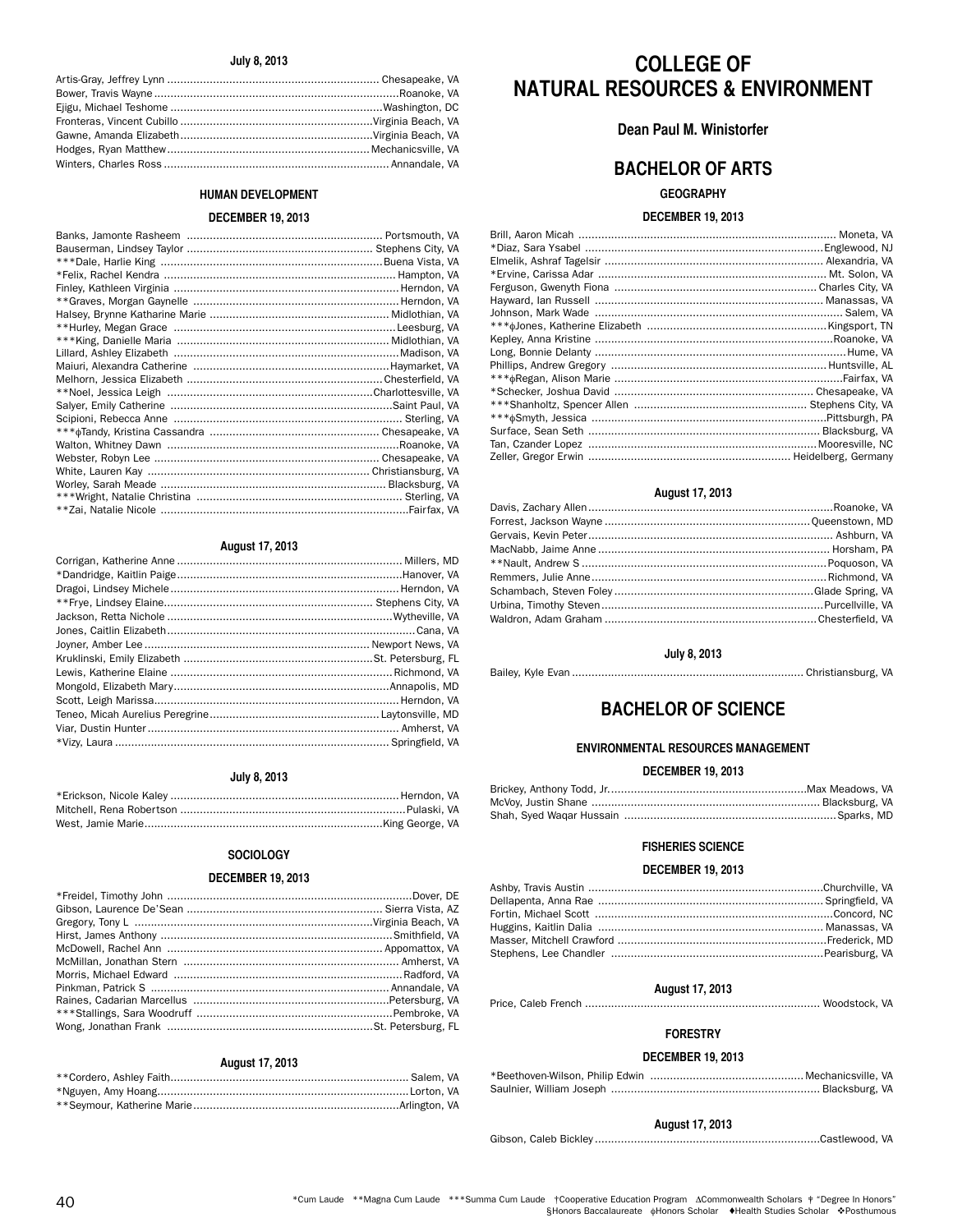**July 8, 2013**

Artis-Gray, Jeffrey Lynn ................ Chesapeake, VA
Bower, Travis Wayne ................ Roanoke, VA
Ejigu, Michael Teshome ................ Washington, DC
Fronteras, Vincent Cubillo ................ Virginia Beach, VA
Gawne, Amanda Elizabeth ................ Virginia Beach, VA
Hodges, Ryan Matthew ................ Mechanicsville, VA
Winters, Charles Ross ................ Annandale, VA

### HUMAN DEVELOPMENT

**DECEMBER 19, 2013**

Banks, Jamonte Rasheem ................ Portsmouth, VA
Bauserman, Lindsey Taylor ................ Stephens City, VA
***Dale, Harlie King ................ Buena Vista, VA
*Felix, Rachel Kendra ................ Hampton, VA
Finley, Kathleen Virginia ................ Herndon, VA
**Graves, Morgan Gaynelle ................ Herndon, VA
Halsey, Brynne Katharine Marie ................ Midlothian, VA
**Hurley, Megan Grace ................ Leesburg, VA
***King, Danielle Maria ................ Midlothian, VA
Lillard, Ashley Elizabeth ................ Madison, VA
Maiuri, Alexandra Catherine ................ Haymarket, VA
Melhorn, Jessica Elizabeth ................ Chesterfield, VA
**Noel, Jessica Leigh ................ Charlottesville, VA
Salyer, Emily Catherine ................ Saint Paul, VA
Scipioni, Rebecca Anne ................ Sterling, VA
***ϕTandy, Kristina Cassandra ................ Chesapeake, VA
Walton, Whitney Dawn ................ Roanoke, VA
Webster, Robyn Lee ................ Chesapeake, VA
White, Lauren Kay ................ Christiansburg, VA
Worley, Sarah Meade ................ Blacksburg, VA
***Wright, Natalie Christina ................ Sterling, VA
**Zai, Natalie Nicole ................ Fairfax, VA

**August 17, 2013**

Corrigan, Katherine Anne ................ Millers, MD
*Dandridge, Kaitlin Paige ................ Hanover, VA
Dragoi, Lindsey Michele ................ Herndon, VA
**Frye, Lindsey Elaine ................ Stephens City, VA
Jackson, Retta Nichole ................ Wytheville, VA
Jones, Caitlin Elizabeth ................ Cana, VA
Joyner, Amber Lee ................ Newport News, VA
Kruklinski, Emily Elizabeth ................ St. Petersburg, FL
Lewis, Katherine Elaine ................ Richmond, VA
Mongold, Elizabeth Mary ................ Annapolis, MD
Scott, Leigh Marissa ................ Herndon, VA
Teneo, Micah Aurelius Peregrine ................ Laytonsville, MD
Viar, Dustin Hunter ................ Amherst, VA
*Vizy, Laura ................ Springfield, VA

**July 8, 2013**

*Erickson, Nicole Kaley ................ Herndon, VA
Mitchell, Rena Robertson ................ Pulaski, VA
West, Jamie Marie ................ King George, VA

### SOCIOLOGY

**DECEMBER 19, 2013**

*Freidel, Timothy John ................ Dover, DE
Gibson, Laurence De'Sean ................ Sierra Vista, AZ
Gregory, Tony L ................ Virginia Beach, VA
Hirst, James Anthony ................ Smithfield, VA
McDowell, Rachel Ann ................ Appomattox, VA
McMillan, Jonathan Stern ................ Amherst, VA
Morris, Michael Edward ................ Radford, VA
Pinkman, Patrick S ................ Annandale, VA
Raines, Cadarian Marcellus ................ Petersburg, VA
***Stallings, Sara Woodruff ................ Pembroke, VA
Wong, Jonathan Frank ................ St. Petersburg, FL

**August 17, 2013**

**Cordero, Ashley Faith ................ Salem, VA
*Nguyen, Amy Hoang ................ Lorton, VA
**Seymour, Katherine Marie ................ Arlington, VA

# COLLEGE OF NATURAL RESOURCES & ENVIRONMENT

**Dean Paul M. Winistorfer**

## BACHELOR OF ARTS

### GEOGRAPHY

**DECEMBER 19, 2013**

Brill, Aaron Micah ................ Moneta, VA
*Diaz, Sara Ysabel ................ Englewood, NJ
Elmelik, Ashraf Tagelsir ................ Alexandria, VA
*Ervine, Carissa Adar ................ Mt. Solon, VA
Ferguson, Gwenyth Fiona ................ Charles City, VA
Hayward, Ian Russell ................ Manassas, VA
Johnson, Mark Wade ................ Salem, VA
***ϕJones, Katherine Elizabeth ................ Kingsport, TN
Kepley, Anna Kristine ................ Roanoke, VA
Long, Bonnie Delanty ................ Hume, VA
Phillips, Andrew Gregory ................ Huntsville, AL
***ϕRegan, Alison Marie ................ Fairfax, VA
*Schecker, Joshua David ................ Chesapeake, VA
***Shanholtz, Spencer Allen ................ Stephens City, VA
***ϕSmyth, Jessica ................ Pittsburgh, PA
Surface, Sean Seth ................ Blacksburg, VA
Tan, Czander Lopez ................ Mooresville, NC
Zeller, Gregor Erwin ................ Heidelberg, Germany

**August 17, 2013**

Davis, Zachary Allen ................ Roanoke, VA
Forrest, Jackson Wayne ................ Queenstown, MD
Gervais, Kevin Peter ................ Ashburn, VA
MacNabb, Jaime Anne ................ Horsham, PA
**Nault, Andrew S ................ Poquoson, VA
Remmers, Julie Anne ................ Richmond, VA
Schambach, Steven Foley ................ Glade Spring, VA
Urbina, Timothy Steven ................ Purcellville, VA
Waldron, Adam Graham ................ Chesterfield, VA

**July 8, 2013**

Bailey, Kyle Evan ................ Christiansburg, VA

## BACHELOR OF SCIENCE

### ENVIRONMENTAL RESOURCES MANAGEMENT

**DECEMBER 19, 2013**

Brickey, Anthony Todd, Jr. ................ Max Meadows, VA
McVoy, Justin Shane ................ Blacksburg, VA
Shah, Syed Waqar Hussain ................ Sparks, MD

### FISHERIES SCIENCE

**DECEMBER 19, 2013**

Ashby, Travis Austin ................ Churchville, VA
Dellapenta, Anna Rae ................ Springfield, VA
Fortin, Michael Scott ................ Concord, NC
Huggins, Kaitlin Dalia ................ Manassas, VA
Masser, Mitchell Crawford ................ Frederick, MD
Stephens, Lee Chandler ................ Pearisburg, VA

**August 17, 2013**

Price, Caleb French ................ Woodstock, VA

### FORESTRY

**DECEMBER 19, 2013**

*Beethoven-Wilson, Philip Edwin ................ Mechanicsville, VA
Saulnier, William Joseph ................ Blacksburg, VA

**August 17, 2013**

Gibson, Caleb Bickley ................ Castlewood, VA

*Cum Laude **Magna Cum Laude ***Summa Cum Laude †Cooperative Education Program ΔCommonwealth Scholars ǂ "Degree In Honors" §Honors Baccalaureate ϕHonors Scholar ♦Health Studies Scholar ❖Posthumous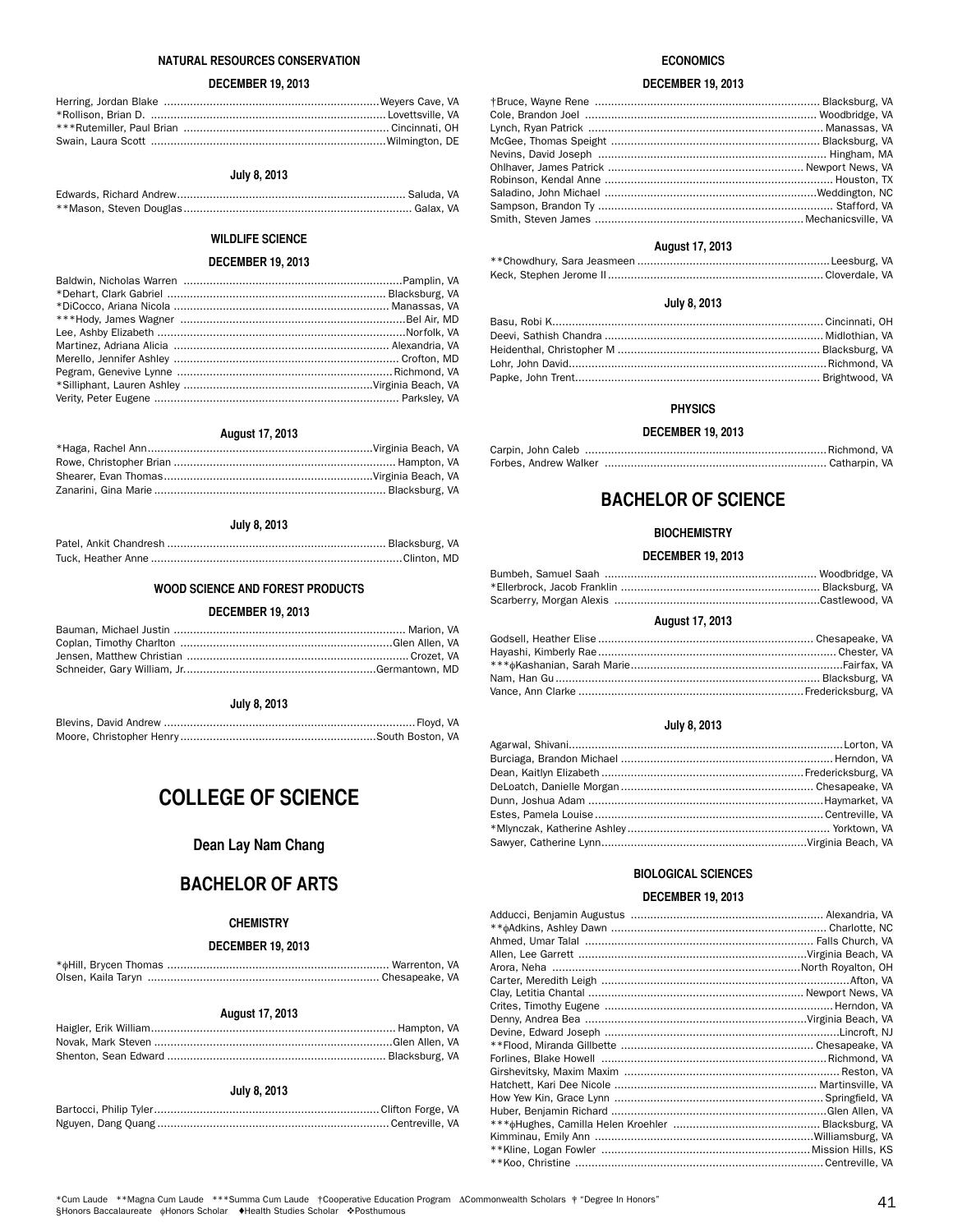#### NATURAL RESOURCES CONSERVATION

##### DECEMBER 19, 2013

Herring, Jordan Blake ........ Weyers Cave, VA
*Rollison, Brian D. ........ Lovettsville, VA
***Rutemiller, Paul Brian ........ Cincinnati, OH
Swain, Laura Scott ........ Wilmington, DE

##### July 8, 2013

Edwards, Richard Andrew ........ Saluda, VA
**Mason, Steven Douglas ........ Galax, VA

#### WILDLIFE SCIENCE

##### DECEMBER 19, 2013

Baldwin, Nicholas Warren ........ Pamplin, VA
*Dehart, Clark Gabriel ........ Blacksburg, VA
*DiCocco, Ariana Nicola ........ Manassas, VA
***Hody, James Wagner ........ Bel Air, MD
Lee, Ashby Elizabeth ........ Norfolk, VA
Martinez, Adriana Alicia ........ Alexandria, VA
Merello, Jennifer Ashley ........ Crofton, MD
Pegram, Genevive Lynne ........ Richmond, VA
*Silliphant, Lauren Ashley ........ Virginia Beach, VA
Verity, Peter Eugene ........ Parksley, VA

##### August 17, 2013

*Haga, Rachel Ann ........ Virginia Beach, VA
Rowe, Christopher Brian ........ Hampton, VA
Shearer, Evan Thomas ........ Virginia Beach, VA
Zanarini, Gina Marie ........ Blacksburg, VA

##### July 8, 2013

Patel, Ankit Chandresh ........ Blacksburg, VA
Tuck, Heather Anne ........ Clinton, MD

#### WOOD SCIENCE AND FOREST PRODUCTS

##### DECEMBER 19, 2013

Bauman, Michael Justin ........ Marion, VA
Coplan, Timothy Charlton ........ Glen Allen, VA
Jensen, Matthew Christian ........ Crozet, VA
Schneider, Gary William, Jr. ........ Germantown, MD

##### July 8, 2013

Blevins, David Andrew ........ Floyd, VA
Moore, Christopher Henry ........ South Boston, VA

# COLLEGE OF SCIENCE

### Dean Lay Nam Chang

## BACHELOR OF ARTS

#### CHEMISTRY

##### DECEMBER 19, 2013

*ɸHill, Brycen Thomas ........ Warrenton, VA
Olsen, Kaila Taryn ........ Chesapeake, VA

##### August 17, 2013

Haigler, Erik William ........ Hampton, VA
Novak, Mark Steven ........ Glen Allen, VA
Shenton, Sean Edward ........ Blacksburg, VA

##### July 8, 2013

Bartocci, Philip Tyler ........ Clifton Forge, VA
Nguyen, Dang Quang ........ Centreville, VA

#### ECONOMICS

##### DECEMBER 19, 2013

†Bruce, Wayne Rene ........ Blacksburg, VA
Cole, Brandon Joel ........ Woodbridge, VA
Lynch, Ryan Patrick ........ Manassas, VA
McGee, Thomas Speight ........ Blacksburg, VA
Nevins, David Joseph ........ Hingham, MA
Ohlhaver, James Patrick ........ Newport News, VA
Robinson, Kendal Anne ........ Houston, TX
Saladino, John Michael ........ Weddington, NC
Sampson, Brandon Ty ........ Stafford, VA
Smith, Steven James ........ Mechanicsville, VA

##### August 17, 2013

**Chowdhury, Sara Jeasmeen ........ Leesburg, VA
Keck, Stephen Jerome II ........ Cloverdale, VA

##### July 8, 2013

Basu, Robi K. ........ Cincinnati, OH
Deevi, Sathish Chandra ........ Midlothian, VA
Heidenthal, Christopher M ........ Blacksburg, VA
Lohr, John David ........ Richmond, VA
Papke, John Trent ........ Brightwood, VA

#### PHYSICS

##### DECEMBER 19, 2013

Carpin, John Caleb ........ Richmond, VA
Forbes, Andrew Walker ........ Catharpin, VA

## BACHELOR OF SCIENCE

#### BIOCHEMISTRY

##### DECEMBER 19, 2013

Bumbeh, Samuel Saah ........ Woodbridge, VA
*Ellerbrock, Jacob Franklin ........ Blacksburg, VA
Scarberry, Morgan Alexis ........ Castlewood, VA

##### August 17, 2013

Godsell, Heather Elise ........ Chesapeake, VA
Hayashi, Kimberly Rae ........ Chester, VA
***ɸKashanian, Sarah Marie ........ Fairfax, VA
Nam, Han Gu ........ Blacksburg, VA
Vance, Ann Clarke ........ Fredericksburg, VA

##### July 8, 2013

Agarwal, Shivani ........ Lorton, VA
Burciaga, Brandon Michael ........ Herndon, VA
Dean, Kaitlyn Elizabeth ........ Fredericksburg, VA
DeLoatch, Danielle Morgan ........ Chesapeake, VA
Dunn, Joshua Adam ........ Haymarket, VA
Estes, Pamela Louise ........ Centreville, VA
*Mlynczak, Katherine Ashley ........ Yorktown, VA
Sawyer, Catherine Lynn ........ Virginia Beach, VA

#### BIOLOGICAL SCIENCES

##### DECEMBER 19, 2013

Adducci, Benjamin Augustus ........ Alexandria, VA
**ɸAdkins, Ashley Dawn ........ Charlotte, NC
Ahmed, Umar Talal ........ Falls Church, VA
Allen, Lee Garrett ........ Virginia Beach, VA
Arora, Neha ........ North Royalton, OH
Carter, Meredith Leigh ........ Afton, VA
Clay, Letitia Chantal ........ Newport News, VA
Crites, Timothy Eugene ........ Herndon, VA
Denny, Andrea Bea ........ Virginia Beach, VA
Devine, Edward Joseph ........ Lincroft, NJ
**Flood, Miranda Gillbette ........ Chesapeake, VA
Forlines, Blake Howell ........ Richmond, VA
Girshevitsky, Maxim Maxim ........ Reston, VA
Hatchett, Kari Dee Nicole ........ Martinsville, VA
How Yew Kin, Grace Lynn ........ Springfield, VA
Huber, Benjamin Richard ........ Glen Allen, VA
***ɸHughes, Camilla Helen Kroehler ........ Blacksburg, VA
Kimminau, Emily Ann ........ Williamsburg, VA
**Kline, Logan Fowler ........ Mission Hills, KS
**Koo, Christine ........ Centreville, VA

*Cum Laude **Magna Cum Laude ***Summa Cum Laude †Cooperative Education Program ΔCommonwealth Scholars ǂ "Degree In Honors"
§Honors Baccalaureate ɸHonors Scholar ♦Health Studies Scholar ❖Posthumous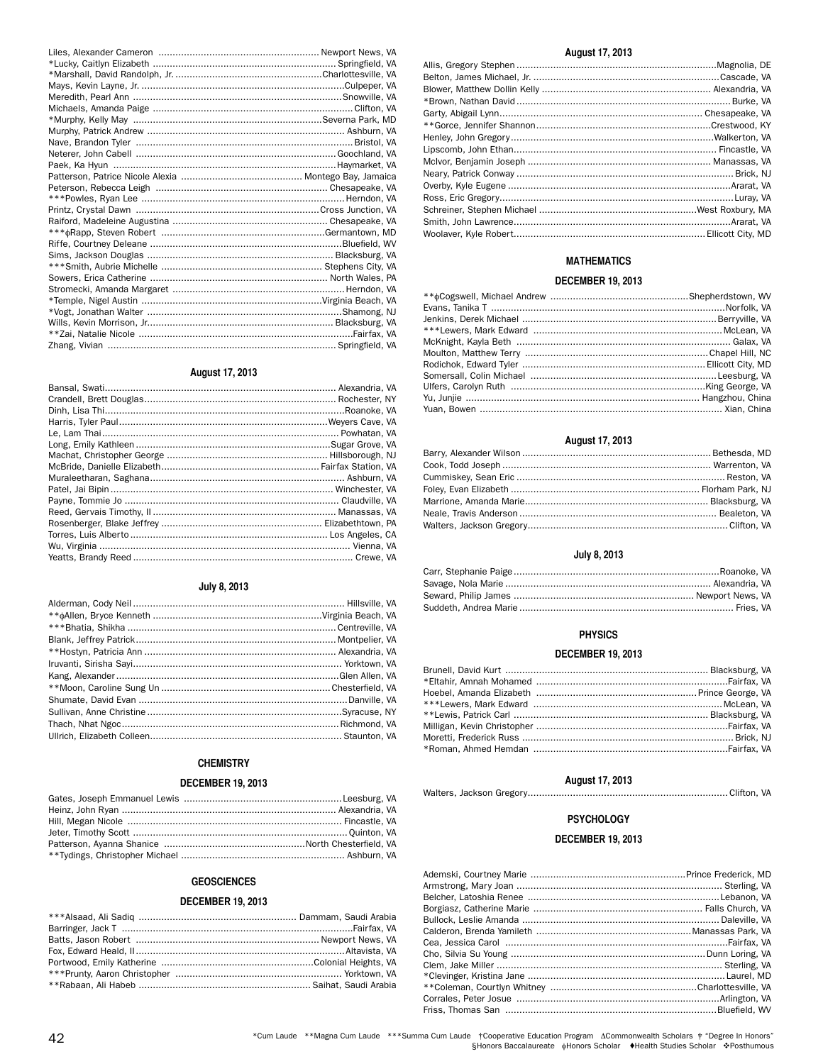Liles, Alexander Cameron ........................................................ Newport News, VA
*Lucky, Caitlyn Elizabeth ................................................................ Springfield, VA
*Marshall, David Randolph, Jr. ....................................................Charlottesville, VA
Mays, Kevin Layne, Jr. .......................................................................Culpeper, VA
Meredith, Pearl Ann .........................................................................Snowville, VA
Michaels, Amanda Paige ..................................................................... Clifton, VA
*Murphy, Kelly May ..................................................................Severna Park, MD
Murphy, Patrick Andrew ..................................................................... Ashburn, VA
Nave, Brandon Tyler ............................................................................ Bristol, VA
Neterer, John Cabell ......................................................................Goochland, VA
Paek, Ka Hyun ...............................................................................Haymarket, VA
Patterson, Patrice Nicole Alexia ........................................... Montego Bay, Jamaica
Peterson, Rebecca Leigh ............................................................ Chesapeake, VA
***Powles, Ryan Lee ........................................................................Herndon, VA
Printz, Crystal Dawn ................................................................Cross Junction, VA
Raiford, Madeleine Augustina ....................................................... Chesapeake, VA
***ɸRapp, Steven Robert ..........................................................Germantown, MD
Riffe, Courtney Deleane .....................................................................Bluefield, WV
Sims, Jackson Douglas .................................................................. Blacksburg, VA
***Smith, Aubrie Michelle ......................................................... Stephens City, VA
Sowers, Erica Catherine .............................................................. North Wales, PA
Stromecki, Amanda Margaret .............................................................Herndon, VA
*Temple, Nigel Austin ................................................................Virginia Beach, VA
*Vogt, Jonathan Walter ....................................................................Shamong, NJ
Wills, Kevin Morrison, Jr. ................................................................. Blacksburg, VA
**Zai, Natalie Nicole ............................................................................Fairfax, VA
Zhang, Vivian ................................................................................. Springfield, VA

### August 17, 2013

Bansal, Swati................................................................................. Alexandria, VA
Crandell, Brett Douglas.................................................................... Rochester, NY
Dinh, Lisa Thi.....................................................................................Roanoke, VA
Harris, Tyler Paul..........................................................................Weyers Cave, VA
Le, Lam Thai .................................................................................... Powhatan, VA
Long, Emily Kathleen .....................................................................Sugar Grove, VA
Machat, Christopher George ......................................................... Hillsborough, NJ
McBride, Danielle Elizabeth........................................................Fairfax Station, VA
Muraleetharan, Saghana.................................................................... Ashburn, VA
Patel, Jai Bipin ............................................................................... Winchester, VA
Payne, Tommie Jo ............................................................................ Claudville, VA
Reed, Gervais Timothy, II ................................................................. Manassas, VA
Rosenberger, Blake Jeffrey ......................................................... Elizabethtown, PA
Torres, Luis Alberto ...................................................................... Los Angeles, CA
Wu, Virginia ........................................................................................ Vienna, VA
Yeatts, Brandy Reed .............................................................................. Crewe, VA

### July 8, 2013

Alderman, Cody Neil ........................................................................... Hillsville, VA
**ɸAllen, Bryce Kenneth ............................................................Virginia Beach, VA
***Bhatia, Shikha ..........................................................................Centreville, VA
Blank, Jeffrey Patrick....................................................................... Montpelier, VA
**Hostyn, Patricia Ann .................................................................... Alexandria, VA
Iruvanti, Sirisha Sayi.......................................................................... Yorktown, VA
Kang, Alexander...............................................................................Glen Allen, VA
**Moon, Caroline Sung Un ............................................................Chesterfield, VA
Shumate, David Evan ..........................................................................Danville, VA
Sullivan, Anne Christine .....................................................................Syracuse, NY
Thach, Nhat Ngoc.............................................................................Richmond, VA
Ullrich, Elizabeth Colleen.................................................................... Staunton, VA

## CHEMISTRY

### DECEMBER 19, 2013

Gates, Joseph Emmanuel Lewis ........................................................Leesburg, VA
Heinz, John Ryan ............................................................................ Alexandria, VA
Hill, Megan Nicole ............................................................................ Fincastle, VA
Jeter, Timothy Scott ............................................................................Quinton, VA
Patterson, Ayanna Shanice ..................................................North Chesterfield, VA
**Tydings, Christopher Michael ........................................................... Ashburn, VA

## GEOSCIENCES

### DECEMBER 19, 2013

***Alsaad, Ali Sadiq ........................................................ Dammam, Saudi Arabia
Barringer, Jack T ..................................................................................Fairfax, VA
Batts, Jason Robert ................................................................. Newport News, VA
Fox, Edward Heald, II..........................................................................Altavista, VA
Portwood, Emily Katherine ......................................................Colonial Heights, VA
***Prunty, Aaron Christopher ........................................................... Yorktown, VA
**Rabaan, Ali Habeb ............................................................ Saihat, Saudi Arabia

### August 17, 2013

Allis, Gregory Stephen .......................................................................Magnolia, DE
Belton, James Michael, Jr. ..................................................................Cascade, VA
Blower, Matthew Dollin Kelly ........................................................... Alexandria, VA
*Brown, Nathan David ............................................................................Burke, VA
Garty, Abigail Lynn........................................................................ Chesapeake, VA
**Gorce, Jennifer Shannon..............................................................Crestwood, KY
Henley, John Gregory........................................................................Walkerton, VA
Lipscomb, John Ethan....................................................................... Fincastle, VA
McIvor, Benjamin Joseph ................................................................. Manassas, VA
Neary, Patrick Conway ............................................................................. Brick, NJ
Overby, Kyle Eugene ...............................................................................Ararat, VA
Ross, Eric Gregory..................................................................................Luray, VA
Schreiner, Stephen Michael ........................................................West Roxbury, MA
Smith, John Lawrence.............................................................................Ararat, VA
Woolaver, Kyle Robert.................................................................... Ellicott City, MD

## MATHEMATICS

### DECEMBER 19, 2013

**ɸCogswell, Michael Andrew ................................................Shepherdstown, WV
Evans, Tanika T ..................................................................................Norfolk, VA
Jenkins, Derek Michael ................................................................... Berryville, VA
***Lewers, Mark Edward ................................................................... McLean, VA
McKnight, Kayla Beth ............................................................................ Galax, VA
Moulton, Matthew Terry .................................................................Chapel Hill, NC
Rodichok, Edward Tyler ................................................................ Ellicott City, MD
Somersall, Colin Michael ..................................................................Leesburg, VA
Ulfers, Carolyn Ruth ....................................................................King George, VA
Yu, Junjie ................................................................................... Hangzhou, China
Yuan, Bowen ........................................................................................ Xian, China

### August 17, 2013

Barry, Alexander Wilson ................................................................... Bethesda, MD
Cook, Todd Joseph .......................................................................... Warrenton, VA
Cummiskey, Sean Eric .......................................................................... Reston, VA
Foley, Evan Elizabeth ................................................................... Florham Park, NJ
Marrione, Amanda Marie................................................................. Blacksburg, VA
Neale, Travis Anderson ...................................................................... Bealeton, VA
Walters, Jackson Gregory...................................................................... Clifton, VA

### July 8, 2013

Carr, Stephanie Paige .........................................................................Roanoke, VA
Savage, Nola Marie ......................................................................... Alexandria, VA
Seward, Philip James ................................................................ Newport News, VA
Suddeth, Andrea Marie ............................................................................. Fries, VA

## PHYSICS

### DECEMBER 19, 2013

Brunell, David Kurt ......................................................................... Blacksburg, VA
*Eltahir, Amnah Mohamed ....................................................................Fairfax, VA
Hoebel, Amanda Elizabeth .........................................................Prince George, VA
***Lewers, Mark Edward ................................................................... McLean, VA
**Lewis, Patrick Carl ..................................................................... Blacksburg, VA
Milligan, Kevin Christopher ....................................................................Fairfax, VA
Moretti, Frederick Russ ............................................................................. Brick, NJ
*Roman, Ahmed Hemdan .....................................................................Fairfax, VA

### August 17, 2013

Walters, Jackson Gregory...................................................................... Clifton, VA

## PSYCHOLOGY

### DECEMBER 19, 2013

Ademski, Courtney Marie .......................................................Prince Frederick, MD
Armstrong, Mary Joan ......................................................................... Sterling, VA
Belcher, Latoshia Renee ....................................................................Lebanon, VA
Borgiasz, Catherine Marie ............................................................ Falls Church, VA
Bullock, Leslie Amanda ..................................................................... Daleville, VA
Calderon, Brenda Yamileth ......................................................Manassas Park, VA
Cea, Jessica Carol ..............................................................................Fairfax, VA
Cho, Silvia Su Young .....................................................................Dunn Loring, VA
Clem, Jake Miller ................................................................................ Sterling, VA
*Clevinger, Kristina Jane ......................................................................Laurel, MD
**Coleman, Courtlyn Whitney ....................................................Charlottesville, VA
Corrales, Peter Josue ........................................................................Arlington, VA
Friss, Thomas San ...........................................................................Bluefield, WV

*Cum Laude **Magna Cum Laude ***Summa Cum Laude †Cooperative Education Program ∆Commonwealth Scholars ǂ "Degree In Honors" §Honors Baccalaureate ɸHonors Scholar ♦Health Studies Scholar ❖Posthumous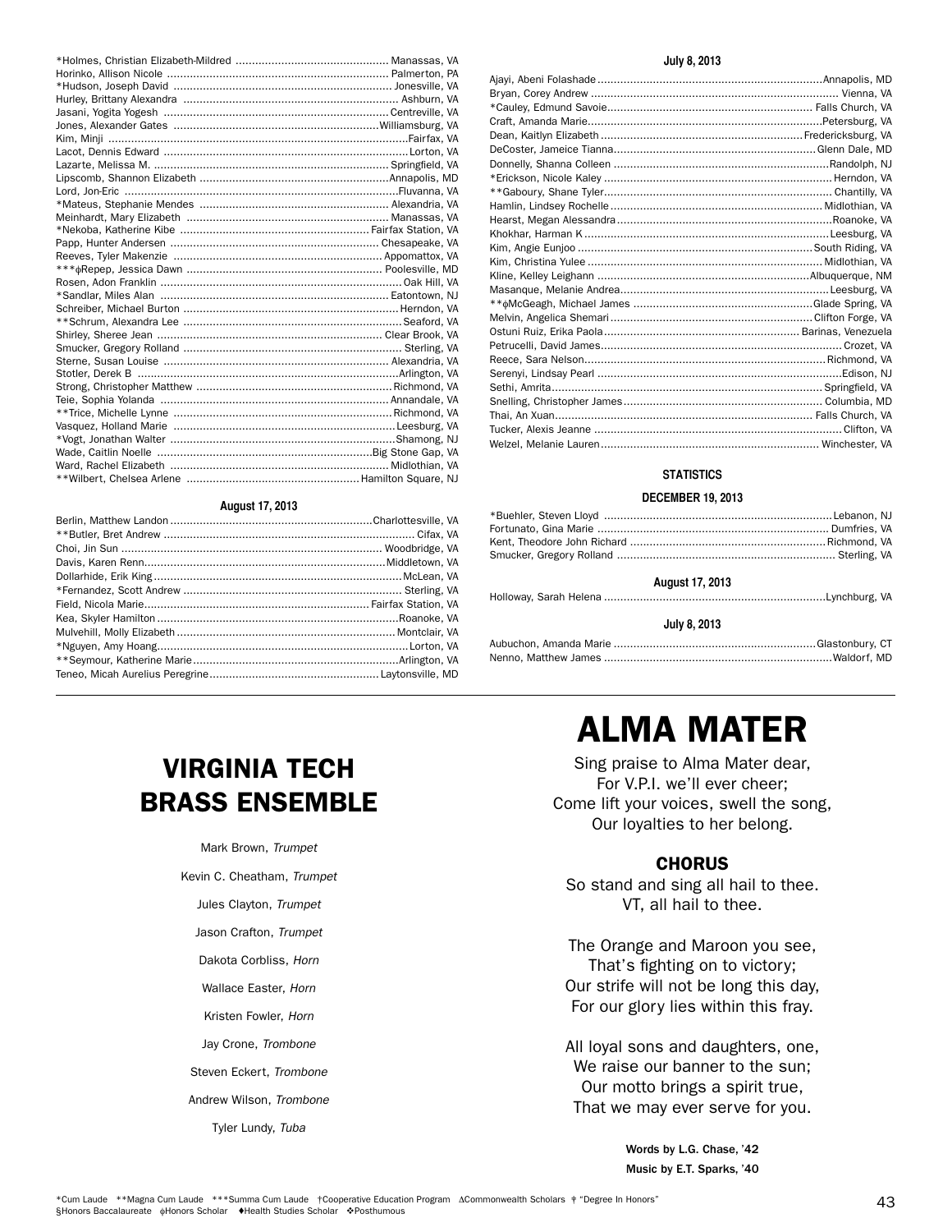*Holmes, Christian Elizabeth-Mildred .............................................. Manassas, VA
Horinko, Allison Nicole .................................................................. Palmerton, PA
*Hudson, Joseph David ................................................................. Jonesville, VA
Hurley, Brittany Alexandra ................................................................. Ashburn, VA
Jasani, Yogita Yogesh .................................................................... Centreville, VA
Jones, Alexander Gates ..............................................................Williamsburg, VA
Kim, Minji ..............................................................................................Fairfax, VA
Lacot, Dennis Edward ........................................................................... Lorton, VA
Lazarte, Melissa M. ........................................................................ Springfield, VA
Lipscomb, Shannon Elizabeth .........................................................Annapolis, MD
Lord, Jon-Eric ......................................................................................Fluvanna, VA
*Mateus, Stephanie Mendes ......................................................... Alexandria, VA
Meinhardt, Mary Elizabeth ............................................................. Manassas, VA
*Nekoba, Katherine Kibe ......................................................... Fairfax Station, VA
Papp, Hunter Andersen ............................................................... Chesapeake, VA
Reeves, Tyler Makenzie ............................................................... Appomattox, VA
***ɸRepep, Jessica Dawn ........................................................... Poolesville, MD
Rosen, Adon Franklin ........................................................................... Oak Hill, VA
*Sandlar, Miles Alan ..................................................................... Eatontown, NJ
Schreiber, Michael Burton ................................................................ Herndon, VA
**Schrum, Alexandra Lee .................................................................. Seaford, VA
Shirley, Sheree Jean .................................................................... Clear Brook, VA
Smucker, Gregory Rolland ................................................................... Sterling, VA
Sterne, Susan Louise .................................................................... Alexandria, VA
Stotler, Derek B ................................................................................... Arlington, VA
Strong, Christopher Matthew ........................................................... Richmond, VA
Teie, Sophia Yolanda ...................................................................... Annandale, VA
**Trice, Michelle Lynne .................................................................. Richmond, VA
Vasquez, Holland Marie ..................................................................... Leesburg, VA
*Vogt, Jonathan Walter .................................................................... Shamong, NJ
Wade, Caitlin Noelle ..................................................................Big Stone Gap, VA
Ward, Rachel Elizabeth .................................................................... Midlothian, VA
**Wilbert, Chelsea Arlene ..................................................... Hamilton Square, NJ

#### August 17, 2013

Berlin, Matthew Landon .............................................................Charlottesville, VA
**Butler, Bret Andrew ............................................................................. Cifax, VA
Choi, Jin Sun ................................................................................ Woodbridge, VA
Davis, Karen Renn.......................................................................... Middletown, VA
Dollarhide, Erik King ........................................................................... McLean, VA
*Fernandez, Scott Andrew .................................................................. Sterling, VA
Field, Nicola Marie..................................................................... Fairfax Station, VA
Kea, Skyler Hamilton ......................................................................... Roanoke, VA
Mulvehill, Molly Elizabeth .................................................................. Montclair, VA
*Nguyen, Amy Hoang............................................................................ Lorton, VA
**Seymour, Katherine Marie.............................................................. Arlington, VA
Teneo, Micah Aurelius Peregrine.................................................... Laytonsville, MD

#### July 8, 2013

Ajayi, Abeni Folashade ..................................................................... Annapolis, MD
Bryan, Corey Andrew ............................................................................ Vienna, VA
*Cauley, Edmund Savoie............................................................... Falls Church, VA
Craft, Amanda Marie........................................................................ Petersburg, VA
Dean, Kaitlyn Elizabeth .............................................................. Fredericksburg, VA
DeCoster, Jameice Tianna............................................................... Glenn Dale, MD
Donnelly, Shanna Colleen .................................................................. Randolph, NJ
*Erickson, Nicole Kaley ...................................................................... Herndon, VA
**Gaboury, Shane Tyler....................................................................... Chantilly, VA
Hamlin, Lindsey Rochelle ................................................................. Midlothian, VA
Hearst, Megan Alessandra .................................................................. Roanoke, VA
Khokhar, Harman K ............................................................................. Leesburg, VA
Kim, Angie Eunjoo ........................................................................ South Riding, VA
Kim, Christina Yulee ........................................................................ Midlothian, VA
Kline, Kelley Leighann ................................................................. Albuquerque, NM
Masanque, Melanie Andrea................................................................. Leesburg, VA
**ɸMcGeagh, Michael James ......................................................... Glade Spring, VA
Melvin, Angelica Shemari .............................................................. Clifton Forge, VA
Ostuni Ruiz, Erika Paola ........................................................... Barinas, Venezuela
Petrucelli, David James........................................................................... Crozet, VA
Reece, Sara Nelson........................................................................... Richmond, VA
Serenyi, Lindsay Pearl ............................................................................ Edison, NJ
Sethi, Amrita................................................................................... Springfield, VA
Snelling, Christopher James............................................................. Columbia, MD
Thai, An Xuan............................................................................... Falls Church, VA
Tucker, Alexis Jeanne ............................................................................ Clifton, VA
Welzel, Melanie Lauren.................................................................... Winchester, VA

### STATISTICS

#### DECEMBER 19, 2013

*Buehler, Steven Lloyd ...................................................................... Lebanon, NJ
Fortunato, Gina Marie ....................................................................... Dumfries, VA
Kent, Theodore John Richard ............................................................ Richmond, VA
Smucker, Gregory Rolland ................................................................... Sterling, VA

#### August 17, 2013

Holloway, Sarah Helena .................................................................... Lynchburg, VA

#### July 8, 2013

Aubuchon, Amanda Marie .............................................................. Glastonbury, CT
Nenno, Matthew James ...................................................................... Waldorf, MD

## VIRGINIA TECH BRASS ENSEMBLE

Mark Brown, *Trumpet*

Kevin C. Cheatham, *Trumpet*

Jules Clayton, *Trumpet*

Jason Crafton, *Trumpet*

Dakota Corbliss, *Horn*

Wallace Easter, *Horn*

Kristen Fowler, *Horn*

Jay Crone, *Trombone*

Steven Eckert, *Trombone*

Andrew Wilson, *Trombone*

Tyler Lundy, *Tuba*

# ALMA MATER

Sing praise to Alma Mater dear,
For V.P.I. we'll ever cheer;
Come lift your voices, swell the song,
Our loyalties to her belong.

### CHORUS

So stand and sing all hail to thee.
VT, all hail to thee.

The Orange and Maroon you see,
That's fighting on to victory;
Our strife will not be long this day,
For our glory lies within this fray.

All loyal sons and daughters, one,
We raise our banner to the sun;
Our motto brings a spirit true,
That we may ever serve for you.

**Words by L.G. Chase, '42**
**Music by E.T. Sparks, '40**

*Cum Laude **Magna Cum Laude ***Summa Cum Laude †Cooperative Education Program ∆Commonwealth Scholars ☨ "Degree In Honors" §Honors Baccalaureate ɸHonors Scholar ♦Health Studies Scholar ❖Posthumous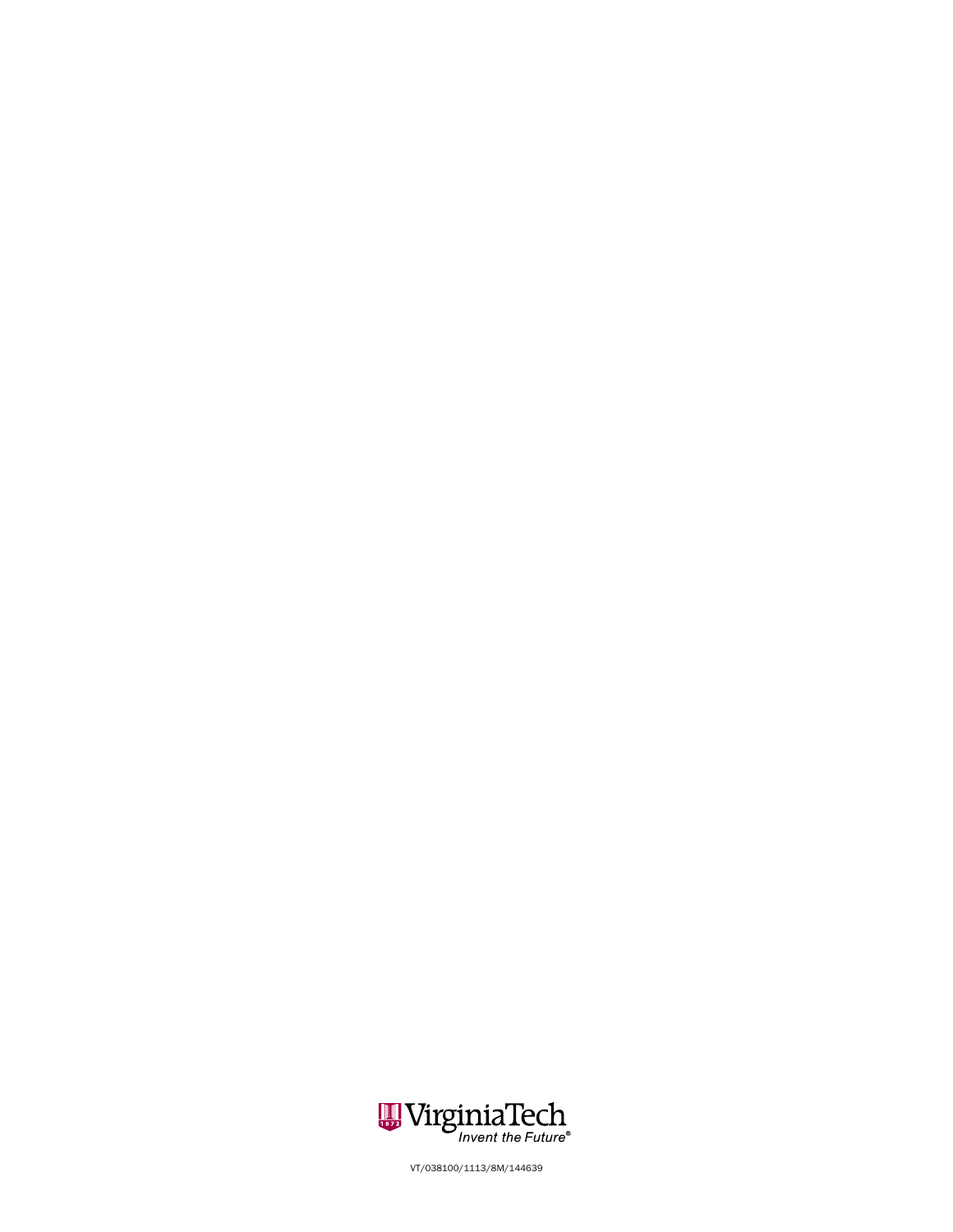VirginiaTech

*Invent the Future®*

VT/038100/1113/8M/144639